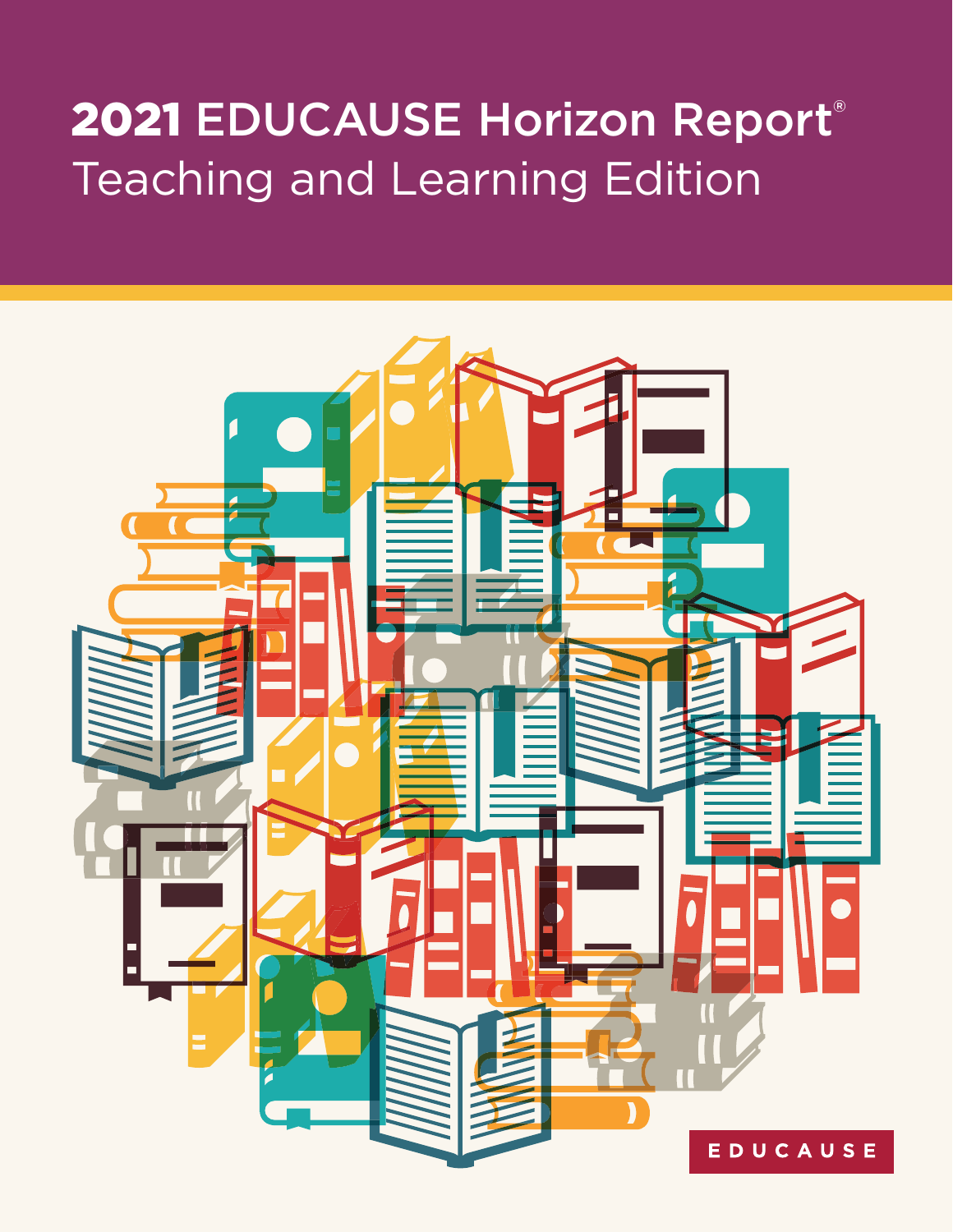# 2021 EDUCAUSE Horizon Report®

## Teaching and Learning Edition

EDUCAUSE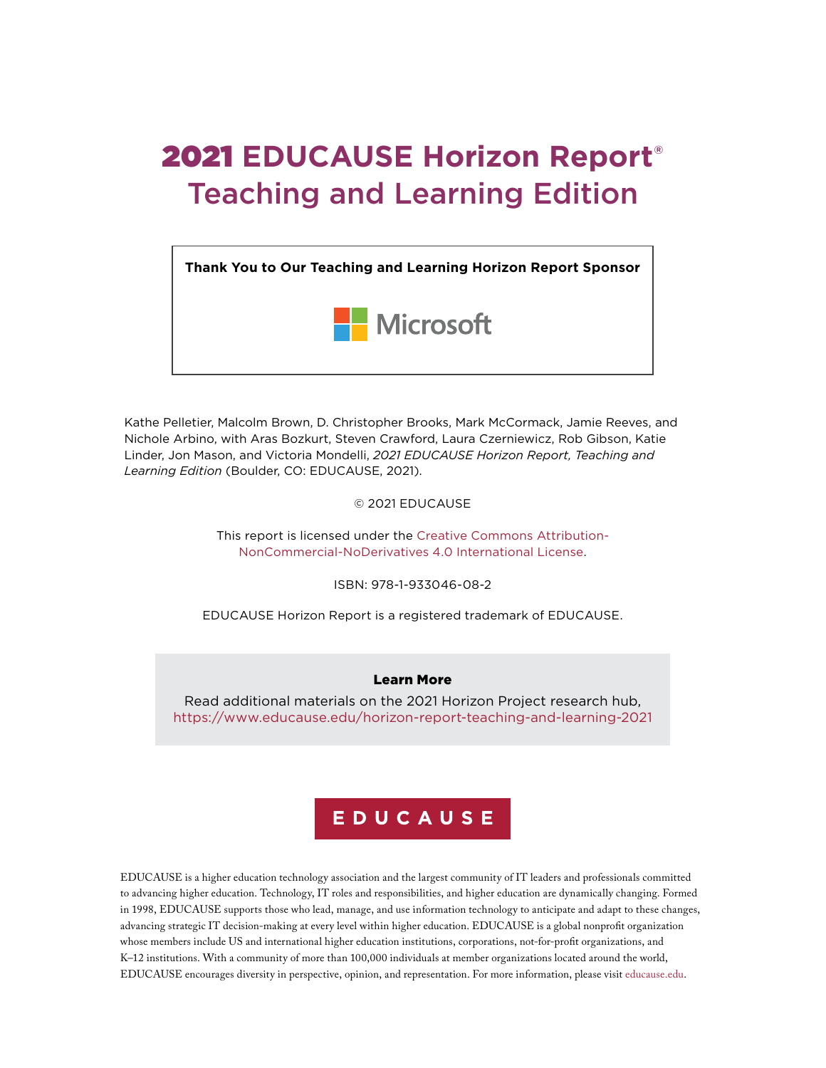# 2021 EDUCAUSE Horizon Report®
# Teaching and Learning Edition

**Thank You to Our Teaching and Learning Horizon Report Sponsor**

Microsoft

Kathe Pelletier, Malcolm Brown, D. Christopher Brooks, Mark McCormack, Jamie Reeves, and Nichole Arbino, with Aras Bozkurt, Steven Crawford, Laura Czerniewicz, Rob Gibson, Katie Linder, Jon Mason, and Victoria Mondelli, *2021 EDUCAUSE Horizon Report, Teaching and Learning Edition* (Boulder, CO: EDUCAUSE, 2021).

© 2021 EDUCAUSE

This report is licensed under the Creative Commons Attribution-NonCommercial-NoDerivatives 4.0 International License.

ISBN: 978-1-933046-08-2

EDUCAUSE Horizon Report is a registered trademark of EDUCAUSE.

**Learn More**

Read additional materials on the 2021 Horizon Project research hub, https://www.educause.edu/horizon-report-teaching-and-learning-2021

EDUCAUSE

EDUCAUSE is a higher education technology association and the largest community of IT leaders and professionals committed to advancing higher education. Technology, IT roles and responsibilities, and higher education are dynamically changing. Formed in 1998, EDUCAUSE supports those who lead, manage, and use information technology to anticipate and adapt to these changes, advancing strategic IT decision-making at every level within higher education. EDUCAUSE is a global nonprofit organization whose members include US and international higher education institutions, corporations, not-for-profit organizations, and K–12 institutions. With a community of more than 100,000 individuals at member organizations located around the world, EDUCAUSE encourages diversity in perspective, opinion, and representation. For more information, please visit educause.edu.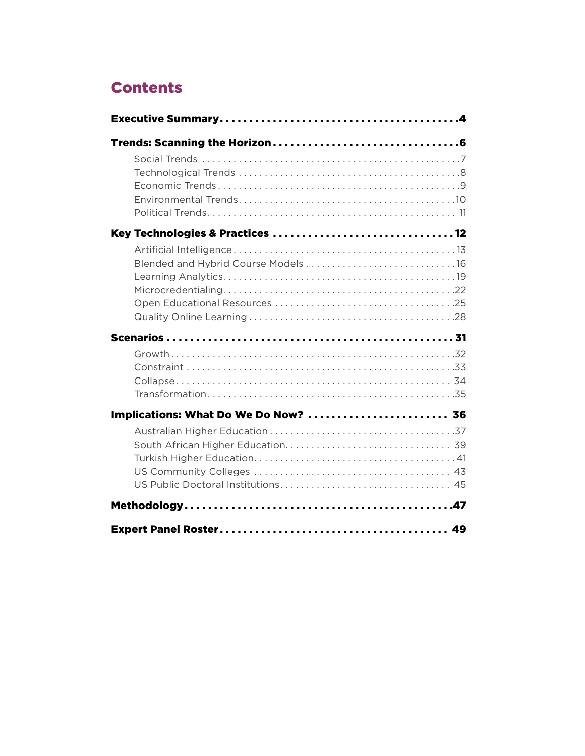# Contents

**Executive Summary** . . . . . . . . . . . . . . . . . . . . . . . . . . . . . . . . . . . . . . . . 4

**Trends: Scanning the Horizon** . . . . . . . . . . . . . . . . . . . . . . . . . . . . . . . . 6

- Social Trends . . . . . . . . . . . . . . . . . . . . . . . . . . . . . . . . . . . . . . . . . . . . . . . 7
- Technological Trends . . . . . . . . . . . . . . . . . . . . . . . . . . . . . . . . . . . . . . . . . 8
- Economic Trends . . . . . . . . . . . . . . . . . . . . . . . . . . . . . . . . . . . . . . . . . . . . 9
- Environmental Trends . . . . . . . . . . . . . . . . . . . . . . . . . . . . . . . . . . . . . . . . 10
- Political Trends . . . . . . . . . . . . . . . . . . . . . . . . . . . . . . . . . . . . . . . . . . . . . 11

**Key Technologies & Practices** . . . . . . . . . . . . . . . . . . . . . . . . . . . . . . . . 12

- Artificial Intelligence . . . . . . . . . . . . . . . . . . . . . . . . . . . . . . . . . . . . . . . . . 13
- Blended and Hybrid Course Models . . . . . . . . . . . . . . . . . . . . . . . . . . . . . 16
- Learning Analytics . . . . . . . . . . . . . . . . . . . . . . . . . . . . . . . . . . . . . . . . . . . 19
- Microcredentialing . . . . . . . . . . . . . . . . . . . . . . . . . . . . . . . . . . . . . . . . . . . 22
- Open Educational Resources . . . . . . . . . . . . . . . . . . . . . . . . . . . . . . . . . . 25
- Quality Online Learning . . . . . . . . . . . . . . . . . . . . . . . . . . . . . . . . . . . . . . 28

**Scenarios** . . . . . . . . . . . . . . . . . . . . . . . . . . . . . . . . . . . . . . . . . . . . . . . . . 31

- Growth . . . . . . . . . . . . . . . . . . . . . . . . . . . . . . . . . . . . . . . . . . . . . . . . . . . . 32
- Constraint . . . . . . . . . . . . . . . . . . . . . . . . . . . . . . . . . . . . . . . . . . . . . . . . . 33
- Collapse . . . . . . . . . . . . . . . . . . . . . . . . . . . . . . . . . . . . . . . . . . . . . . . . . . . 34
- Transformation . . . . . . . . . . . . . . . . . . . . . . . . . . . . . . . . . . . . . . . . . . . . . . 35

**Implications: What Do We Do Now?** . . . . . . . . . . . . . . . . . . . . . . . . . 36

- Australian Higher Education . . . . . . . . . . . . . . . . . . . . . . . . . . . . . . . . . . . 37
- South African Higher Education . . . . . . . . . . . . . . . . . . . . . . . . . . . . . . . 39
- Turkish Higher Education . . . . . . . . . . . . . . . . . . . . . . . . . . . . . . . . . . . . . 41
- US Community Colleges . . . . . . . . . . . . . . . . . . . . . . . . . . . . . . . . . . . . . 43
- US Public Doctoral Institutions . . . . . . . . . . . . . . . . . . . . . . . . . . . . . . . 45

**Methodology** . . . . . . . . . . . . . . . . . . . . . . . . . . . . . . . . . . . . . . . . . . . . . . 47

**Expert Panel Roster** . . . . . . . . . . . . . . . . . . . . . . . . . . . . . . . . . . . . . . . 49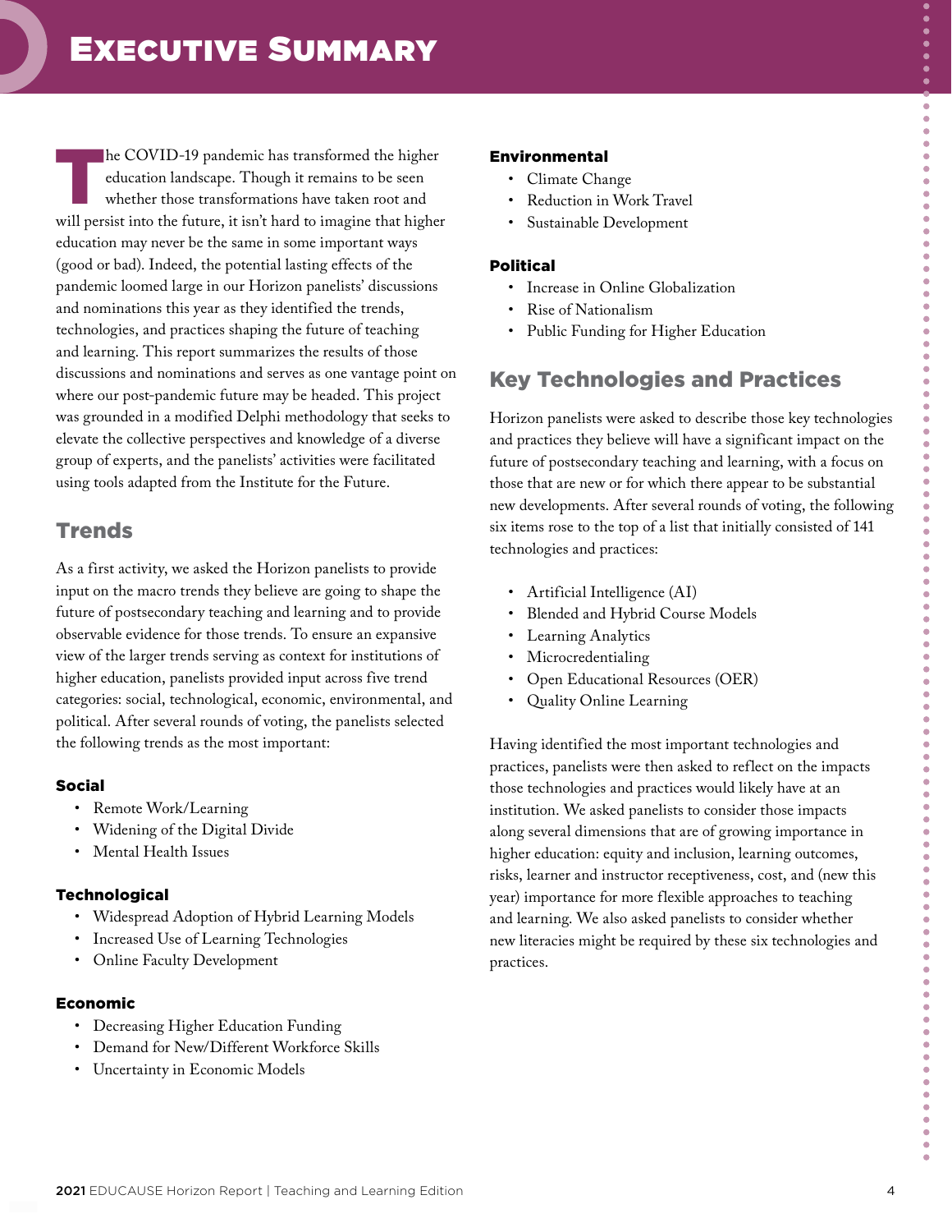# Executive Summary

The COVID-19 pandemic has transformed the higher education landscape. Though it remains to be seen whether those transformations have taken root and will persist into the future, it isn't hard to imagine that higher education may never be the same in some important ways (good or bad). Indeed, the potential lasting effects of the pandemic loomed large in our Horizon panelists' discussions and nominations this year as they identified the trends, technologies, and practices shaping the future of teaching and learning. This report summarizes the results of those discussions and nominations and serves as one vantage point on where our post-pandemic future may be headed. This project was grounded in a modified Delphi methodology that seeks to elevate the collective perspectives and knowledge of a diverse group of experts, and the panelists' activities were facilitated using tools adapted from the Institute for the Future.

## Trends

As a first activity, we asked the Horizon panelists to provide input on the macro trends they believe are going to shape the future of postsecondary teaching and learning and to provide observable evidence for those trends. To ensure an expansive view of the larger trends serving as context for institutions of higher education, panelists provided input across five trend categories: social, technological, economic, environmental, and political. After several rounds of voting, the panelists selected the following trends as the most important:

### Social

- Remote Work/Learning
- Widening of the Digital Divide
- Mental Health Issues

### Technological

- Widespread Adoption of Hybrid Learning Models
- Increased Use of Learning Technologies
- Online Faculty Development

### Economic

- Decreasing Higher Education Funding
- Demand for New/Different Workforce Skills
- Uncertainty in Economic Models

### Environmental

- Climate Change
- Reduction in Work Travel
- Sustainable Development

### Political

- Increase in Online Globalization
- Rise of Nationalism
- Public Funding for Higher Education

## Key Technologies and Practices

Horizon panelists were asked to describe those key technologies and practices they believe will have a significant impact on the future of postsecondary teaching and learning, with a focus on those that are new or for which there appear to be substantial new developments. After several rounds of voting, the following six items rose to the top of a list that initially consisted of 141 technologies and practices:

- Artificial Intelligence (AI)
- Blended and Hybrid Course Models
- Learning Analytics
- Microcredentialing
- Open Educational Resources (OER)
- Quality Online Learning

Having identified the most important technologies and practices, panelists were then asked to reflect on the impacts those technologies and practices would likely have at an institution. We asked panelists to consider those impacts along several dimensions that are of growing importance in higher education: equity and inclusion, learning outcomes, risks, learner and instructor receptiveness, cost, and (new this year) importance for more flexible approaches to teaching and learning. We also asked panelists to consider whether new literacies might be required by these six technologies and practices.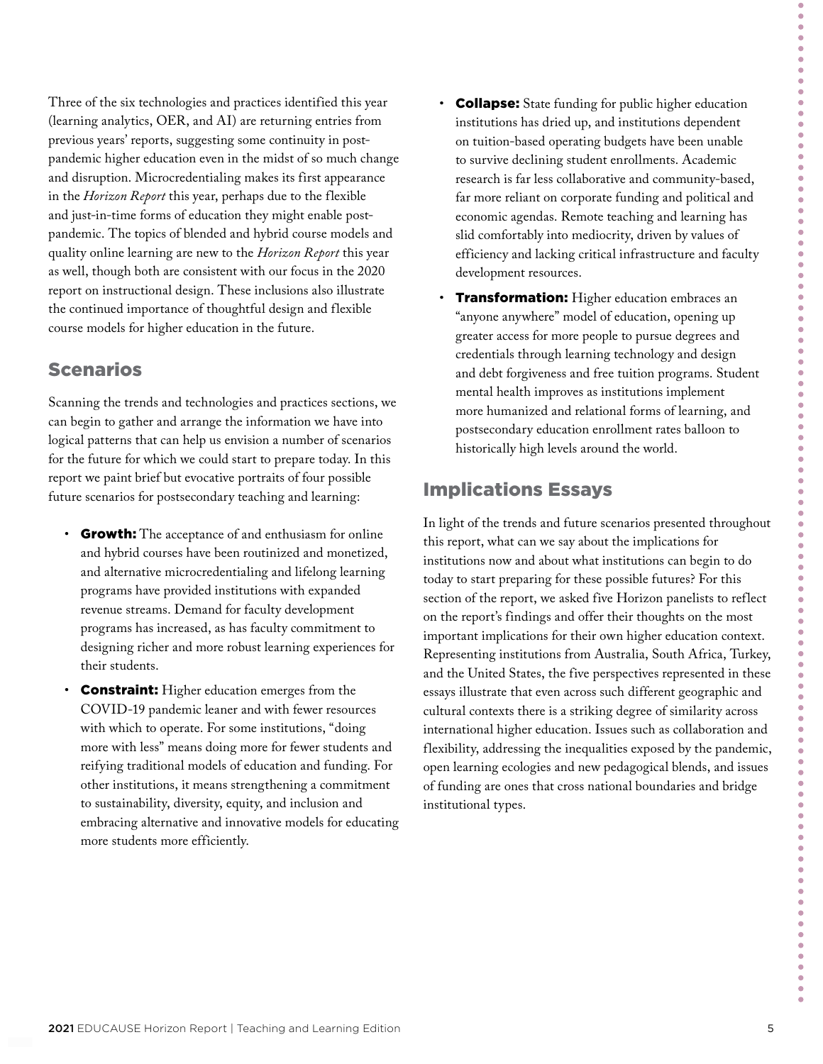Three of the six technologies and practices identified this year (learning analytics, OER, and AI) are returning entries from previous years' reports, suggesting some continuity in post-pandemic higher education even in the midst of so much change and disruption. Microcredentialing makes its first appearance in the *Horizon Report* this year, perhaps due to the flexible and just-in-time forms of education they might enable post-pandemic. The topics of blended and hybrid course models and quality online learning are new to the *Horizon Report* this year as well, though both are consistent with our focus in the 2020 report on instructional design. These inclusions also illustrate the continued importance of thoughtful design and flexible course models for higher education in the future.

## Scenarios

Scanning the trends and technologies and practices sections, we can begin to gather and arrange the information we have into logical patterns that can help us envision a number of scenarios for the future for which we could start to prepare today. In this report we paint brief but evocative portraits of four possible future scenarios for postsecondary teaching and learning:

- **Growth:** The acceptance of and enthusiasm for online and hybrid courses have been routinized and monetized, and alternative microcredentialing and lifelong learning programs have provided institutions with expanded revenue streams. Demand for faculty development programs has increased, as has faculty commitment to designing richer and more robust learning experiences for their students.
- **Constraint:** Higher education emerges from the COVID-19 pandemic leaner and with fewer resources with which to operate. For some institutions, "doing more with less" means doing more for fewer students and reifying traditional models of education and funding. For other institutions, it means strengthening a commitment to sustainability, diversity, equity, and inclusion and embracing alternative and innovative models for educating more students more efficiently.
- **Collapse:** State funding for public higher education institutions has dried up, and institutions dependent on tuition-based operating budgets have been unable to survive declining student enrollments. Academic research is far less collaborative and community-based, far more reliant on corporate funding and political and economic agendas. Remote teaching and learning has slid comfortably into mediocrity, driven by values of efficiency and lacking critical infrastructure and faculty development resources.
- **Transformation:** Higher education embraces an "anyone anywhere" model of education, opening up greater access for more people to pursue degrees and credentials through learning technology and design and debt forgiveness and free tuition programs. Student mental health improves as institutions implement more humanized and relational forms of learning, and postsecondary education enrollment rates balloon to historically high levels around the world.

## Implications Essays

In light of the trends and future scenarios presented throughout this report, what can we say about the implications for institutions now and about what institutions can begin to do today to start preparing for these possible futures? For this section of the report, we asked five Horizon panelists to reflect on the report's findings and offer their thoughts on the most important implications for their own higher education context. Representing institutions from Australia, South Africa, Turkey, and the United States, the five perspectives represented in these essays illustrate that even across such different geographic and cultural contexts there is a striking degree of similarity across international higher education. Issues such as collaboration and flexibility, addressing the inequalities exposed by the pandemic, open learning ecologies and new pedagogical blends, and issues of funding are ones that cross national boundaries and bridge institutional types.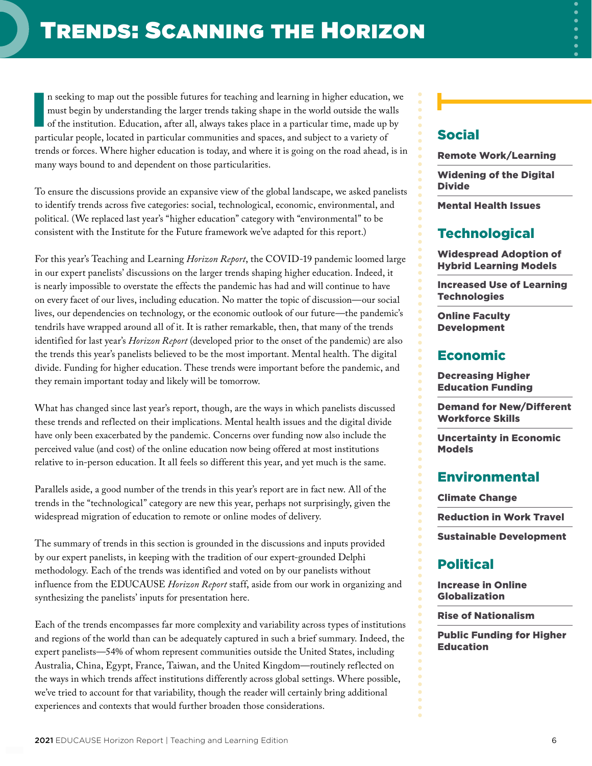# Trends: Scanning the Horizon

In seeking to map out the possible futures for teaching and learning in higher education, we must begin by understanding the larger trends taking shape in the world outside the walls of the institution. Education, after all, always takes place in a particular time, made up by particular people, located in particular communities and spaces, and subject to a variety of trends or forces. Where higher education is today, and where it is going on the road ahead, is in many ways bound to and dependent on those particularities.

To ensure the discussions provide an expansive view of the global landscape, we asked panelists to identify trends across five categories: social, technological, economic, environmental, and political. (We replaced last year's "higher education" category with "environmental" to be consistent with the Institute for the Future framework we've adapted for this report.)

For this year's Teaching and Learning *Horizon Report*, the COVID-19 pandemic loomed large in our expert panelists' discussions on the larger trends shaping higher education. Indeed, it is nearly impossible to overstate the effects the pandemic has had and will continue to have on every facet of our lives, including education. No matter the topic of discussion—our social lives, our dependencies on technology, or the economic outlook of our future—the pandemic's tendrils have wrapped around all of it. It is rather remarkable, then, that many of the trends identified for last year's *Horizon Report* (developed prior to the onset of the pandemic) are also the trends this year's panelists believed to be the most important. Mental health. The digital divide. Funding for higher education. These trends were important before the pandemic, and they remain important today and likely will be tomorrow.

What has changed since last year's report, though, are the ways in which panelists discussed these trends and reflected on their implications. Mental health issues and the digital divide have only been exacerbated by the pandemic. Concerns over funding now also include the perceived value (and cost) of the online education now being offered at most institutions relative to in-person education. It all feels so different this year, and yet much is the same.

Parallels aside, a good number of the trends in this year's report are in fact new. All of the trends in the "technological" category are new this year, perhaps not surprisingly, given the widespread migration of education to remote or online modes of delivery.

The summary of trends in this section is grounded in the discussions and inputs provided by our expert panelists, in keeping with the tradition of our expert-grounded Delphi methodology. Each of the trends was identified and voted on by our panelists without influence from the EDUCAUSE *Horizon Report* staff, aside from our work in organizing and synthesizing the panelists' inputs for presentation here.

Each of the trends encompasses far more complexity and variability across types of institutions and regions of the world than can be adequately captured in such a brief summary. Indeed, the expert panelists—54% of whom represent communities outside the United States, including Australia, China, Egypt, France, Taiwan, and the United Kingdom—routinely reflected on the ways in which trends affect institutions differently across global settings. Where possible, we've tried to account for that variability, though the reader will certainly bring additional experiences and contexts that would further broaden those considerations.

## Social

**Remote Work/Learning**

**Widening of the Digital Divide**

**Mental Health Issues**

## Technological

**Widespread Adoption of Hybrid Learning Models**

**Increased Use of Learning Technologies**

**Online Faculty Development**

## Economic

**Decreasing Higher Education Funding**

**Demand for New/Different Workforce Skills**

**Uncertainty in Economic Models**

## Environmental

**Climate Change**

**Reduction in Work Travel**

**Sustainable Development**

## Political

**Increase in Online Globalization**

**Rise of Nationalism**

**Public Funding for Higher Education**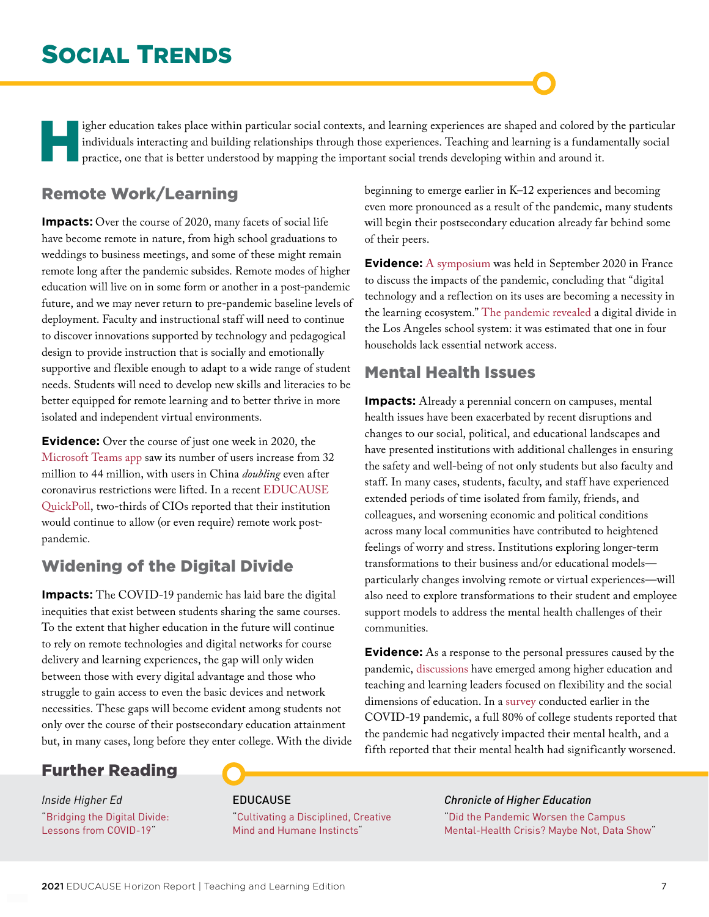# Social Trends

Higher education takes place within particular social contexts, and learning experiences are shaped and colored by the particular individuals interacting and building relationships through those experiences. Teaching and learning is a fundamentally social practice, one that is better understood by mapping the important social trends developing within and around it.

## Remote Work/Learning

**Impacts:** Over the course of 2020, many facets of social life have become remote in nature, from high school graduations to weddings to business meetings, and some of these might remain remote long after the pandemic subsides. Remote modes of higher education will live on in some form or another in a post-pandemic future, and we may never return to pre-pandemic baseline levels of deployment. Faculty and instructional staff will need to continue to discover innovations supported by technology and pedagogical design to provide instruction that is socially and emotionally supportive and flexible enough to adapt to a wide range of student needs. Students will need to develop new skills and literacies to be better equipped for remote learning and to better thrive in more isolated and independent virtual environments.

**Evidence:** Over the course of just one week in 2020, the Microsoft Teams app saw its number of users increase from 32 million to 44 million, with users in China *doubling* even after coronavirus restrictions were lifted. In a recent EDUCAUSE QuickPoll, two-thirds of CIOs reported that their institution would continue to allow (or even require) remote work post-pandemic.

## Widening of the Digital Divide

**Impacts:** The COVID-19 pandemic has laid bare the digital inequities that exist between students sharing the same courses. To the extent that higher education in the future will continue to rely on remote technologies and digital networks for course delivery and learning experiences, the gap will only widen between those with every digital advantage and those who struggle to gain access to even the basic devices and network necessities. These gaps will become evident among students not only over the course of their postsecondary education attainment but, in many cases, long before they enter college. With the divide beginning to emerge earlier in K–12 experiences and becoming even more pronounced as a result of the pandemic, many students will begin their postsecondary education already far behind some of their peers.

**Evidence:** A symposium was held in September 2020 in France to discuss the impacts of the pandemic, concluding that "digital technology and a reflection on its uses are becoming a necessity in the learning ecosystem." The pandemic revealed a digital divide in the Los Angeles school system: it was estimated that one in four households lack essential network access.

## Mental Health Issues

**Impacts:** Already a perennial concern on campuses, mental health issues have been exacerbated by recent disruptions and changes to our social, political, and educational landscapes and have presented institutions with additional challenges in ensuring the safety and well-being of not only students but also faculty and staff. In many cases, students, faculty, and staff have experienced extended periods of time isolated from family, friends, and colleagues, and worsening economic and political conditions across many local communities have contributed to heightened feelings of worry and stress. Institutions exploring longer-term transformations to their business and/or educational models—particularly changes involving remote or virtual experiences—will also need to explore transformations to their student and employee support models to address the mental health challenges of their communities.

**Evidence:** As a response to the personal pressures caused by the pandemic, discussions have emerged among higher education and teaching and learning leaders focused on flexibility and the social dimensions of education. In a survey conducted earlier in the COVID-19 pandemic, a full 80% of college students reported that the pandemic had negatively impacted their mental health, and a fifth reported that their mental health had significantly worsened.

## Further Reading

*Inside Higher Ed*
"Bridging the Digital Divide: Lessons from COVID-19"

EDUCAUSE
"Cultivating a Disciplined, Creative Mind and Humane Instincts"

*Chronicle of Higher Education*
"Did the Pandemic Worsen the Campus Mental-Health Crisis? Maybe Not, Data Show"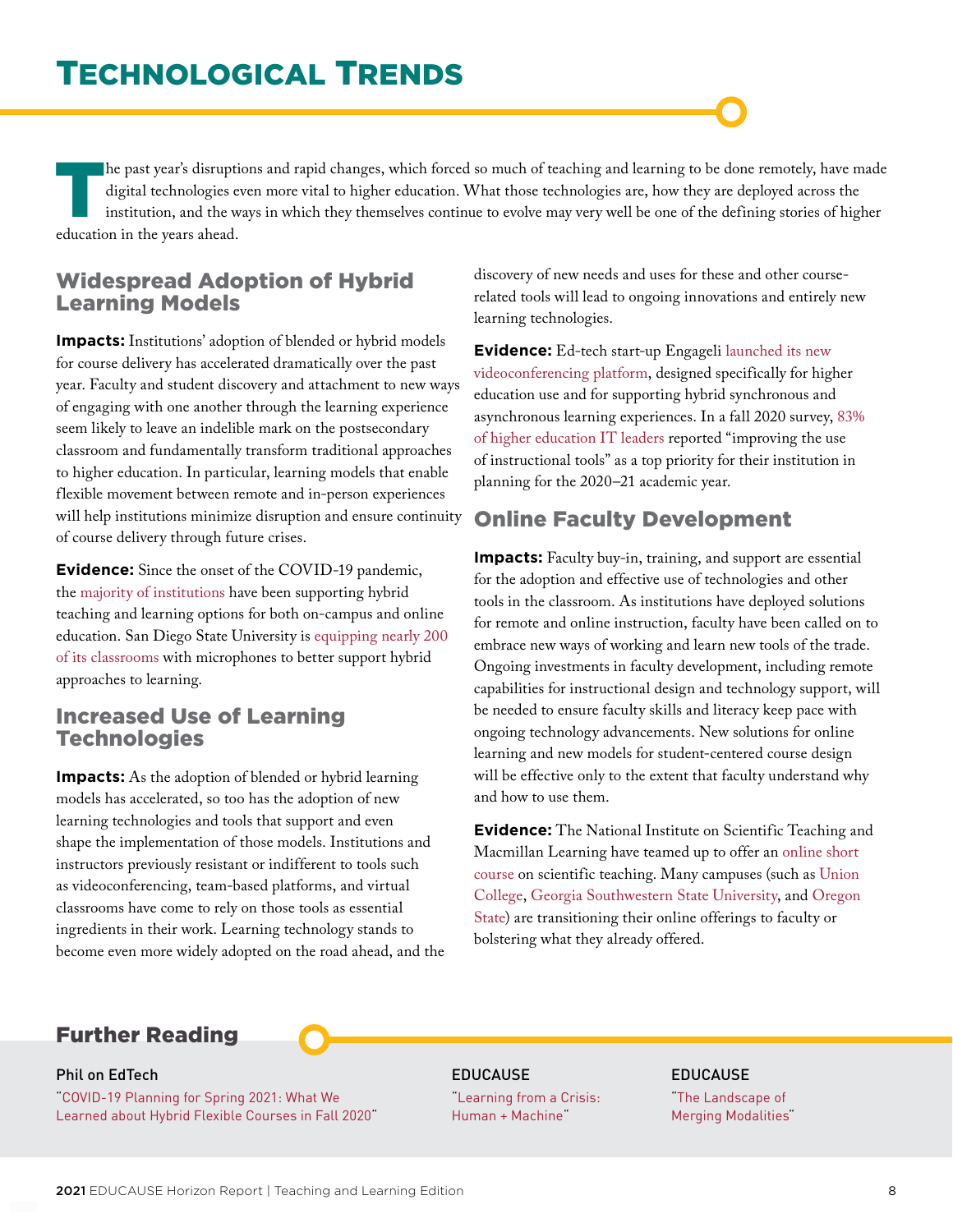# Technological Trends

The past year's disruptions and rapid changes, which forced so much of teaching and learning to be done remotely, have made digital technologies even more vital to higher education. What those technologies are, how they are deployed across the institution, and the ways in which they themselves continue to evolve may very well be one of the defining stories of higher education in the years ahead.

## Widespread Adoption of Hybrid Learning Models

**Impacts:** Institutions' adoption of blended or hybrid models for course delivery has accelerated dramatically over the past year. Faculty and student discovery and attachment to new ways of engaging with one another through the learning experience seem likely to leave an indelible mark on the postsecondary classroom and fundamentally transform traditional approaches to higher education. In particular, learning models that enable flexible movement between remote and in-person experiences will help institutions minimize disruption and ensure continuity of course delivery through future crises.

**Evidence:** Since the onset of the COVID-19 pandemic, the majority of institutions have been supporting hybrid teaching and learning options for both on-campus and online education. San Diego State University is equipping nearly 200 of its classrooms with microphones to better support hybrid approaches to learning.

## Increased Use of Learning Technologies

**Impacts:** As the adoption of blended or hybrid learning models has accelerated, so too has the adoption of new learning technologies and tools that support and even shape the implementation of those models. Institutions and instructors previously resistant or indifferent to tools such as videoconferencing, team-based platforms, and virtual classrooms have come to rely on those tools as essential ingredients in their work. Learning technology stands to become even more widely adopted on the road ahead, and the discovery of new needs and uses for these and other course-related tools will lead to ongoing innovations and entirely new learning technologies.

**Evidence:** Ed-tech start-up Engageli launched its new videoconferencing platform, designed specifically for higher education use and for supporting hybrid synchronous and asynchronous learning experiences. In a fall 2020 survey, 83% of higher education IT leaders reported "improving the use of instructional tools" as a top priority for their institution in planning for the 2020–21 academic year.

## Online Faculty Development

**Impacts:** Faculty buy-in, training, and support are essential for the adoption and effective use of technologies and other tools in the classroom. As institutions have deployed solutions for remote and online instruction, faculty have been called on to embrace new ways of working and learn new tools of the trade. Ongoing investments in faculty development, including remote capabilities for instructional design and technology support, will be needed to ensure faculty skills and literacy keep pace with ongoing technology advancements. New solutions for online learning and new models for student-centered course design will be effective only to the extent that faculty understand why and how to use them.

**Evidence:** The National Institute on Scientific Teaching and Macmillan Learning have teamed up to offer an online short course on scientific teaching. Many campuses (such as Union College, Georgia Southwestern State University, and Oregon State) are transitioning their online offerings to faculty or bolstering what they already offered.

## Further Reading

**Phil on EdTech**
"COVID-19 Planning for Spring 2021: What We Learned about Hybrid Flexible Courses in Fall 2020"

**EDUCAUSE**
"Learning from a Crisis: Human + Machine"

**EDUCAUSE**
"The Landscape of Merging Modalities"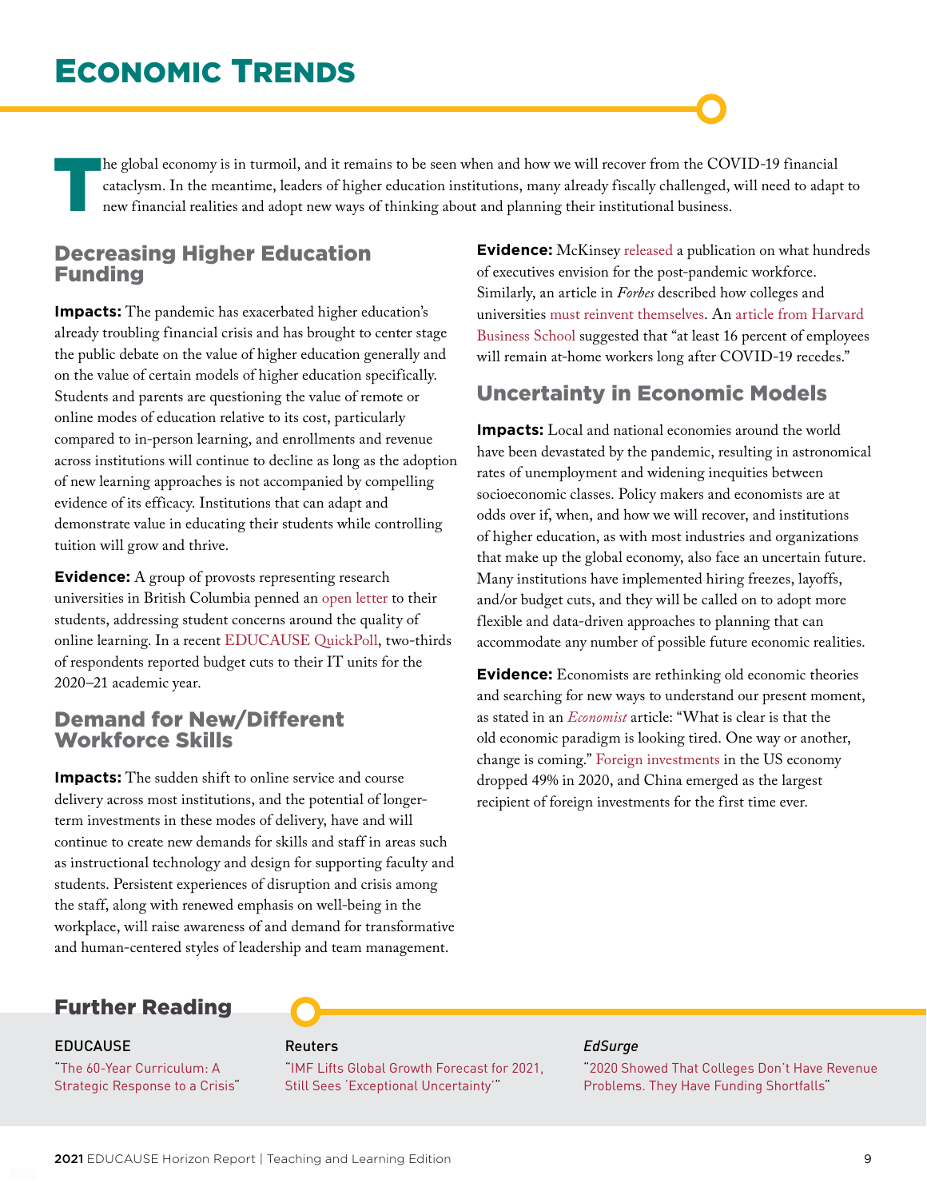# Economic Trends

The global economy is in turmoil, and it remains to be seen when and how we will recover from the COVID-19 financial cataclysm. In the meantime, leaders of higher education institutions, many already fiscally challenged, will need to adapt to new financial realities and adopt new ways of thinking about and planning their institutional business.

## Decreasing Higher Education Funding

**Impacts:** The pandemic has exacerbated higher education's already troubling financial crisis and has brought to center stage the public debate on the value of higher education generally and on the value of certain models of higher education specifically. Students and parents are questioning the value of remote or online modes of education relative to its cost, particularly compared to in-person learning, and enrollments and revenue across institutions will continue to decline as long as the adoption of new learning approaches is not accompanied by compelling evidence of its efficacy. Institutions that can adapt and demonstrate value in educating their students while controlling tuition will grow and thrive.

**Evidence:** A group of provosts representing research universities in British Columbia penned an open letter to their students, addressing student concerns around the quality of online learning. In a recent EDUCAUSE QuickPoll, two-thirds of respondents reported budget cuts to their IT units for the 2020–21 academic year.

## Demand for New/Different Workforce Skills

**Impacts:** The sudden shift to online service and course delivery across most institutions, and the potential of longer-term investments in these modes of delivery, have and will continue to create new demands for skills and staff in areas such as instructional technology and design for supporting faculty and students. Persistent experiences of disruption and crisis among the staff, along with renewed emphasis on well-being in the workplace, will raise awareness of and demand for transformative and human-centered styles of leadership and team management.

**Evidence:** McKinsey released a publication on what hundreds of executives envision for the post-pandemic workforce. Similarly, an article in *Forbes* described how colleges and universities must reinvent themselves. An article from Harvard Business School suggested that "at least 16 percent of employees will remain at-home workers long after COVID-19 recedes."

## Uncertainty in Economic Models

**Impacts:** Local and national economies around the world have been devastated by the pandemic, resulting in astronomical rates of unemployment and widening inequities between socioeconomic classes. Policy makers and economists are at odds over if, when, and how we will recover, and institutions of higher education, as with most industries and organizations that make up the global economy, also face an uncertain future. Many institutions have implemented hiring freezes, layoffs, and/or budget cuts, and they will be called on to adopt more flexible and data-driven approaches to planning that can accommodate any number of possible future economic realities.

**Evidence:** Economists are rethinking old economic theories and searching for new ways to understand our present moment, as stated in an *Economist* article: "What is clear is that the old economic paradigm is looking tired. One way or another, change is coming." Foreign investments in the US economy dropped 49% in 2020, and China emerged as the largest recipient of foreign investments for the first time ever.

## Further Reading

**EDUCAUSE**
"The 60-Year Curriculum: A Strategic Response to a Crisis"

**Reuters**
"IMF Lifts Global Growth Forecast for 2021, Still Sees 'Exceptional Uncertainty'"

***EdSurge***
"2020 Showed That Colleges Don't Have Revenue Problems. They Have Funding Shortfalls"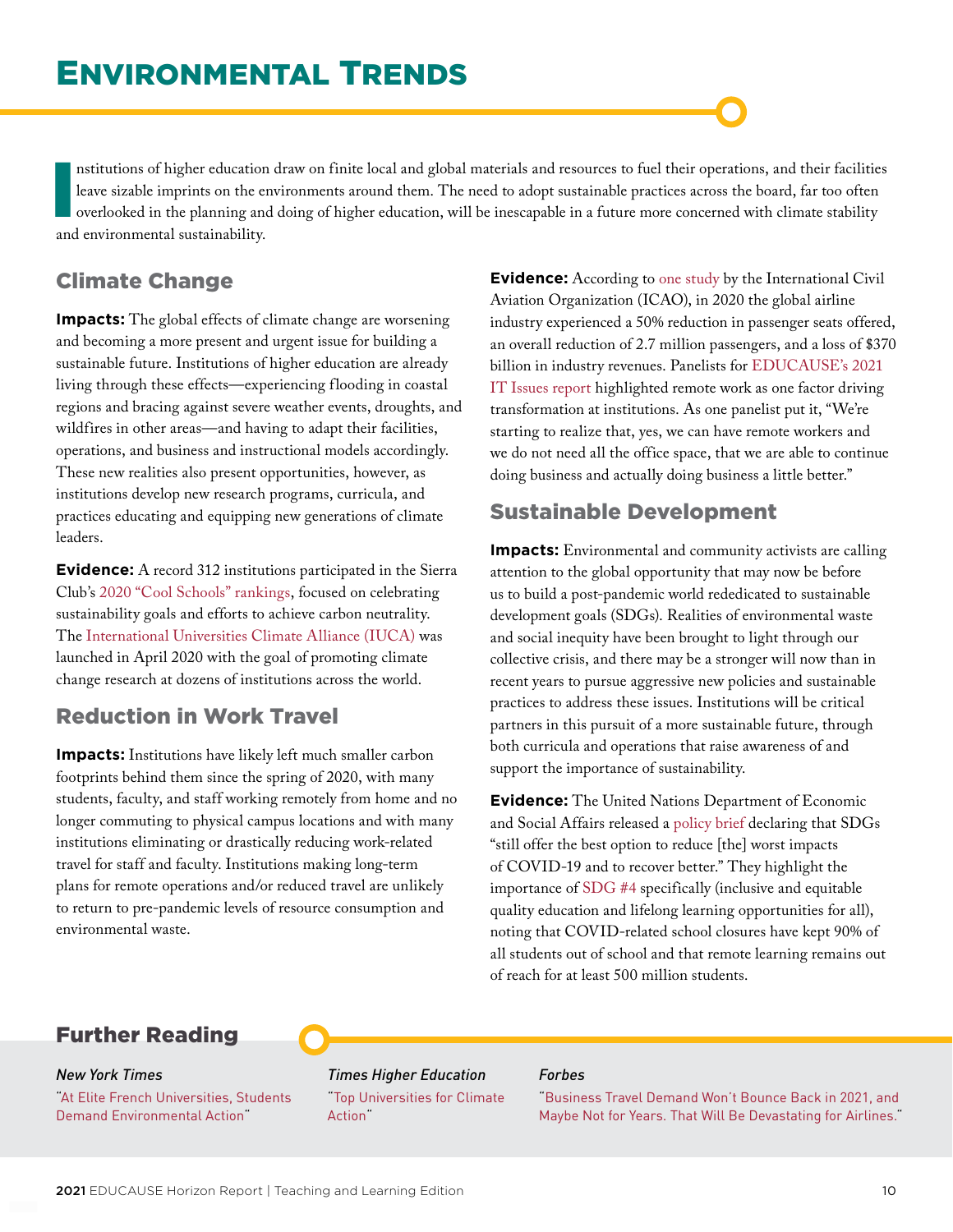# Environmental Trends

Institutions of higher education draw on finite local and global materials and resources to fuel their operations, and their facilities leave sizable imprints on the environments around them. The need to adopt sustainable practices across the board, far too often overlooked in the planning and doing of higher education, will be inescapable in a future more concerned with climate stability and environmental sustainability.

## Climate Change

**Impacts:** The global effects of climate change are worsening and becoming a more present and urgent issue for building a sustainable future. Institutions of higher education are already living through these effects—experiencing flooding in coastal regions and bracing against severe weather events, droughts, and wildfires in other areas—and having to adapt their facilities, operations, and business and instructional models accordingly. These new realities also present opportunities, however, as institutions develop new research programs, curricula, and practices educating and equipping new generations of climate leaders.

**Evidence:** A record 312 institutions participated in the Sierra Club's 2020 "Cool Schools" rankings, focused on celebrating sustainability goals and efforts to achieve carbon neutrality. The International Universities Climate Alliance (IUCA) was launched in April 2020 with the goal of promoting climate change research at dozens of institutions across the world.

## Reduction in Work Travel

**Impacts:** Institutions have likely left much smaller carbon footprints behind them since the spring of 2020, with many students, faculty, and staff working remotely from home and no longer commuting to physical campus locations and with many institutions eliminating or drastically reducing work-related travel for staff and faculty. Institutions making long-term plans for remote operations and/or reduced travel are unlikely to return to pre-pandemic levels of resource consumption and environmental waste.

**Evidence:** According to one study by the International Civil Aviation Organization (ICAO), in 2020 the global airline industry experienced a 50% reduction in passenger seats offered, an overall reduction of 2.7 million passengers, and a loss of $370 billion in industry revenues. Panelists for EDUCAUSE's 2021 IT Issues report highlighted remote work as one factor driving transformation at institutions. As one panelist put it, "We're starting to realize that, yes, we can have remote workers and we do not need all the office space, that we are able to continue doing business and actually doing business a little better."

## Sustainable Development

**Impacts:** Environmental and community activists are calling attention to the global opportunity that may now be before us to build a post-pandemic world rededicated to sustainable development goals (SDGs). Realities of environmental waste and social inequity have been brought to light through our collective crisis, and there may be a stronger will now than in recent years to pursue aggressive new policies and sustainable practices to address these issues. Institutions will be critical partners in this pursuit of a more sustainable future, through both curricula and operations that raise awareness of and support the importance of sustainability.

**Evidence:** The United Nations Department of Economic and Social Affairs released a policy brief declaring that SDGs "still offer the best option to reduce [the] worst impacts of COVID-19 and to recover better." They highlight the importance of SDG #4 specifically (inclusive and equitable quality education and lifelong learning opportunities for all), noting that COVID-related school closures have kept 90% of all students out of school and that remote learning remains out of reach for at least 500 million students.

## Further Reading

*New York Times*
"At Elite French Universities, Students Demand Environmental Action"

*Times Higher Education*
"Top Universities for Climate Action"

*Forbes*
"Business Travel Demand Won't Bounce Back in 2021, and Maybe Not for Years. That Will Be Devastating for Airlines."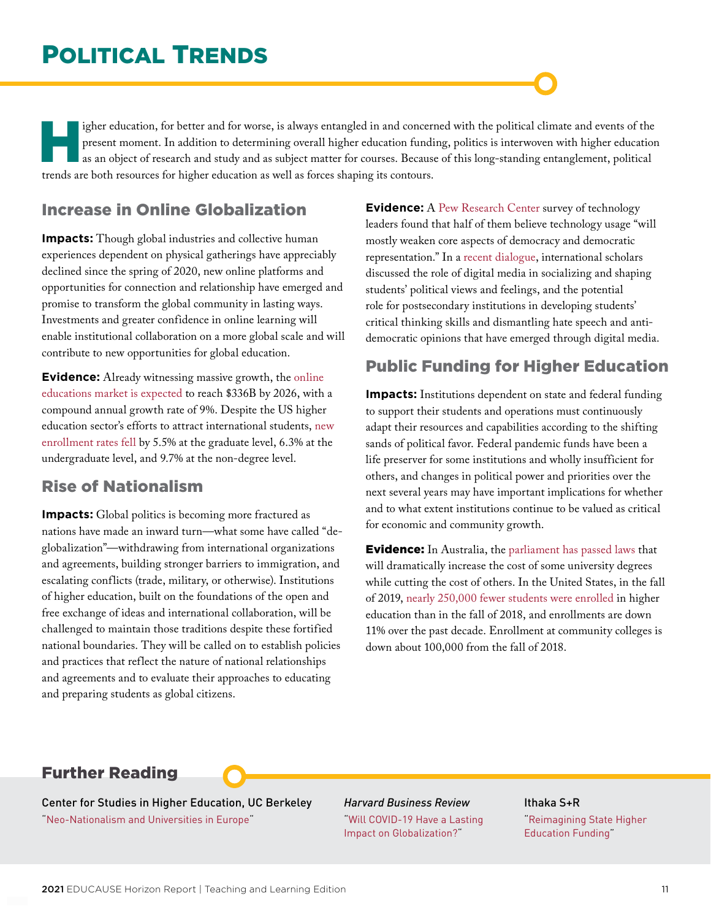# Political Trends

Higher education, for better and for worse, is always entangled in and concerned with the political climate and events of the present moment. In addition to determining overall higher education funding, politics is interwoven with higher education as an object of research and study and as subject matter for courses. Because of this long-standing entanglement, political trends are both resources for higher education as well as forces shaping its contours.

## Increase in Online Globalization

**Impacts:** Though global industries and collective human experiences dependent on physical gatherings have appreciably declined since the spring of 2020, new online platforms and opportunities for connection and relationship have emerged and promise to transform the global community in lasting ways. Investments and greater confidence in online learning will enable institutional collaboration on a more global scale and will contribute to new opportunities for global education.

**Evidence:** Already witnessing massive growth, the online educations market is expected to reach $336B by 2026, with a compound annual growth rate of 9%. Despite the US higher education sector's efforts to attract international students, new enrollment rates fell by 5.5% at the graduate level, 6.3% at the undergraduate level, and 9.7% at the non-degree level.

## Rise of Nationalism

**Impacts:** Global politics is becoming more fractured as nations have made an inward turn—what some have called "de-globalization"—withdrawing from international organizations and agreements, building stronger barriers to immigration, and escalating conflicts (trade, military, or otherwise). Institutions of higher education, built on the foundations of the open and free exchange of ideas and international collaboration, will be challenged to maintain those traditions despite these fortified national boundaries. They will be called on to establish policies and practices that reflect the nature of national relationships and agreements and to evaluate their approaches to educating and preparing students as global citizens.

**Evidence:** A Pew Research Center survey of technology leaders found that half of them believe technology usage "will mostly weaken core aspects of democracy and democratic representation." In a recent dialogue, international scholars discussed the role of digital media in socializing and shaping students' political views and feelings, and the potential role for postsecondary institutions in developing students' critical thinking skills and dismantling hate speech and anti-democratic opinions that have emerged through digital media.

## Public Funding for Higher Education

**Impacts:** Institutions dependent on state and federal funding to support their students and operations must continuously adapt their resources and capabilities according to the shifting sands of political favor. Federal pandemic funds have been a life preserver for some institutions and wholly insufficient for others, and changes in political power and priorities over the next several years may have important implications for whether and to what extent institutions continue to be valued as critical for economic and community growth.

**Evidence:** In Australia, the parliament has passed laws that will dramatically increase the cost of some university degrees while cutting the cost of others. In the United States, in the fall of 2019, nearly 250,000 fewer students were enrolled in higher education than in the fall of 2018, and enrollments are down 11% over the past decade. Enrollment at community colleges is down about 100,000 from the fall of 2018.

## Further Reading

Center for Studies in Higher Education, UC Berkeley
"Neo-Nationalism and Universities in Europe"

*Harvard Business Review*
"Will COVID-19 Have a Lasting Impact on Globalization?"

Ithaka S+R
"Reimagining State Higher Education Funding"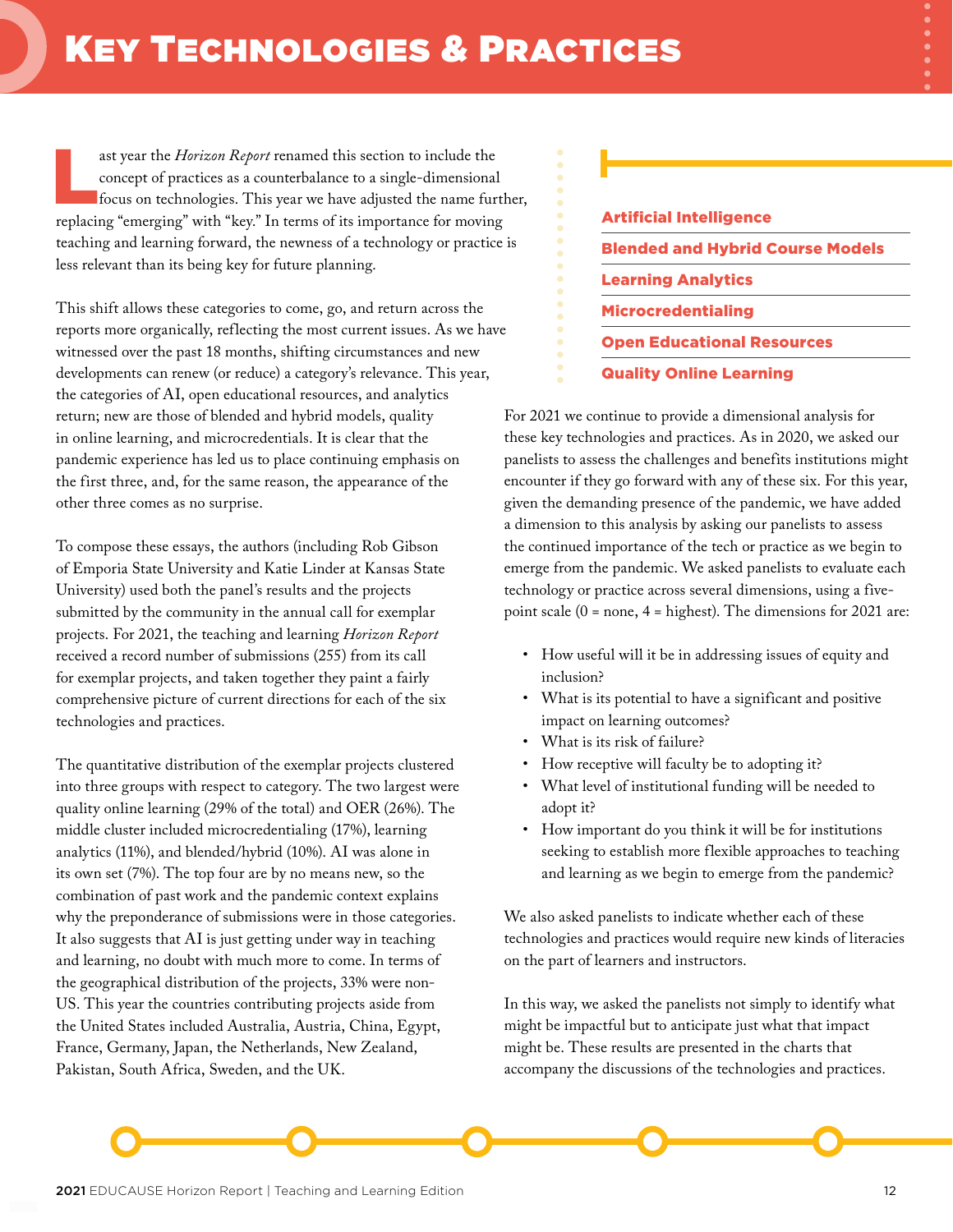# Key Technologies & Practices

Last year the *Horizon Report* renamed this section to include the concept of practices as a counterbalance to a single-dimensional focus on technologies. This year we have adjusted the name further, replacing "emerging" with "key." In terms of its importance for moving teaching and learning forward, the newness of a technology or practice is less relevant than its being key for future planning.

This shift allows these categories to come, go, and return across the reports more organically, reflecting the most current issues. As we have witnessed over the past 18 months, shifting circumstances and new developments can renew (or reduce) a category's relevance. This year, the categories of AI, open educational resources, and analytics return; new are those of blended and hybrid models, quality in online learning, and microcredentials. It is clear that the pandemic experience has led us to place continuing emphasis on the first three, and, for the same reason, the appearance of the other three comes as no surprise.

To compose these essays, the authors (including Rob Gibson of Emporia State University and Katie Linder at Kansas State University) used both the panel's results and the projects submitted by the community in the annual call for exemplar projects. For 2021, the teaching and learning *Horizon Report* received a record number of submissions (255) from its call for exemplar projects, and taken together they paint a fairly comprehensive picture of current directions for each of the six technologies and practices.

The quantitative distribution of the exemplar projects clustered into three groups with respect to category. The two largest were quality online learning (29% of the total) and OER (26%). The middle cluster included microcredentialing (17%), learning analytics (11%), and blended/hybrid (10%). AI was alone in its own set (7%). The top four are by no means new, so the combination of past work and the pandemic context explains why the preponderance of submissions were in those categories. It also suggests that AI is just getting under way in teaching and learning, no doubt with much more to come. In terms of the geographical distribution of the projects, 33% were non-US. This year the countries contributing projects aside from the United States included Australia, Austria, China, Egypt, France, Germany, Japan, the Netherlands, New Zealand, Pakistan, South Africa, Sweden, and the UK.

- **Artificial Intelligence**
- **Blended and Hybrid Course Models**
- **Learning Analytics**
- **Microcredentialing**
- **Open Educational Resources**
- **Quality Online Learning**

For 2021 we continue to provide a dimensional analysis for these key technologies and practices. As in 2020, we asked our panelists to assess the challenges and benefits institutions might encounter if they go forward with any of these six. For this year, given the demanding presence of the pandemic, we have added a dimension to this analysis by asking our panelists to assess the continued importance of the tech or practice as we begin to emerge from the pandemic. We asked panelists to evaluate each technology or practice across several dimensions, using a five-point scale (0 = none, 4 = highest). The dimensions for 2021 are:

- How useful will it be in addressing issues of equity and inclusion?
- What is its potential to have a significant and positive impact on learning outcomes?
- What is its risk of failure?
- How receptive will faculty be to adopting it?
- What level of institutional funding will be needed to adopt it?
- How important do you think it will be for institutions seeking to establish more flexible approaches to teaching and learning as we begin to emerge from the pandemic?

We also asked panelists to indicate whether each of these technologies and practices would require new kinds of literacies on the part of learners and instructors.

In this way, we asked the panelists not simply to identify what might be impactful but to anticipate just what that impact might be. These results are presented in the charts that accompany the discussions of the technologies and practices.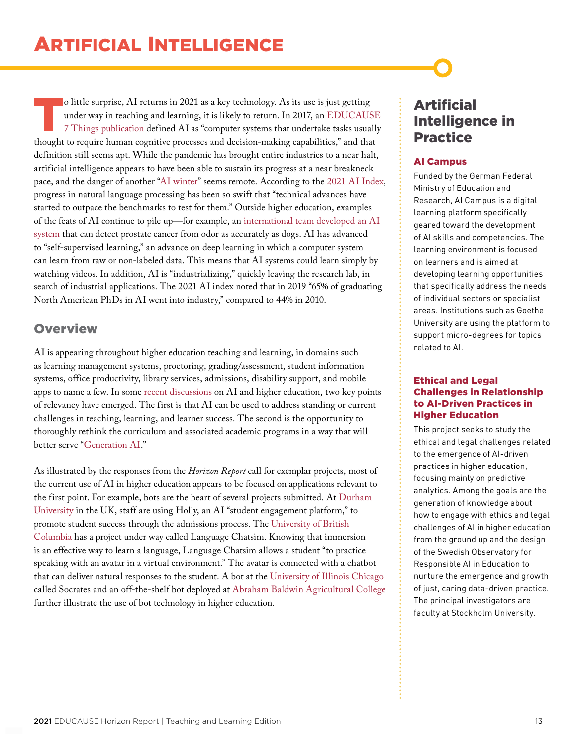# Artificial Intelligence

To little surprise, AI returns in 2021 as a key technology. As its use is just getting under way in teaching and learning, it is likely to return. In 2017, an EDUCAUSE 7 Things publication defined AI as "computer systems that undertake tasks usually thought to require human cognitive processes and decision-making capabilities," and that definition still seems apt. While the pandemic has brought entire industries to a near halt, artificial intelligence appears to have been able to sustain its progress at a near breakneck pace, and the danger of another "AI winter" seems remote. According to the 2021 AI Index, progress in natural language processing has been so swift that "technical advances have started to outpace the benchmarks to test for them." Outside higher education, examples of the feats of AI continue to pile up—for example, an international team developed an AI system that can detect prostate cancer from odor as accurately as dogs. AI has advanced to "self-supervised learning," an advance on deep learning in which a computer system can learn from raw or non-labeled data. This means that AI systems could learn simply by watching videos. In addition, AI is "industrializing," quickly leaving the research lab, in search of industrial applications. The 2021 AI index noted that in 2019 "65% of graduating North American PhDs in AI went into industry," compared to 44% in 2010.

## Overview

AI is appearing throughout higher education teaching and learning, in domains such as learning management systems, proctoring, grading/assessment, student information systems, office productivity, library services, admissions, disability support, and mobile apps to name a few. In some recent discussions on AI and higher education, two key points of relevancy have emerged. The first is that AI can be used to address standing or current challenges in teaching, learning, and learner success. The second is the opportunity to thoroughly rethink the curriculum and associated academic programs in a way that will better serve "Generation AI."

As illustrated by the responses from the *Horizon Report* call for exemplar projects, most of the current use of AI in higher education appears to be focused on applications relevant to the first point. For example, bots are the heart of several projects submitted. At Durham University in the UK, staff are using Holly, an AI "student engagement platform," to promote student success through the admissions process. The University of British Columbia has a project under way called Language Chatsim. Knowing that immersion is an effective way to learn a language, Language Chatsim allows a student "to practice speaking with an avatar in a virtual environment." The avatar is connected with a chatbot that can deliver natural responses to the student. A bot at the University of Illinois Chicago called Socrates and an off-the-shelf bot deployed at Abraham Baldwin Agricultural College further illustrate the use of bot technology in higher education.

## Artificial Intelligence in Practice

### AI Campus

Funded by the German Federal Ministry of Education and Research, AI Campus is a digital learning platform specifically geared toward the development of AI skills and competencies. The learning environment is focused on learners and is aimed at developing learning opportunities that specifically address the needs of individual sectors or specialist areas. Institutions such as Goethe University are using the platform to support micro-degrees for topics related to AI.

### Ethical and Legal Challenges in Relationship to AI-Driven Practices in Higher Education

This project seeks to study the ethical and legal challenges related to the emergence of AI-driven practices in higher education, focusing mainly on predictive analytics. Among the goals are the generation of knowledge about how to engage with ethics and legal challenges of AI in higher education from the ground up and the design of the Swedish Observatory for Responsible AI in Education to nurture the emergence and growth of just, caring data-driven practice. The principal investigators are faculty at Stockholm University.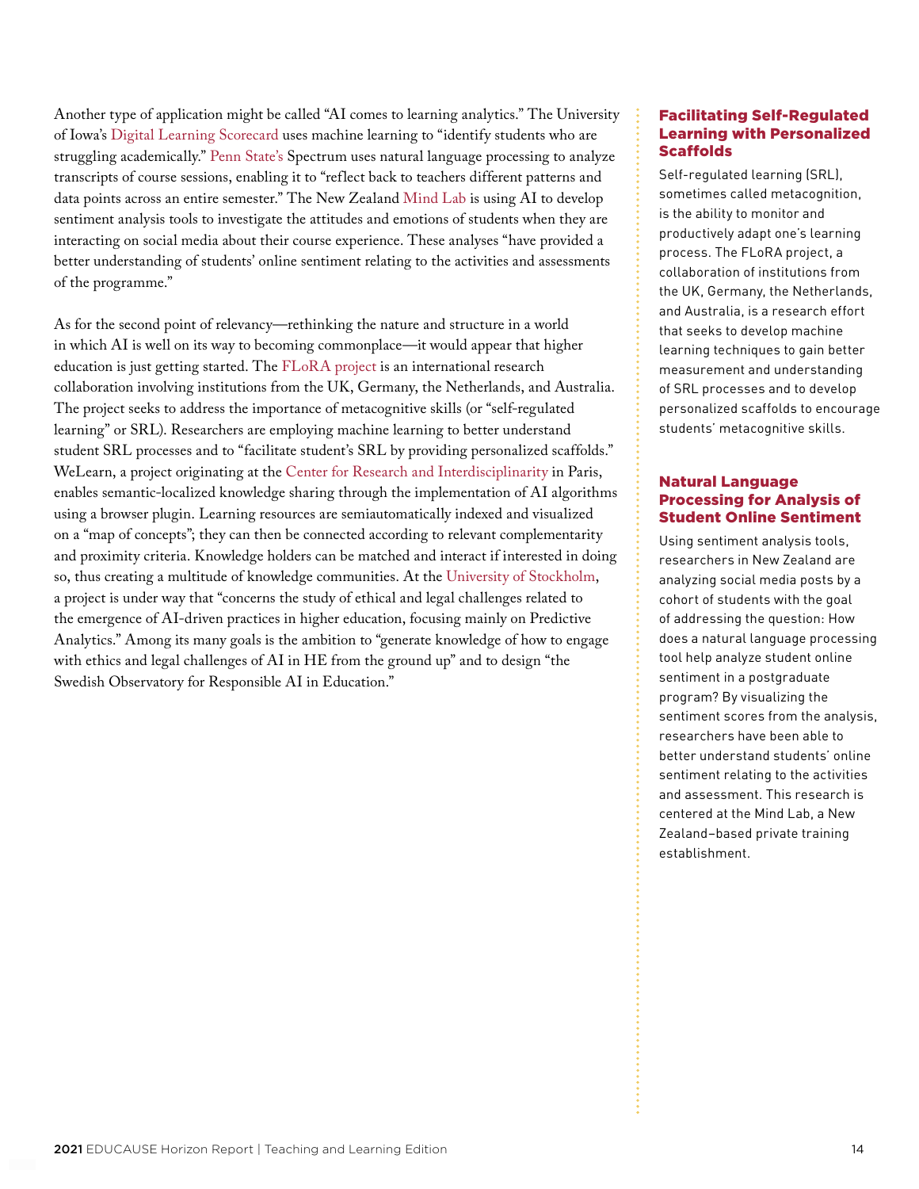Another type of application might be called "AI comes to learning analytics." The University of Iowa's Digital Learning Scorecard uses machine learning to "identify students who are struggling academically." Penn State's Spectrum uses natural language processing to analyze transcripts of course sessions, enabling it to "reflect back to teachers different patterns and data points across an entire semester." The New Zealand Mind Lab is using AI to develop sentiment analysis tools to investigate the attitudes and emotions of students when they are interacting on social media about their course experience. These analyses "have provided a better understanding of students' online sentiment relating to the activities and assessments of the programme."

As for the second point of relevancy—rethinking the nature and structure in a world in which AI is well on its way to becoming commonplace—it would appear that higher education is just getting started. The FLoRA project is an international research collaboration involving institutions from the UK, Germany, the Netherlands, and Australia. The project seeks to address the importance of metacognitive skills (or "self-regulated learning" or SRL). Researchers are employing machine learning to better understand student SRL processes and to "facilitate student's SRL by providing personalized scaffolds." WeLearn, a project originating at the Center for Research and Interdisciplinarity in Paris, enables semantic-localized knowledge sharing through the implementation of AI algorithms using a browser plugin. Learning resources are semiautomatically indexed and visualized on a "map of concepts"; they can then be connected according to relevant complementarity and proximity criteria. Knowledge holders can be matched and interact if interested in doing so, thus creating a multitude of knowledge communities. At the University of Stockholm, a project is under way that "concerns the study of ethical and legal challenges related to the emergence of AI-driven practices in higher education, focusing mainly on Predictive Analytics." Among its many goals is the ambition to "generate knowledge of how to engage with ethics and legal challenges of AI in HE from the ground up" and to design "the Swedish Observatory for Responsible AI in Education."

### Facilitating Self-Regulated Learning with Personalized Scaffolds

Self-regulated learning (SRL), sometimes called metacognition, is the ability to monitor and productively adapt one's learning process. The FLoRA project, a collaboration of institutions from the UK, Germany, the Netherlands, and Australia, is a research effort that seeks to develop machine learning techniques to gain better measurement and understanding of SRL processes and to develop personalized scaffolds to encourage students' metacognitive skills.

### Natural Language Processing for Analysis of Student Online Sentiment

Using sentiment analysis tools, researchers in New Zealand are analyzing social media posts by a cohort of students with the goal of addressing the question: How does a natural language processing tool help analyze student online sentiment in a postgraduate program? By visualizing the sentiment scores from the analysis, researchers have been able to better understand students' online sentiment relating to the activities and assessment. This research is centered at the Mind Lab, a New Zealand–based private training establishment.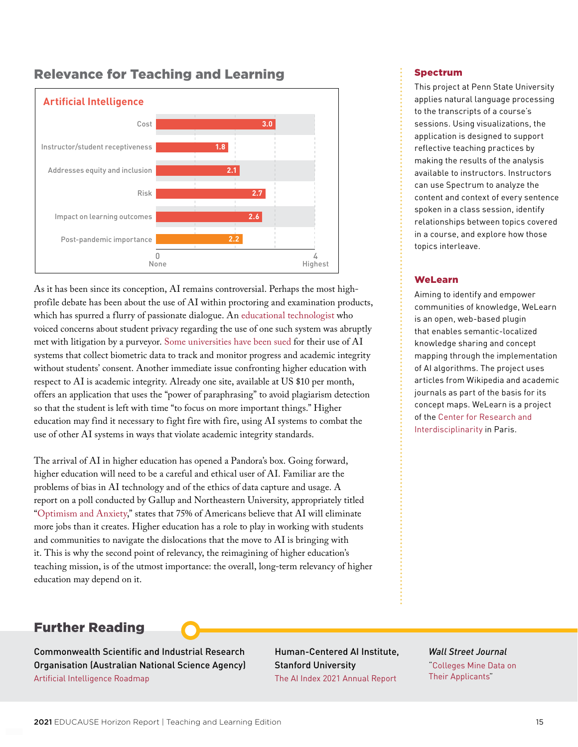## Relevance for Teaching and Learning

**Artificial Intelligence**

| Criterion | Rating (0 None – 4 Highest) |
|---|---|
| Cost | 3.0 |
| Instructor/student receptiveness | 1.8 |
| Addresses equity and inclusion | 2.1 |
| Risk | 2.7 |
| Impact on learning outcomes | 2.6 |
| Post-pandemic importance | 2.2 |

As it has been since its conception, AI remains controversial. Perhaps the most high-profile debate has been about the use of AI within proctoring and examination products, which has spurred a flurry of passionate dialogue. An educational technologist who voiced concerns about student privacy regarding the use of one such system was abruptly met with litigation by a purveyor. Some universities have been sued for their use of AI systems that collect biometric data to track and monitor progress and academic integrity without students' consent. Another immediate issue confronting higher education with respect to AI is academic integrity. Already one site, available at US $10 per month, offers an application that uses the "power of paraphrasing" to avoid plagiarism detection so that the student is left with time "to focus on more important things." Higher education may find it necessary to fight fire with fire, using AI systems to combat the use of other AI systems in ways that violate academic integrity standards.

The arrival of AI in higher education has opened a Pandora's box. Going forward, higher education will need to be a careful and ethical user of AI. Familiar are the problems of bias in AI technology and of the ethics of data capture and usage. A report on a poll conducted by Gallup and Northeastern University, appropriately titled "Optimism and Anxiety," states that 75% of Americans believe that AI will eliminate more jobs than it creates. Higher education has a role to play in working with students and communities to navigate the dislocations that the move to AI is bringing with it. This is why the second point of relevancy, the reimagining of higher education's teaching mission, is of the utmost importance: the overall, long-term relevancy of higher education may depend on it.

### Spectrum

This project at Penn State University applies natural language processing to the transcripts of a course's sessions. Using visualizations, the application is designed to support reflective teaching practices by making the results of the analysis available to instructors. Instructors can use Spectrum to analyze the content and context of every sentence spoken in a class session, identify relationships between topics covered in a course, and explore how those topics interleave.

### WeLearn

Aiming to identify and empower communities of knowledge, WeLearn is an open, web-based plugin that enables semantic-localized knowledge sharing and concept mapping through the implementation of AI algorithms. The project uses articles from Wikipedia and academic journals as part of the basis for its concept maps. WeLearn is a project of the Center for Research and Interdisciplinarity in Paris.

## Further Reading

Commonwealth Scientific and Industrial Research Organisation (Australian National Science Agency)
Artificial Intelligence Roadmap

Human-Centered AI Institute, Stanford University
The AI Index 2021 Annual Report

*Wall Street Journal*
"Colleges Mine Data on Their Applicants"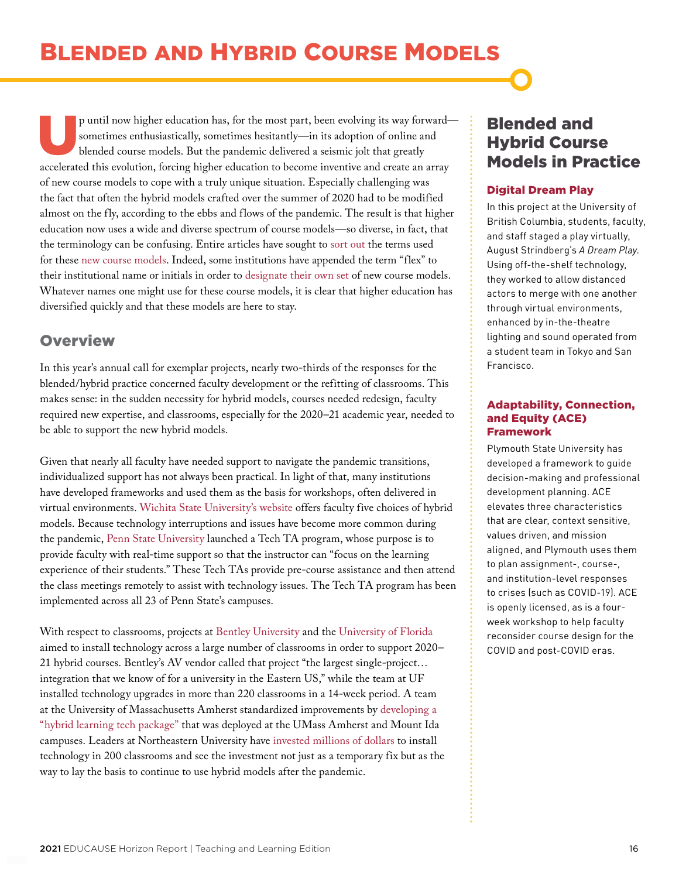# Blended and Hybrid Course Models

Up until now higher education has, for the most part, been evolving its way forward—sometimes enthusiastically, sometimes hesitantly—in its adoption of online and blended course models. But the pandemic delivered a seismic jolt that greatly accelerated this evolution, forcing higher education to become inventive and create an array of new course models to cope with a truly unique situation. Especially challenging was the fact that often the hybrid models crafted over the summer of 2020 had to be modified almost on the fly, according to the ebbs and flows of the pandemic. The result is that higher education now uses a wide and diverse spectrum of course models—so diverse, in fact, that the terminology can be confusing. Entire articles have sought to sort out the terms used for these new course models. Indeed, some institutions have appended the term "flex" to their institutional name or initials in order to designate their own set of new course models. Whatever names one might use for these course models, it is clear that higher education has diversified quickly and that these models are here to stay.

## Overview

In this year's annual call for exemplar projects, nearly two-thirds of the responses for the blended/hybrid practice concerned faculty development or the refitting of classrooms. This makes sense: in the sudden necessity for hybrid models, courses needed redesign, faculty required new expertise, and classrooms, especially for the 2020–21 academic year, needed to be able to support the new hybrid models.

Given that nearly all faculty have needed support to navigate the pandemic transitions, individualized support has not always been practical. In light of that, many institutions have developed frameworks and used them as the basis for workshops, often delivered in virtual environments. Wichita State University's website offers faculty five choices of hybrid models. Because technology interruptions and issues have become more common during the pandemic, Penn State University launched a Tech TA program, whose purpose is to provide faculty with real-time support so that the instructor can "focus on the learning experience of their students." These Tech TAs provide pre-course assistance and then attend the class meetings remotely to assist with technology issues. The Tech TA program has been implemented across all 23 of Penn State's campuses.

With respect to classrooms, projects at Bentley University and the University of Florida aimed to install technology across a large number of classrooms in order to support 2020–21 hybrid courses. Bentley's AV vendor called that project "the largest single-project… integration that we know of for a university in the Eastern US," while the team at UF installed technology upgrades in more than 220 classrooms in a 14-week period. A team at the University of Massachusetts Amherst standardized improvements by developing a "hybrid learning tech package" that was deployed at the UMass Amherst and Mount Ida campuses. Leaders at Northeastern University have invested millions of dollars to install technology in 200 classrooms and see the investment not just as a temporary fix but as the way to lay the basis to continue to use hybrid models after the pandemic.

## Blended and Hybrid Course Models in Practice

### Digital Dream Play

In this project at the University of British Columbia, students, faculty, and staff staged a play virtually, August Strindberg's *A Dream Play*. Using off-the-shelf technology, they worked to allow distanced actors to merge with one another through virtual environments, enhanced by in-the-theatre lighting and sound operated from a student team in Tokyo and San Francisco.

### Adaptability, Connection, and Equity (ACE) Framework

Plymouth State University has developed a framework to guide decision-making and professional development planning. ACE elevates three characteristics that are clear, context sensitive, values driven, and mission aligned, and Plymouth uses them to plan assignment-, course-, and institution-level responses to crises (such as COVID-19). ACE is openly licensed, as is a four-week workshop to help faculty reconsider course design for the COVID and post-COVID eras.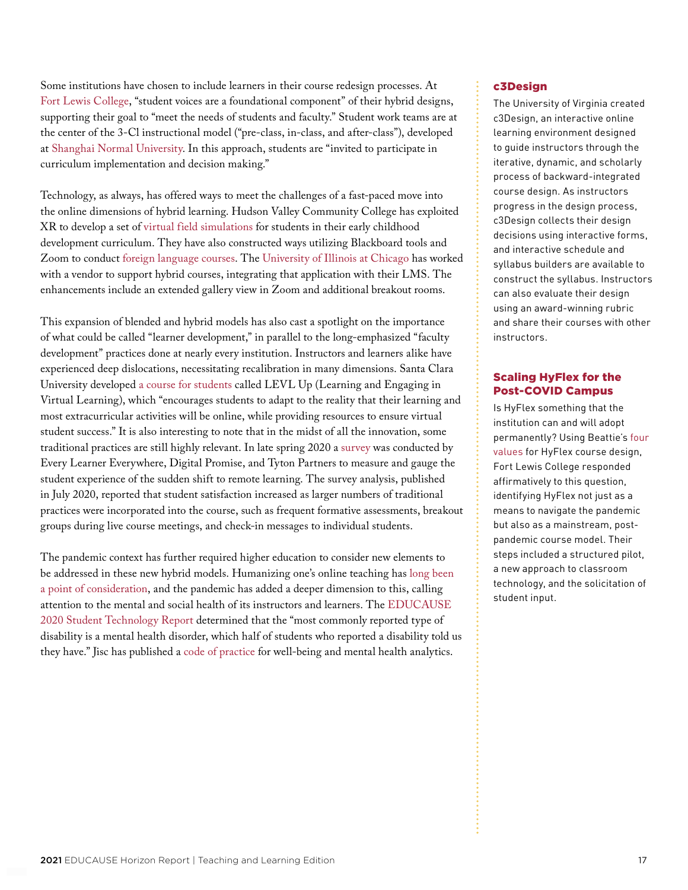Some institutions have chosen to include learners in their course redesign processes. At Fort Lewis College, "student voices are a foundational component" of their hybrid designs, supporting their goal to "meet the needs of students and faculty." Student work teams are at the center of the 3-Cl instructional model ("pre-class, in-class, and after-class"), developed at Shanghai Normal University. In this approach, students are "invited to participate in curriculum implementation and decision making."

Technology, as always, has offered ways to meet the challenges of a fast-paced move into the online dimensions of hybrid learning. Hudson Valley Community College has exploited XR to develop a set of virtual field simulations for students in their early childhood development curriculum. They have also constructed ways utilizing Blackboard tools and Zoom to conduct foreign language courses. The University of Illinois at Chicago has worked with a vendor to support hybrid courses, integrating that application with their LMS. The enhancements include an extended gallery view in Zoom and additional breakout rooms.

This expansion of blended and hybrid models has also cast a spotlight on the importance of what could be called "learner development," in parallel to the long-emphasized "faculty development" practices done at nearly every institution. Instructors and learners alike have experienced deep dislocations, necessitating recalibration in many dimensions. Santa Clara University developed a course for students called LEVL Up (Learning and Engaging in Virtual Learning), which "encourages students to adapt to the reality that their learning and most extracurricular activities will be online, while providing resources to ensure virtual student success." It is also interesting to note that in the midst of all the innovation, some traditional practices are still highly relevant. In late spring 2020 a survey was conducted by Every Learner Everywhere, Digital Promise, and Tyton Partners to measure and gauge the student experience of the sudden shift to remote learning. The survey analysis, published in July 2020, reported that student satisfaction increased as larger numbers of traditional practices were incorporated into the course, such as frequent formative assessments, breakout groups during live course meetings, and check-in messages to individual students.

The pandemic context has further required higher education to consider new elements to be addressed in these new hybrid models. Humanizing one's online teaching has long been a point of consideration, and the pandemic has added a deeper dimension to this, calling attention to the mental and social health of its instructors and learners. The EDUCAUSE 2020 Student Technology Report determined that the "most commonly reported type of disability is a mental health disorder, which half of students who reported a disability told us they have." Jisc has published a code of practice for well-being and mental health analytics.

### c3Design

The University of Virginia created c3Design, an interactive online learning environment designed to guide instructors through the iterative, dynamic, and scholarly process of backward-integrated course design. As instructors progress in the design process, c3Design collects their design decisions using interactive forms, and interactive schedule and syllabus builders are available to construct the syllabus. Instructors can also evaluate their design using an award-winning rubric and share their courses with other instructors.

### Scaling HyFlex for the Post-COVID Campus

Is HyFlex something that the institution can and will adopt permanently? Using Beattie's four values for HyFlex course design, Fort Lewis College responded affirmatively to this question, identifying HyFlex not just as a means to navigate the pandemic but also as a mainstream, post-pandemic course model. Their steps included a structured pilot, a new approach to classroom technology, and the solicitation of student input.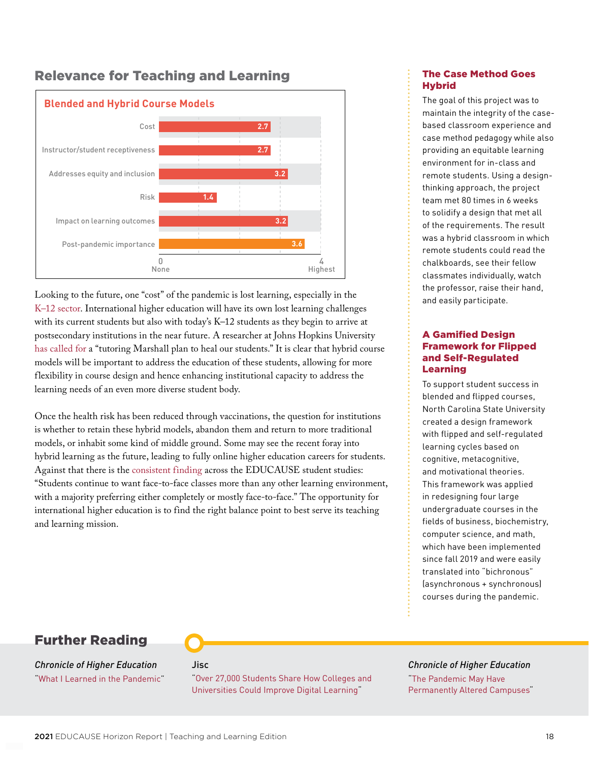## Relevance for Teaching and Learning

### Blended and Hybrid Course Models

| Factor | Rating (0 = None, 4 = Highest) |
|---|---|
| Cost | 2.7 |
| Instructor/student receptiveness | 2.7 |
| Addresses equity and inclusion | 3.2 |
| Risk | 1.4 |
| Impact on learning outcomes | 3.2 |
| Post-pandemic importance | 3.6 |

Looking to the future, one "cost" of the pandemic is lost learning, especially in the K–12 sector. International higher education will have its own lost learning challenges with its current students but also with today's K–12 students as they begin to arrive at postsecondary institutions in the near future. A researcher at Johns Hopkins University has called for a "tutoring Marshall plan to heal our students." It is clear that hybrid course models will be important to address the education of these students, allowing for more flexibility in course design and hence enhancing institutional capacity to address the learning needs of an even more diverse student body.

Once the health risk has been reduced through vaccinations, the question for institutions is whether to retain these hybrid models, abandon them and return to more traditional models, or inhabit some kind of middle ground. Some may see the recent foray into hybrid learning as the future, leading to fully online higher education careers for students. Against that there is the consistent finding across the EDUCAUSE student studies: "Students continue to want face-to-face classes more than any other learning environment, with a majority preferring either completely or mostly face-to-face." The opportunity for international higher education is to find the right balance point to best serve its teaching and learning mission.

### The Case Method Goes Hybrid

The goal of this project was to maintain the integrity of the case-based classroom experience and case method pedagogy while also providing an equitable learning environment for in-class and remote students. Using a design-thinking approach, the project team met 80 times in 6 weeks to solidify a design that met all of the requirements. The result was a hybrid classroom in which remote students could read the chalkboards, see their fellow classmates individually, watch the professor, raise their hand, and easily participate.

### A Gamified Design Framework for Flipped and Self-Regulated Learning

To support student success in blended and flipped courses, North Carolina State University created a design framework with flipped and self-regulated learning cycles based on cognitive, metacognitive, and motivational theories. This framework was applied in redesigning four large undergraduate courses in the fields of business, biochemistry, computer science, and math, which have been implemented since fall 2019 and were easily translated into "bichronous" (asynchronous + synchronous) courses during the pandemic.

## Further Reading

*Chronicle of Higher Education*
"What I Learned in the Pandemic"

Jisc
"Over 27,000 Students Share How Colleges and Universities Could Improve Digital Learning"

*Chronicle of Higher Education*
"The Pandemic May Have Permanently Altered Campuses"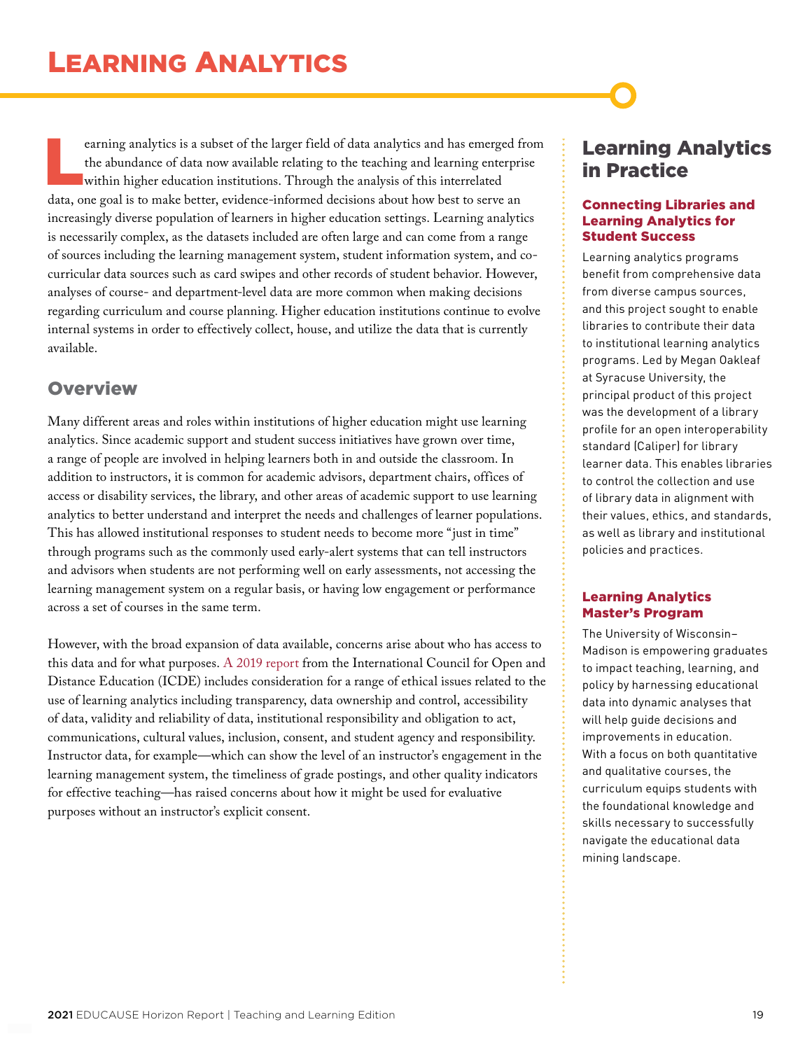# Learning Analytics

Learning analytics is a subset of the larger field of data analytics and has emerged from the abundance of data now available relating to the teaching and learning enterprise within higher education institutions. Through the analysis of this interrelated data, one goal is to make better, evidence-informed decisions about how best to serve an increasingly diverse population of learners in higher education settings. Learning analytics is necessarily complex, as the datasets included are often large and can come from a range of sources including the learning management system, student information system, and co-curricular data sources such as card swipes and other records of student behavior. However, analyses of course- and department-level data are more common when making decisions regarding curriculum and course planning. Higher education institutions continue to evolve internal systems in order to effectively collect, house, and utilize the data that is currently available.

## Overview

Many different areas and roles within institutions of higher education might use learning analytics. Since academic support and student success initiatives have grown over time, a range of people are involved in helping learners both in and outside the classroom. In addition to instructors, it is common for academic advisors, department chairs, offices of access or disability services, the library, and other areas of academic support to use learning analytics to better understand and interpret the needs and challenges of learner populations. This has allowed institutional responses to student needs to become more "just in time" through programs such as the commonly used early-alert systems that can tell instructors and advisors when students are not performing well on early assessments, not accessing the learning management system on a regular basis, or having low engagement or performance across a set of courses in the same term.

However, with the broad expansion of data available, concerns arise about who has access to this data and for what purposes. A 2019 report from the International Council for Open and Distance Education (ICDE) includes consideration for a range of ethical issues related to the use of learning analytics including transparency, data ownership and control, accessibility of data, validity and reliability of data, institutional responsibility and obligation to act, communications, cultural values, inclusion, consent, and student agency and responsibility. Instructor data, for example—which can show the level of an instructor's engagement in the learning management system, the timeliness of grade postings, and other quality indicators for effective teaching—has raised concerns about how it might be used for evaluative purposes without an instructor's explicit consent.

## Learning Analytics in Practice

### Connecting Libraries and Learning Analytics for Student Success

Learning analytics programs benefit from comprehensive data from diverse campus sources, and this project sought to enable libraries to contribute their data to institutional learning analytics programs. Led by Megan Oakleaf at Syracuse University, the principal product of this project was the development of a library profile for an open interoperability standard (Caliper) for library learner data. This enables libraries to control the collection and use of library data in alignment with their values, ethics, and standards, as well as library and institutional policies and practices.

### Learning Analytics Master's Program

The University of Wisconsin–Madison is empowering graduates to impact teaching, learning, and policy by harnessing educational data into dynamic analyses that will help guide decisions and improvements in education. With a focus on both quantitative and qualitative courses, the curriculum equips students with the foundational knowledge and skills necessary to successfully navigate the educational data mining landscape.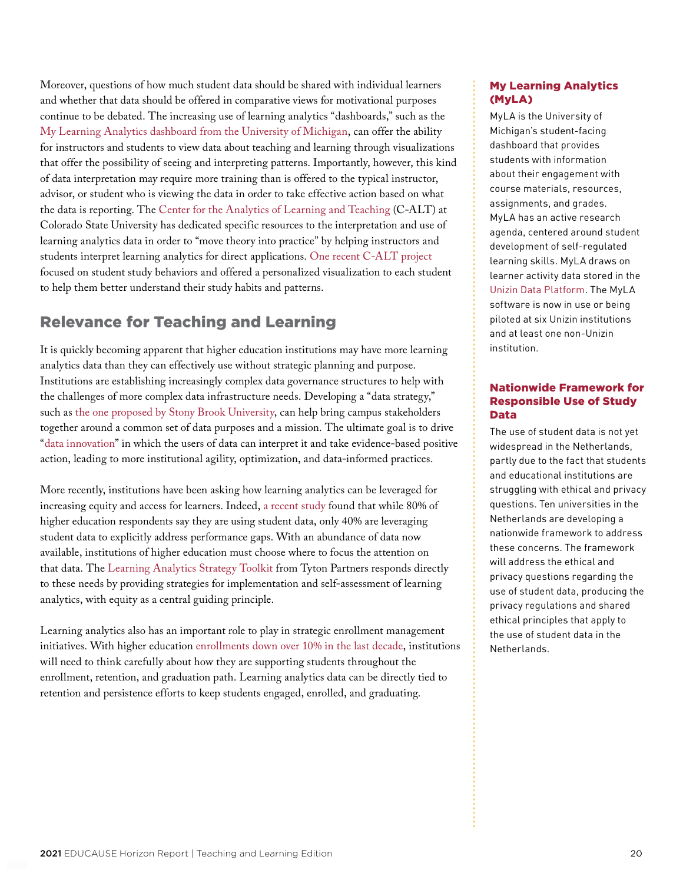Moreover, questions of how much student data should be shared with individual learners and whether that data should be offered in comparative views for motivational purposes continue to be debated. The increasing use of learning analytics "dashboards," such as the My Learning Analytics dashboard from the University of Michigan, can offer the ability for instructors and students to view data about teaching and learning through visualizations that offer the possibility of seeing and interpreting patterns. Importantly, however, this kind of data interpretation may require more training than is offered to the typical instructor, advisor, or student who is viewing the data in order to take effective action based on what the data is reporting. The Center for the Analytics of Learning and Teaching (C-ALT) at Colorado State University has dedicated specific resources to the interpretation and use of learning analytics data in order to "move theory into practice" by helping instructors and students interpret learning analytics for direct applications. One recent C-ALT project focused on student study behaviors and offered a personalized visualization to each student to help them better understand their study habits and patterns.

## Relevance for Teaching and Learning

It is quickly becoming apparent that higher education institutions may have more learning analytics data than they can effectively use without strategic planning and purpose. Institutions are establishing increasingly complex data governance structures to help with the challenges of more complex data infrastructure needs. Developing a "data strategy," such as the one proposed by Stony Brook University, can help bring campus stakeholders together around a common set of data purposes and a mission. The ultimate goal is to drive "data innovation" in which the users of data can interpret it and take evidence-based positive action, leading to more institutional agility, optimization, and data-informed practices.

More recently, institutions have been asking how learning analytics can be leveraged for increasing equity and access for learners. Indeed, a recent study found that while 80% of higher education respondents say they are using student data, only 40% are leveraging student data to explicitly address performance gaps. With an abundance of data now available, institutions of higher education must choose where to focus the attention on that data. The Learning Analytics Strategy Toolkit from Tyton Partners responds directly to these needs by providing strategies for implementation and self-assessment of learning analytics, with equity as a central guiding principle.

Learning analytics also has an important role to play in strategic enrollment management initiatives. With higher education enrollments down over 10% in the last decade, institutions will need to think carefully about how they are supporting students throughout the enrollment, retention, and graduation path. Learning analytics data can be directly tied to retention and persistence efforts to keep students engaged, enrolled, and graduating.

### My Learning Analytics (MyLA)

MyLA is the University of Michigan's student-facing dashboard that provides students with information about their engagement with course materials, resources, assignments, and grades. MyLA has an active research agenda, centered around student development of self-regulated learning skills. MyLA draws on learner activity data stored in the Unizin Data Platform. The MyLA software is now in use or being piloted at six Unizin institutions and at least one non-Unizin institution.

### Nationwide Framework for Responsible Use of Study Data

The use of student data is not yet widespread in the Netherlands, partly due to the fact that students and educational institutions are struggling with ethical and privacy questions. Ten universities in the Netherlands are developing a nationwide framework to address these concerns. The framework will address the ethical and privacy questions regarding the use of student data, producing the privacy regulations and shared ethical principles that apply to the use of student data in the Netherlands.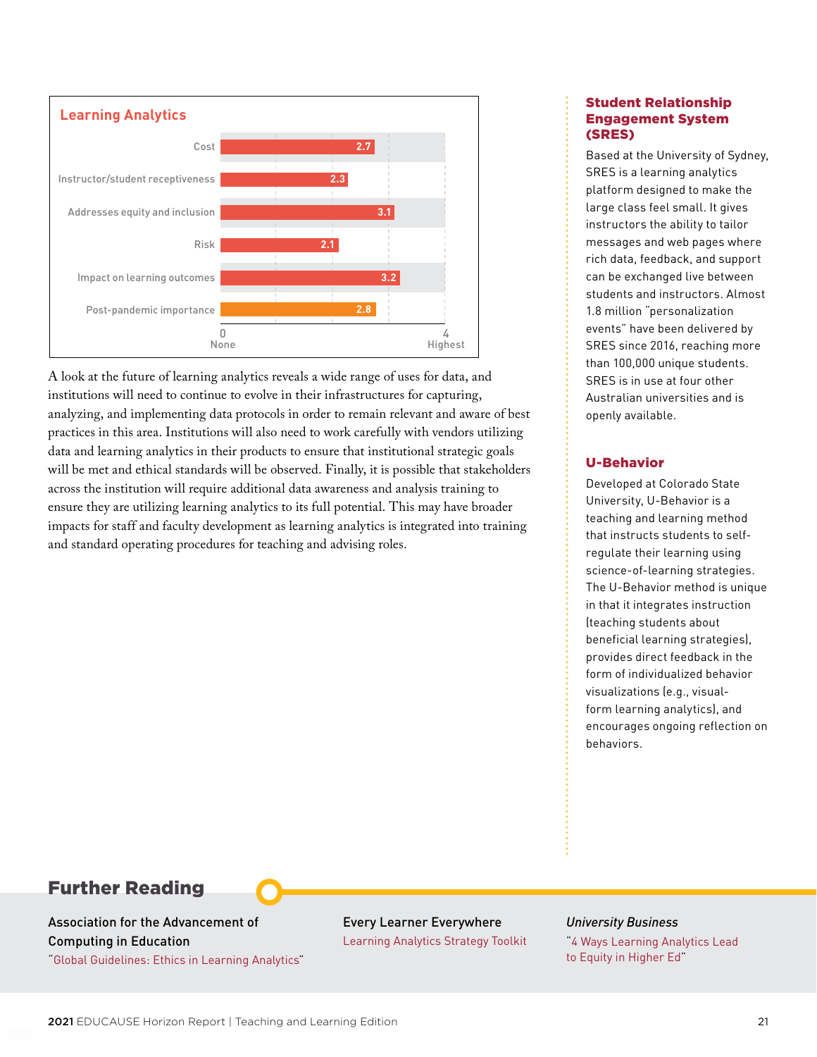**Learning Analytics**

| Criterion | Rating (0 = None, 4 = Highest) |
| --- | --- |
| Cost | 2.7 |
| Instructor/student receptiveness | 2.3 |
| Addresses equity and inclusion | 3.1 |
| Risk | 2.1 |
| Impact on learning outcomes | 3.2 |
| Post-pandemic importance | 2.8 |

A look at the future of learning analytics reveals a wide range of uses for data, and institutions will need to continue to evolve in their infrastructures for capturing, analyzing, and implementing data protocols in order to remain relevant and aware of best practices in this area. Institutions will also need to work carefully with vendors utilizing data and learning analytics in their products to ensure that institutional strategic goals will be met and ethical standards will be observed. Finally, it is possible that stakeholders across the institution will require additional data awareness and analysis training to ensure they are utilizing learning analytics to its full potential. This may have broader impacts for staff and faculty development as learning analytics is integrated into training and standard operating procedures for teaching and advising roles.

### Student Relationship Engagement System (SRES)

Based at the University of Sydney, SRES is a learning analytics platform designed to make the large class feel small. It gives instructors the ability to tailor messages and web pages where rich data, feedback, and support can be exchanged live between students and instructors. Almost 1.8 million "personalization events" have been delivered by SRES since 2016, reaching more than 100,000 unique students. SRES is in use at four other Australian universities and is openly available.

### U-Behavior

Developed at Colorado State University, U-Behavior is a teaching and learning method that instructs students to self-regulate their learning using science-of-learning strategies. The U-Behavior method is unique in that it integrates instruction (teaching students about beneficial learning strategies), provides direct feedback in the form of individualized behavior visualizations (e.g., visual-form learning analytics), and encourages ongoing reflection on behaviors.

## Further Reading

Association for the Advancement of Computing in Education
"Global Guidelines: Ethics in Learning Analytics"

Every Learner Everywhere
Learning Analytics Strategy Toolkit

*University Business*
"4 Ways Learning Analytics Lead to Equity in Higher Ed"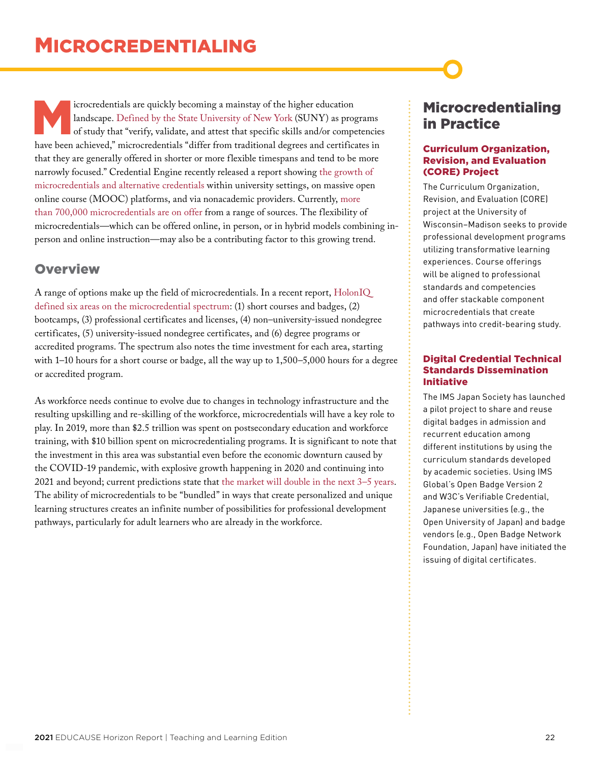# MICROCREDENTIALING

Microcredentials are quickly becoming a mainstay of the higher education landscape. Defined by the State University of New York (SUNY) as programs of study that "verify, validate, and attest that specific skills and/or competencies have been achieved," microcredentials "differ from traditional degrees and certificates in that they are generally offered in shorter or more flexible timespans and tend to be more narrowly focused." Credential Engine recently released a report showing the growth of microcredentials and alternative credentials within university settings, on massive open online course (MOOC) platforms, and via nonacademic providers. Currently, more than 700,000 microcredentials are on offer from a range of sources. The flexibility of microcredentials—which can be offered online, in person, or in hybrid models combining in-person and online instruction—may also be a contributing factor to this growing trend.

## Overview

A range of options make up the field of microcredentials. In a recent report, HolonIQ defined six areas on the microcredential spectrum: (1) short courses and badges, (2) bootcamps, (3) professional certificates and licenses, (4) non–university-issued nondegree certificates, (5) university-issued nondegree certificates, and (6) degree programs or accredited programs. The spectrum also notes the time investment for each area, starting with 1–10 hours for a short course or badge, all the way up to 1,500–5,000 hours for a degree or accredited program.

As workforce needs continue to evolve due to changes in technology infrastructure and the resulting upskilling and re-skilling of the workforce, microcredentials will have a key role to play. In 2019, more than $2.5 trillion was spent on postsecondary education and workforce training, with $10 billion spent on microcredentialing programs. It is significant to note that the investment in this area was substantial even before the economic downturn caused by the COVID-19 pandemic, with explosive growth happening in 2020 and continuing into 2021 and beyond; current predictions state that the market will double in the next 3–5 years. The ability of microcredentials to be "bundled" in ways that create personalized and unique learning structures creates an infinite number of possibilities for professional development pathways, particularly for adult learners who are already in the workforce.

## Microcredentialing in Practice

### Curriculum Organization, Revision, and Evaluation (CORE) Project

The Curriculum Organization, Revision, and Evaluation (CORE) project at the University of Wisconsin–Madison seeks to provide professional development programs utilizing transformative learning experiences. Course offerings will be aligned to professional standards and competencies and offer stackable component microcredentials that create pathways into credit-bearing study.

### Digital Credential Technical Standards Dissemination Initiative

The IMS Japan Society has launched a pilot project to share and reuse digital badges in admission and recurrent education among different institutions by using the curriculum standards developed by academic societies. Using IMS Global's Open Badge Version 2 and W3C's Verifiable Credential, Japanese universities (e.g., the Open University of Japan) and badge vendors (e.g., Open Badge Network Foundation, Japan) have initiated the issuing of digital certificates.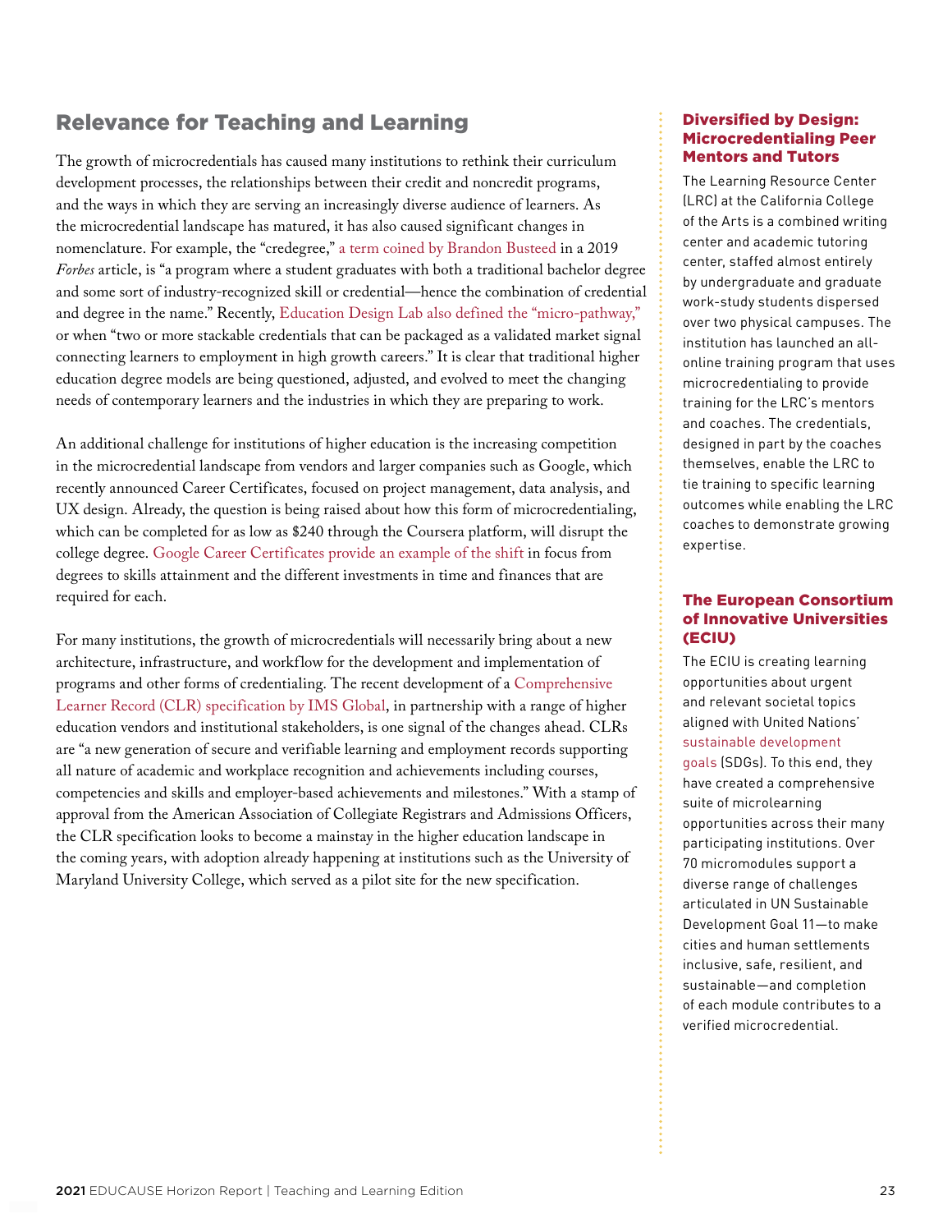## Relevance for Teaching and Learning

The growth of microcredentials has caused many institutions to rethink their curriculum development processes, the relationships between their credit and noncredit programs, and the ways in which they are serving an increasingly diverse audience of learners. As the microcredential landscape has matured, it has also caused significant changes in nomenclature. For example, the "credegree," a term coined by Brandon Busteed in a 2019 *Forbes* article, is "a program where a student graduates with both a traditional bachelor degree and some sort of industry-recognized skill or credential—hence the combination of credential and degree in the name." Recently, Education Design Lab also defined the "micro-pathway," or when "two or more stackable credentials that can be packaged as a validated market signal connecting learners to employment in high growth careers." It is clear that traditional higher education degree models are being questioned, adjusted, and evolved to meet the changing needs of contemporary learners and the industries in which they are preparing to work.

An additional challenge for institutions of higher education is the increasing competition in the microcredential landscape from vendors and larger companies such as Google, which recently announced Career Certificates, focused on project management, data analysis, and UX design. Already, the question is being raised about how this form of microcredentialing, which can be completed for as low as $240 through the Coursera platform, will disrupt the college degree. Google Career Certificates provide an example of the shift in focus from degrees to skills attainment and the different investments in time and finances that are required for each.

For many institutions, the growth of microcredentials will necessarily bring about a new architecture, infrastructure, and workflow for the development and implementation of programs and other forms of credentialing. The recent development of a Comprehensive Learner Record (CLR) specification by IMS Global, in partnership with a range of higher education vendors and institutional stakeholders, is one signal of the changes ahead. CLRs are "a new generation of secure and verifiable learning and employment records supporting all nature of academic and workplace recognition and achievements including courses, competencies and skills and employer-based achievements and milestones." With a stamp of approval from the American Association of Collegiate Registrars and Admissions Officers, the CLR specification looks to become a mainstay in the higher education landscape in the coming years, with adoption already happening at institutions such as the University of Maryland University College, which served as a pilot site for the new specification.

### Diversified by Design: Microcredentialing Peer Mentors and Tutors

The Learning Resource Center (LRC) at the California College of the Arts is a combined writing center and academic tutoring center, staffed almost entirely by undergraduate and graduate work-study students dispersed over two physical campuses. The institution has launched an all-online training program that uses microcredentialing to provide training for the LRC's mentors and coaches. The credentials, designed in part by the coaches themselves, enable the LRC to tie training to specific learning outcomes while enabling the LRC coaches to demonstrate growing expertise.

### The European Consortium of Innovative Universities (ECIU)

The ECIU is creating learning opportunities about urgent and relevant societal topics aligned with United Nations' sustainable development goals (SDGs). To this end, they have created a comprehensive suite of microlearning opportunities across their many participating institutions. Over 70 micromodules support a diverse range of challenges articulated in UN Sustainable Development Goal 11—to make cities and human settlements inclusive, safe, resilient, and sustainable—and completion of each module contributes to a verified microcredential.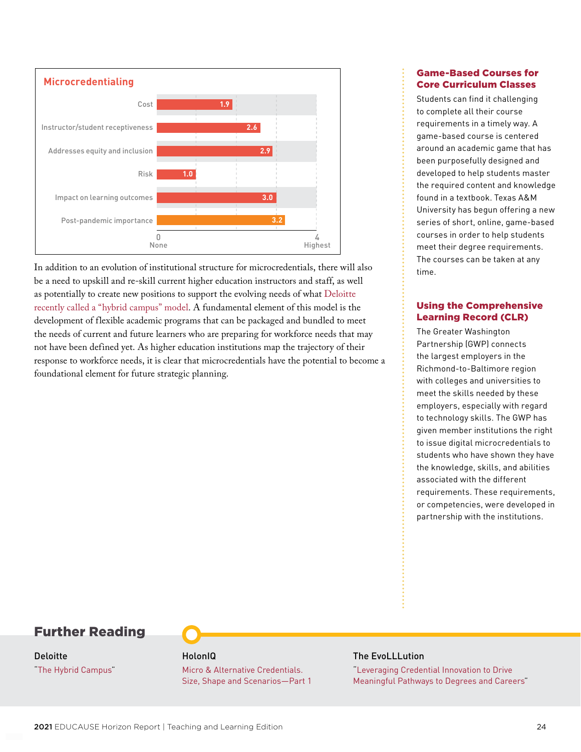### Microcredentialing

| Category | Rating (0 = None, 4 = Highest) |
| --- | --- |
| Cost | 1.9 |
| Instructor/student receptiveness | 2.6 |
| Addresses equity and inclusion | 2.9 |
| Risk | 1.0 |
| Impact on learning outcomes | 3.0 |
| Post-pandemic importance | 3.2 |

In addition to an evolution of institutional structure for microcredentials, there will also be a need to upskill and re-skill current higher education instructors and staff, as well as potentially to create new positions to support the evolving needs of what Deloitte recently called a "hybrid campus" model. A fundamental element of this model is the development of flexible academic programs that can be packaged and bundled to meet the needs of current and future learners who are preparing for workforce needs that may not have been defined yet. As higher education institutions map the trajectory of their response to workforce needs, it is clear that microcredentials have the potential to become a foundational element for future strategic planning.

### Game-Based Courses for Core Curriculum Classes

Students can find it challenging to complete all their course requirements in a timely way. A game-based course is centered around an academic game that has been purposefully designed and developed to help students master the required content and knowledge found in a textbook. Texas A&M University has begun offering a new series of short, online, game-based courses in order to help students meet their degree requirements. The courses can be taken at any time.

### Using the Comprehensive Learning Record (CLR)

The Greater Washington Partnership (GWP) connects the largest employers in the Richmond-to-Baltimore region with colleges and universities to meet the skills needed by these employers, especially with regard to technology skills. The GWP has given member institutions the right to issue digital microcredentials to students who have shown they have the knowledge, skills, and abilities associated with the different requirements. These requirements, or competencies, were developed in partnership with the institutions.

## Further Reading

**Deloitte**
"The Hybrid Campus"

**HolonIQ**
Micro & Alternative Credentials. Size, Shape and Scenarios—Part 1

**The EvoLLLution**
"Leveraging Credential Innovation to Drive Meaningful Pathways to Degrees and Careers"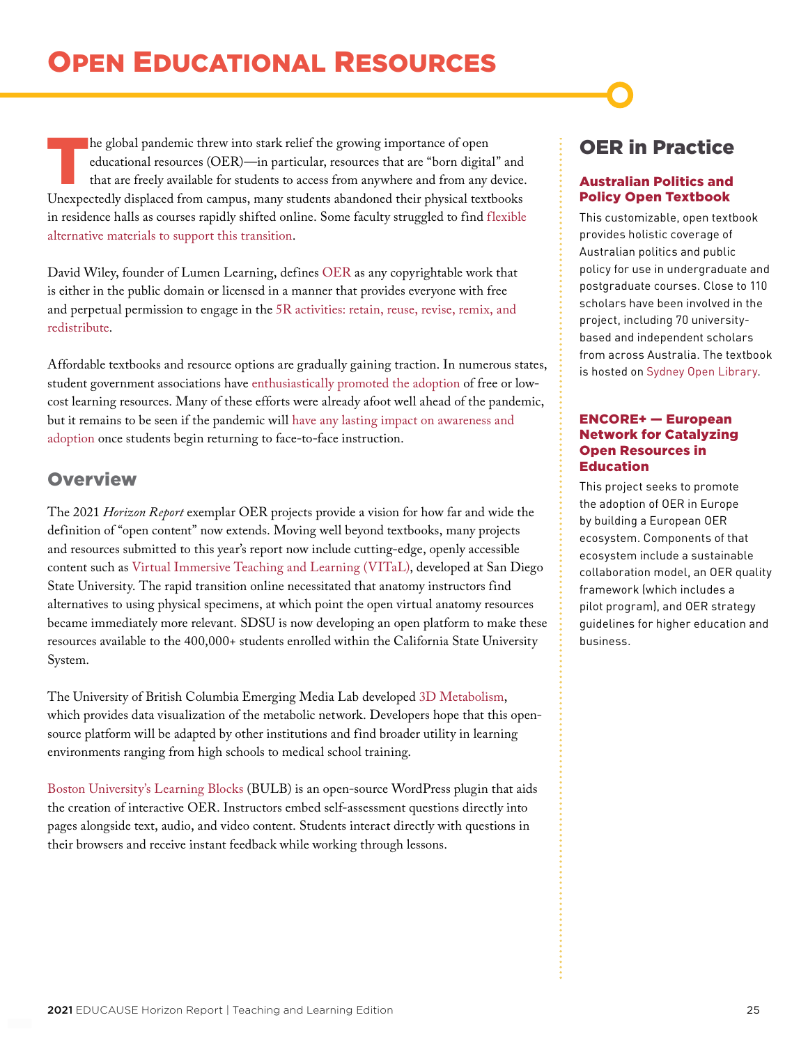# Open Educational Resources

The global pandemic threw into stark relief the growing importance of open educational resources (OER)—in particular, resources that are "born digital" and that are freely available for students to access from anywhere and from any device. Unexpectedly displaced from campus, many students abandoned their physical textbooks in residence halls as courses rapidly shifted online. Some faculty struggled to find flexible alternative materials to support this transition.

David Wiley, founder of Lumen Learning, defines OER as any copyrightable work that is either in the public domain or licensed in a manner that provides everyone with free and perpetual permission to engage in the 5R activities: retain, reuse, revise, remix, and redistribute.

Affordable textbooks and resource options are gradually gaining traction. In numerous states, student government associations have enthusiastically promoted the adoption of free or low-cost learning resources. Many of these efforts were already afoot well ahead of the pandemic, but it remains to be seen if the pandemic will have any lasting impact on awareness and adoption once students begin returning to face-to-face instruction.

## Overview

The 2021 *Horizon Report* exemplar OER projects provide a vision for how far and wide the definition of "open content" now extends. Moving well beyond textbooks, many projects and resources submitted to this year's report now include cutting-edge, openly accessible content such as Virtual Immersive Teaching and Learning (VITaL), developed at San Diego State University. The rapid transition online necessitated that anatomy instructors find alternatives to using physical specimens, at which point the open virtual anatomy resources became immediately more relevant. SDSU is now developing an open platform to make these resources available to the 400,000+ students enrolled within the California State University System.

The University of British Columbia Emerging Media Lab developed 3D Metabolism, which provides data visualization of the metabolic network. Developers hope that this open-source platform will be adapted by other institutions and find broader utility in learning environments ranging from high schools to medical school training.

Boston University's Learning Blocks (BULB) is an open-source WordPress plugin that aids the creation of interactive OER. Instructors embed self-assessment questions directly into pages alongside text, audio, and video content. Students interact directly with questions in their browsers and receive instant feedback while working through lessons.

## OER in Practice

### Australian Politics and Policy Open Textbook

This customizable, open textbook provides holistic coverage of Australian politics and public policy for use in undergraduate and postgraduate courses. Close to 110 scholars have been involved in the project, including 70 university-based and independent scholars from across Australia. The textbook is hosted on Sydney Open Library.

### ENCORE+ — European Network for Catalyzing Open Resources in Education

This project seeks to promote the adoption of OER in Europe by building a European OER ecosystem. Components of that ecosystem include a sustainable collaboration model, an OER quality framework (which includes a pilot program), and OER strategy guidelines for higher education and business.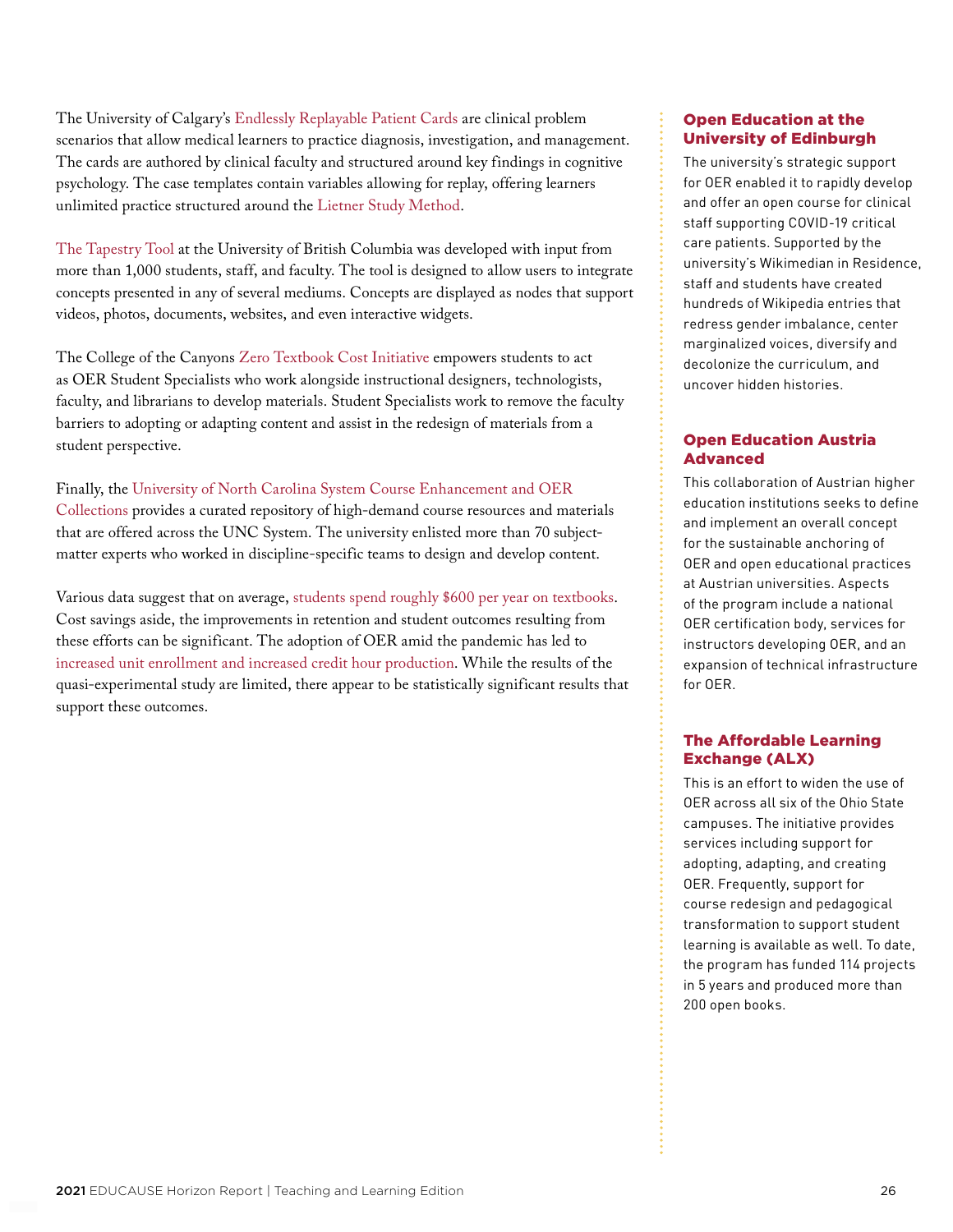The University of Calgary's Endlessly Replayable Patient Cards are clinical problem scenarios that allow medical learners to practice diagnosis, investigation, and management. The cards are authored by clinical faculty and structured around key findings in cognitive psychology. The case templates contain variables allowing for replay, offering learners unlimited practice structured around the Lietner Study Method.

The Tapestry Tool at the University of British Columbia was developed with input from more than 1,000 students, staff, and faculty. The tool is designed to allow users to integrate concepts presented in any of several mediums. Concepts are displayed as nodes that support videos, photos, documents, websites, and even interactive widgets.

The College of the Canyons Zero Textbook Cost Initiative empowers students to act as OER Student Specialists who work alongside instructional designers, technologists, faculty, and librarians to develop materials. Student Specialists work to remove the faculty barriers to adopting or adapting content and assist in the redesign of materials from a student perspective.

Finally, the University of North Carolina System Course Enhancement and OER Collections provides a curated repository of high-demand course resources and materials that are offered across the UNC System. The university enlisted more than 70 subject-matter experts who worked in discipline-specific teams to design and develop content.

Various data suggest that on average, students spend roughly $600 per year on textbooks. Cost savings aside, the improvements in retention and student outcomes resulting from these efforts can be significant. The adoption of OER amid the pandemic has led to increased unit enrollment and increased credit hour production. While the results of the quasi-experimental study are limited, there appear to be statistically significant results that support these outcomes.

### Open Education at the University of Edinburgh

The university's strategic support for OER enabled it to rapidly develop and offer an open course for clinical staff supporting COVID-19 critical care patients. Supported by the university's Wikimedian in Residence, staff and students have created hundreds of Wikipedia entries that redress gender imbalance, center marginalized voices, diversify and decolonize the curriculum, and uncover hidden histories.

### Open Education Austria Advanced

This collaboration of Austrian higher education institutions seeks to define and implement an overall concept for the sustainable anchoring of OER and open educational practices at Austrian universities. Aspects of the program include a national OER certification body, services for instructors developing OER, and an expansion of technical infrastructure for OER.

### The Affordable Learning Exchange (ALX)

This is an effort to widen the use of OER across all six of the Ohio State campuses. The initiative provides services including support for adopting, adapting, and creating OER. Frequently, support for course redesign and pedagogical transformation to support student learning is available as well. To date, the program has funded 114 projects in 5 years and produced more than 200 open books.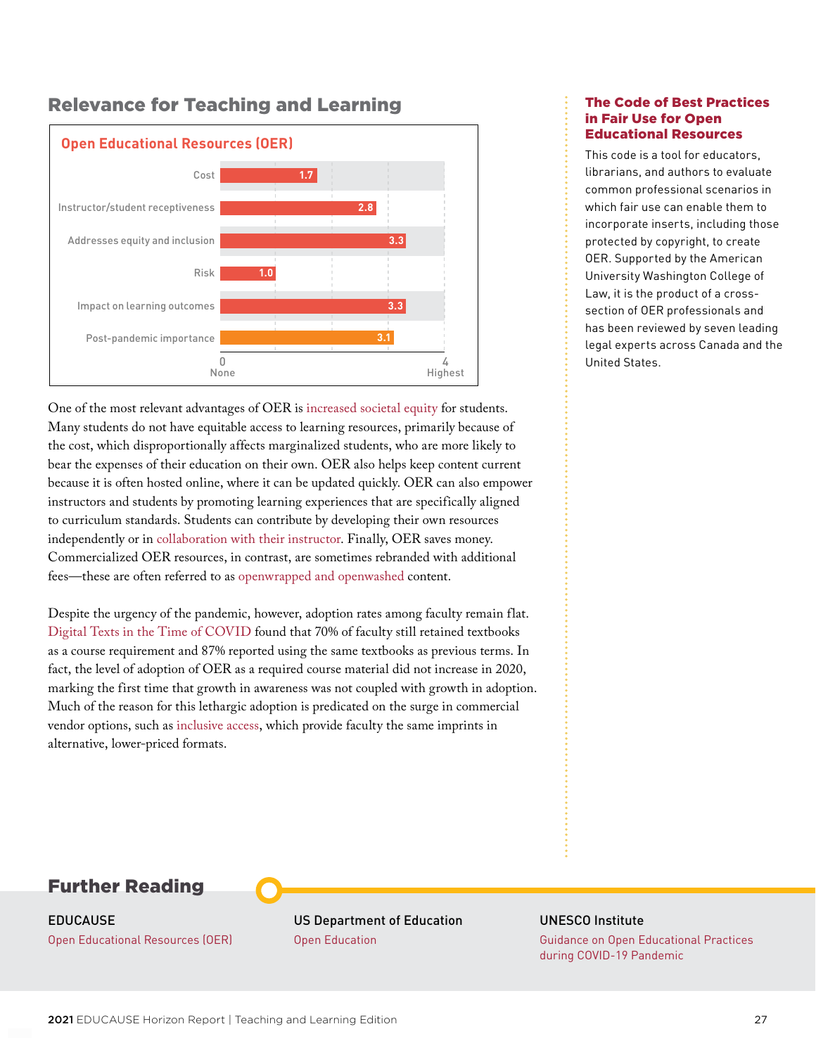## Relevance for Teaching and Learning

**Open Educational Resources (OER)**

| Category | Score (0 = None, 4 = Highest) |
|---|---|
| Cost | 1.7 |
| Instructor/student receptiveness | 2.8 |
| Addresses equity and inclusion | 3.3 |
| Risk | 1.0 |
| Impact on learning outcomes | 3.3 |
| Post-pandemic importance | 3.1 |

One of the most relevant advantages of OER is increased societal equity for students. Many students do not have equitable access to learning resources, primarily because of the cost, which disproportionally affects marginalized students, who are more likely to bear the expenses of their education on their own. OER also helps keep content current because it is often hosted online, where it can be updated quickly. OER can also empower instructors and students by promoting learning experiences that are specifically aligned to curriculum standards. Students can contribute by developing their own resources independently or in collaboration with their instructor. Finally, OER saves money. Commercialized OER resources, in contrast, are sometimes rebranded with additional fees—these are often referred to as openwrapped and openwashed content.

Despite the urgency of the pandemic, however, adoption rates among faculty remain flat. Digital Texts in the Time of COVID found that 70% of faculty still retained textbooks as a course requirement and 87% reported using the same textbooks as previous terms. In fact, the level of adoption of OER as a required course material did not increase in 2020, marking the first time that growth in awareness was not coupled with growth in adoption. Much of the reason for this lethargic adoption is predicated on the surge in commercial vendor options, such as inclusive access, which provide faculty the same imprints in alternative, lower-priced formats.

### The Code of Best Practices in Fair Use for Open Educational Resources

This code is a tool for educators, librarians, and authors to evaluate common professional scenarios in which fair use can enable them to incorporate inserts, including those protected by copyright, to create OER. Supported by the American University Washington College of Law, it is the product of a cross-section of OER professionals and has been reviewed by seven leading legal experts across Canada and the United States.

## Further Reading

**EDUCAUSE**
Open Educational Resources (OER)

**US Department of Education**
Open Education

**UNESCO Institute**
Guidance on Open Educational Practices during COVID-19 Pandemic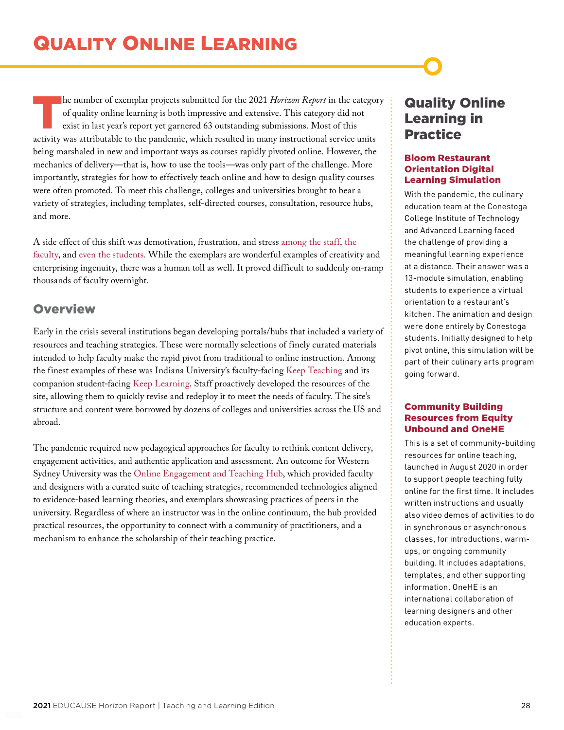# Quality Online Learning

The number of exemplar projects submitted for the 2021 *Horizon Report* in the category of quality online learning is both impressive and extensive. This category did not exist in last year's report yet garnered 63 outstanding submissions. Most of this activity was attributable to the pandemic, which resulted in many instructional service units being marshaled in new and important ways as courses rapidly pivoted online. However, the mechanics of delivery—that is, how to use the tools—was only part of the challenge. More importantly, strategies for how to effectively teach online and how to design quality courses were often promoted. To meet this challenge, colleges and universities brought to bear a variety of strategies, including templates, self-directed courses, consultation, resource hubs, and more.

A side effect of this shift was demotivation, frustration, and stress among the staff, the faculty, and even the students. While the exemplars are wonderful examples of creativity and enterprising ingenuity, there was a human toll as well. It proved difficult to suddenly on-ramp thousands of faculty overnight.

## Overview

Early in the crisis several institutions began developing portals/hubs that included a variety of resources and teaching strategies. These were normally selections of finely curated materials intended to help faculty make the rapid pivot from traditional to online instruction. Among the finest examples of these was Indiana University's faculty-facing Keep Teaching and its companion student-facing Keep Learning. Staff proactively developed the resources of the site, allowing them to quickly revise and redeploy it to meet the needs of faculty. The site's structure and content were borrowed by dozens of colleges and universities across the US and abroad.

The pandemic required new pedagogical approaches for faculty to rethink content delivery, engagement activities, and authentic application and assessment. An outcome for Western Sydney University was the Online Engagement and Teaching Hub, which provided faculty and designers with a curated suite of teaching strategies, recommended technologies aligned to evidence-based learning theories, and exemplars showcasing practices of peers in the university. Regardless of where an instructor was in the online continuum, the hub provided practical resources, the opportunity to connect with a community of practitioners, and a mechanism to enhance the scholarship of their teaching practice.

## Quality Online Learning in Practice

### Bloom Restaurant Orientation Digital Learning Simulation

With the pandemic, the culinary education team at the Conestoga College Institute of Technology and Advanced Learning faced the challenge of providing a meaningful learning experience at a distance. Their answer was a 13-module simulation, enabling students to experience a virtual orientation to a restaurant's kitchen. The animation and design were done entirely by Conestoga students. Initially designed to help pivot online, this simulation will be part of their culinary arts program going forward.

### Community Building Resources from Equity Unbound and OneHE

This is a set of community-building resources for online teaching, launched in August 2020 in order to support people teaching fully online for the first time. It includes written instructions and usually also video demos of activities to do in synchronous or asynchronous classes, for introductions, warm-ups, or ongoing community building. It includes adaptations, templates, and other supporting information. OneHE is an international collaboration of learning designers and other education experts.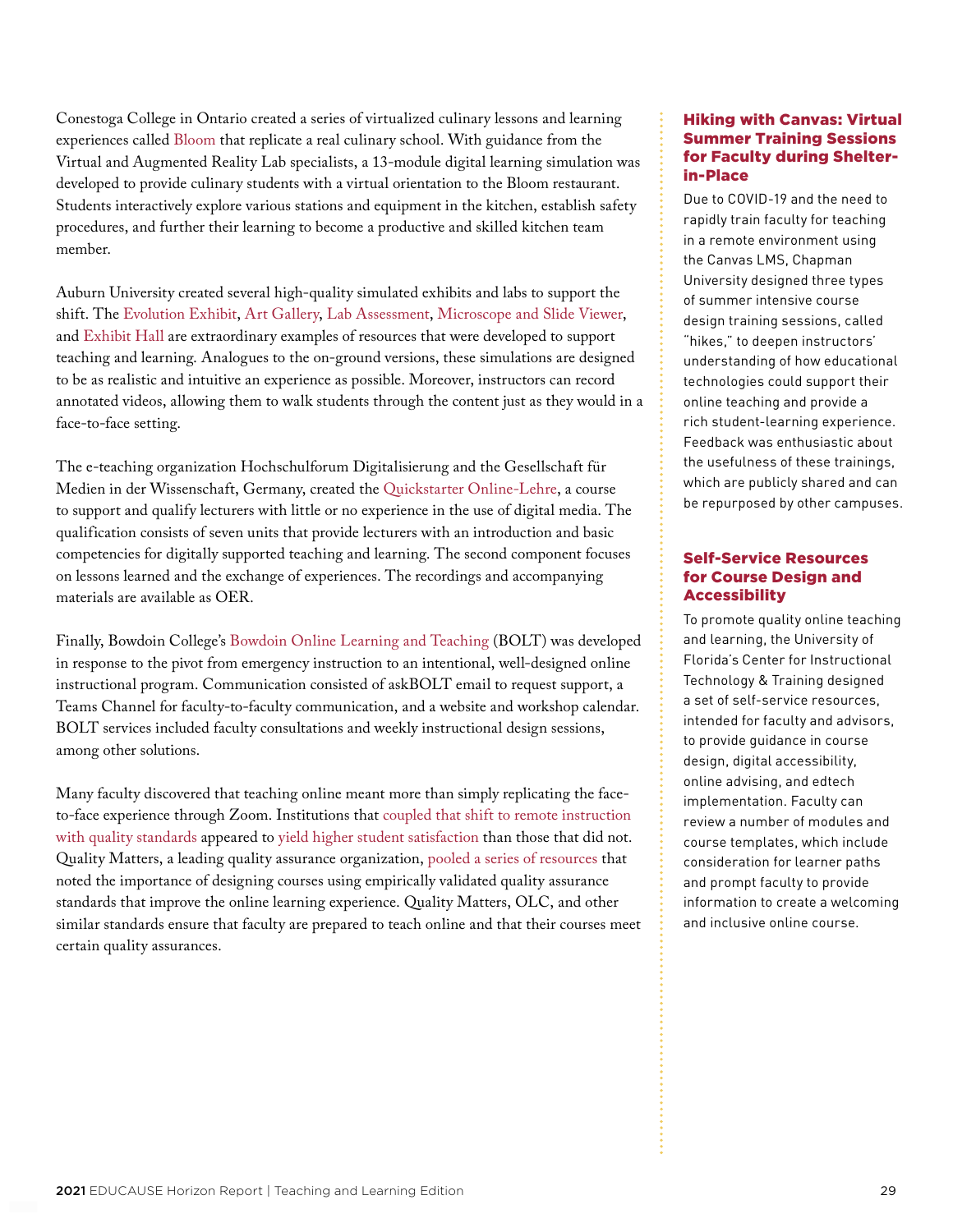Conestoga College in Ontario created a series of virtualized culinary lessons and learning experiences called Bloom that replicate a real culinary school. With guidance from the Virtual and Augmented Reality Lab specialists, a 13-module digital learning simulation was developed to provide culinary students with a virtual orientation to the Bloom restaurant. Students interactively explore various stations and equipment in the kitchen, establish safety procedures, and further their learning to become a productive and skilled kitchen team member.

Auburn University created several high-quality simulated exhibits and labs to support the shift. The Evolution Exhibit, Art Gallery, Lab Assessment, Microscope and Slide Viewer, and Exhibit Hall are extraordinary examples of resources that were developed to support teaching and learning. Analogues to the on-ground versions, these simulations are designed to be as realistic and intuitive an experience as possible. Moreover, instructors can record annotated videos, allowing them to walk students through the content just as they would in a face-to-face setting.

The e-teaching organization Hochschulforum Digitalisierung and the Gesellschaft für Medien in der Wissenschaft, Germany, created the Quickstarter Online-Lehre, a course to support and qualify lecturers with little or no experience in the use of digital media. The qualification consists of seven units that provide lecturers with an introduction and basic competencies for digitally supported teaching and learning. The second component focuses on lessons learned and the exchange of experiences. The recordings and accompanying materials are available as OER.

Finally, Bowdoin College's Bowdoin Online Learning and Teaching (BOLT) was developed in response to the pivot from emergency instruction to an intentional, well-designed online instructional program. Communication consisted of askBOLT email to request support, a Teams Channel for faculty-to-faculty communication, and a website and workshop calendar. BOLT services included faculty consultations and weekly instructional design sessions, among other solutions.

Many faculty discovered that teaching online meant more than simply replicating the face-to-face experience through Zoom. Institutions that coupled that shift to remote instruction with quality standards appeared to yield higher student satisfaction than those that did not. Quality Matters, a leading quality assurance organization, pooled a series of resources that noted the importance of designing courses using empirically validated quality assurance standards that improve the online learning experience. Quality Matters, OLC, and other similar standards ensure that faculty are prepared to teach online and that their courses meet certain quality assurances.

### Hiking with Canvas: Virtual Summer Training Sessions for Faculty during Shelter-in-Place

Due to COVID-19 and the need to rapidly train faculty for teaching in a remote environment using the Canvas LMS, Chapman University designed three types of summer intensive course design training sessions, called "hikes," to deepen instructors' understanding of how educational technologies could support their online teaching and provide a rich student-learning experience. Feedback was enthusiastic about the usefulness of these trainings, which are publicly shared and can be repurposed by other campuses.

### Self-Service Resources for Course Design and Accessibility

To promote quality online teaching and learning, the University of Florida's Center for Instructional Technology & Training designed a set of self-service resources, intended for faculty and advisors, to provide guidance in course design, digital accessibility, online advising, and edtech implementation. Faculty can review a number of modules and course templates, which include consideration for learner paths and prompt faculty to provide information to create a welcoming and inclusive online course.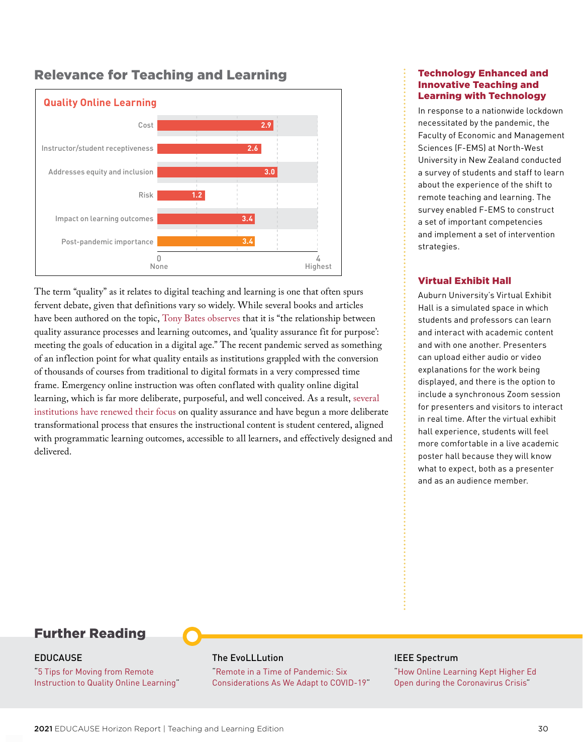## Relevance for Teaching and Learning

**Quality Online Learning**

| Category | Rating (0 = None, 4 = Highest) |
|---|---|
| Cost | 2.9 |
| Instructor/student receptiveness | 2.6 |
| Addresses equity and inclusion | 3.0 |
| Risk | 1.2 |
| Impact on learning outcomes | 3.4 |
| Post-pandemic importance | 3.4 |

The term "quality" as it relates to digital teaching and learning is one that often spurs fervent debate, given that definitions vary so widely. While several books and articles have been authored on the topic, Tony Bates observes that it is "the relationship between quality assurance processes and learning outcomes, and 'quality assurance fit for purpose': meeting the goals of education in a digital age." The recent pandemic served as something of an inflection point for what quality entails as institutions grappled with the conversion of thousands of courses from traditional to digital formats in a very compressed time frame. Emergency online instruction was often conflated with quality online digital learning, which is far more deliberate, purposeful, and well conceived. As a result, several institutions have renewed their focus on quality assurance and have begun a more deliberate transformational process that ensures the instructional content is student centered, aligned with programmatic learning outcomes, accessible to all learners, and effectively designed and delivered.

### Technology Enhanced and Innovative Teaching and Learning with Technology

In response to a nationwide lockdown necessitated by the pandemic, the Faculty of Economic and Management Sciences (F-EMS) at North-West University in New Zealand conducted a survey of students and staff to learn about the experience of the shift to remote teaching and learning. The survey enabled F-EMS to construct a set of important competencies and implement a set of intervention strategies.

### Virtual Exhibit Hall

Auburn University's Virtual Exhibit Hall is a simulated space in which students and professors can learn and interact with academic content and with one another. Presenters can upload either audio or video explanations for the work being displayed, and there is the option to include a synchronous Zoom session for presenters and visitors to interact in real time. After the virtual exhibit hall experience, students will feel more comfortable in a live academic poster hall because they will know what to expect, both as a presenter and as an audience member.

## Further Reading

**EDUCAUSE**

"5 Tips for Moving from Remote Instruction to Quality Online Learning"

**The EvoLLLution**

"Remote in a Time of Pandemic: Six Considerations As We Adapt to COVID-19"

**IEEE Spectrum**

"How Online Learning Kept Higher Ed Open during the Coronavirus Crisis"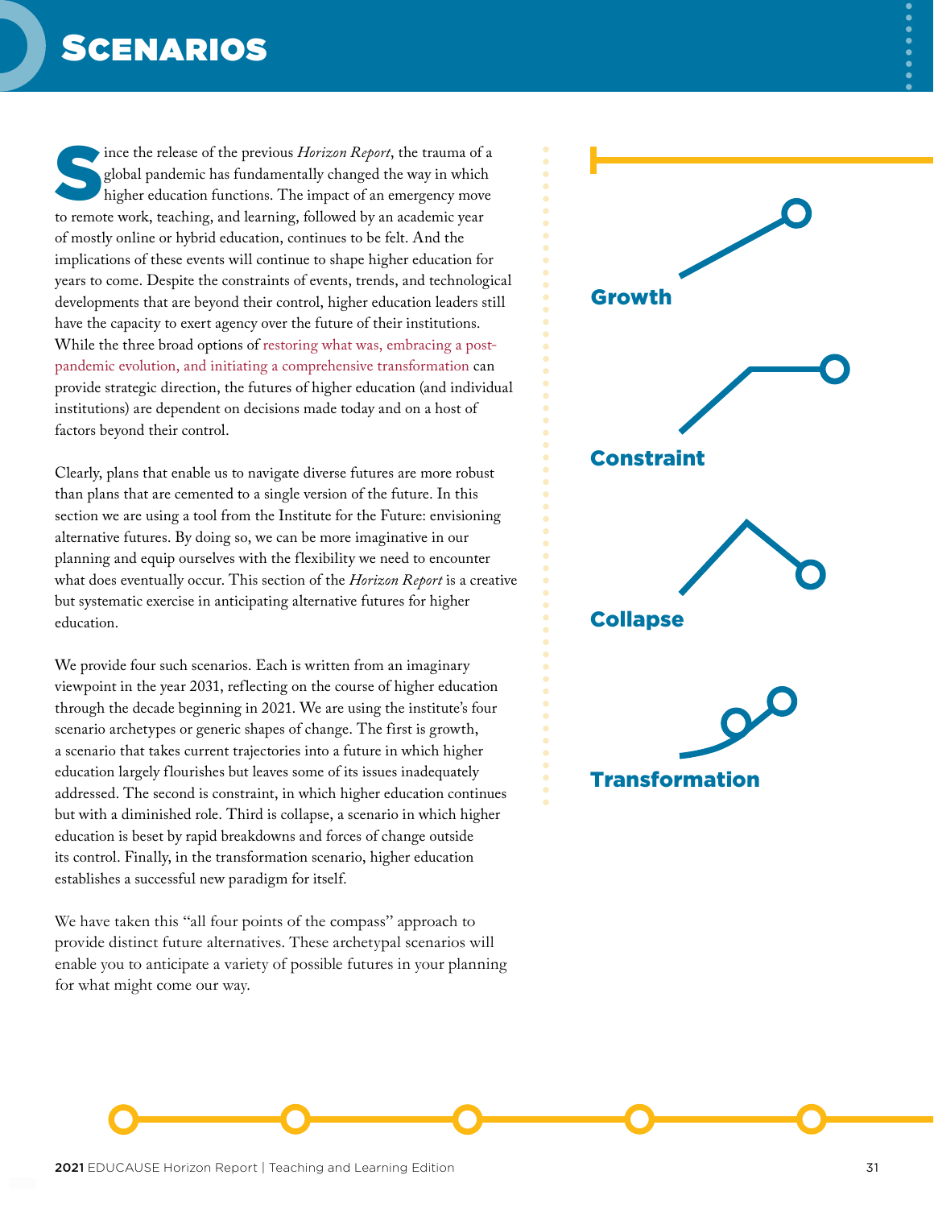# Scenarios

Since the release of the previous *Horizon Report*, the trauma of a global pandemic has fundamentally changed the way in which higher education functions. The impact of an emergency move to remote work, teaching, and learning, followed by an academic year of mostly online or hybrid education, continues to be felt. And the implications of these events will continue to shape higher education for years to come. Despite the constraints of events, trends, and technological developments that are beyond their control, higher education leaders still have the capacity to exert agency over the future of their institutions. While the three broad options of restoring what was, embracing a post-pandemic evolution, and initiating a comprehensive transformation can provide strategic direction, the futures of higher education (and individual institutions) are dependent on decisions made today and on a host of factors beyond their control.

Clearly, plans that enable us to navigate diverse futures are more robust than plans that are cemented to a single version of the future. In this section we are using a tool from the Institute for the Future: envisioning alternative futures. By doing so, we can be more imaginative in our planning and equip ourselves with the flexibility we need to encounter what does eventually occur. This section of the *Horizon Report* is a creative but systematic exercise in anticipating alternative futures for higher education.

We provide four such scenarios. Each is written from an imaginary viewpoint in the year 2031, reflecting on the course of higher education through the decade beginning in 2021. We are using the institute's four scenario archetypes or generic shapes of change. The first is growth, a scenario that takes current trajectories into a future in which higher education largely flourishes but leaves some of its issues inadequately addressed. The second is constraint, in which higher education continues but with a diminished role. Third is collapse, a scenario in which higher education is beset by rapid breakdowns and forces of change outside its control. Finally, in the transformation scenario, higher education establishes a successful new paradigm for itself.

We have taken this "all four points of the compass" approach to provide distinct future alternatives. These archetypal scenarios will enable you to anticipate a variety of possible futures in your planning for what might come our way.

**Growth**

**Constraint**

**Collapse**

**Transformation**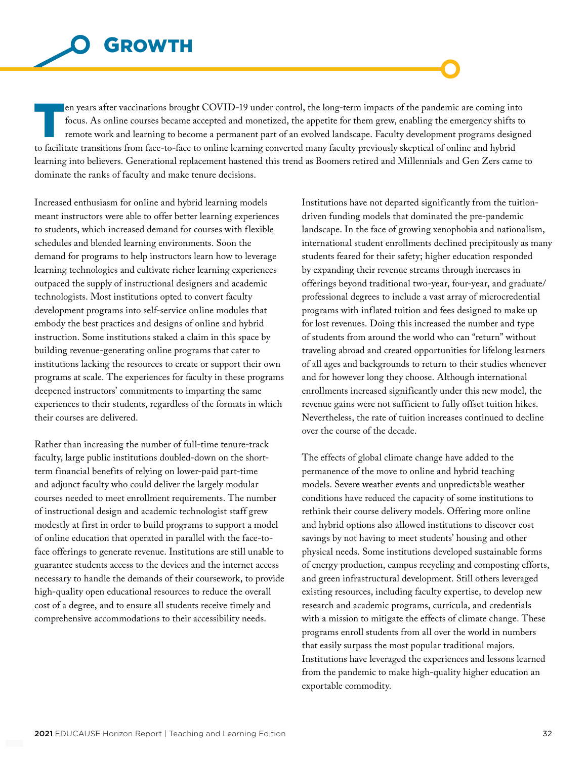# Growth

Ten years after vaccinations brought COVID-19 under control, the long-term impacts of the pandemic are coming into focus. As online courses became accepted and monetized, the appetite for them grew, enabling the emergency shifts to remote work and learning to become a permanent part of an evolved landscape. Faculty development programs designed to facilitate transitions from face-to-face to online learning converted many faculty previously skeptical of online and hybrid learning into believers. Generational replacement hastened this trend as Boomers retired and Millennials and Gen Zers came to dominate the ranks of faculty and make tenure decisions.

Increased enthusiasm for online and hybrid learning models meant instructors were able to offer better learning experiences to students, which increased demand for courses with flexible schedules and blended learning environments. Soon the demand for programs to help instructors learn how to leverage learning technologies and cultivate richer learning experiences outpaced the supply of instructional designers and academic technologists. Most institutions opted to convert faculty development programs into self-service online modules that embody the best practices and designs of online and hybrid instruction. Some institutions staked a claim in this space by building revenue-generating online programs that cater to institutions lacking the resources to create or support their own programs at scale. The experiences for faculty in these programs deepened instructors' commitments to imparting the same experiences to their students, regardless of the formats in which their courses are delivered.

Rather than increasing the number of full-time tenure-track faculty, large public institutions doubled-down on the short-term financial benefits of relying on lower-paid part-time and adjunct faculty who could deliver the largely modular courses needed to meet enrollment requirements. The number of instructional design and academic technologist staff grew modestly at first in order to build programs to support a model of online education that operated in parallel with the face-to-face offerings to generate revenue. Institutions are still unable to guarantee students access to the devices and the internet access necessary to handle the demands of their coursework, to provide high-quality open educational resources to reduce the overall cost of a degree, and to ensure all students receive timely and comprehensive accommodations to their accessibility needs.

Institutions have not departed significantly from the tuition-driven funding models that dominated the pre-pandemic landscape. In the face of growing xenophobia and nationalism, international student enrollments declined precipitously as many students feared for their safety; higher education responded by expanding their revenue streams through increases in offerings beyond traditional two-year, four-year, and graduate/professional degrees to include a vast array of microcredential programs with inflated tuition and fees designed to make up for lost revenues. Doing this increased the number and type of students from around the world who can "return" without traveling abroad and created opportunities for lifelong learners of all ages and backgrounds to return to their studies whenever and for however long they choose. Although international enrollments increased significantly under this new model, the revenue gains were not sufficient to fully offset tuition hikes. Nevertheless, the rate of tuition increases continued to decline over the course of the decade.

The effects of global climate change have added to the permanence of the move to online and hybrid teaching models. Severe weather events and unpredictable weather conditions have reduced the capacity of some institutions to rethink their course delivery models. Offering more online and hybrid options also allowed institutions to discover cost savings by not having to meet students' housing and other physical needs. Some institutions developed sustainable forms of energy production, campus recycling and composting efforts, and green infrastructural development. Still others leveraged existing resources, including faculty expertise, to develop new research and academic programs, curricula, and credentials with a mission to mitigate the effects of climate change. These programs enroll students from all over the world in numbers that easily surpass the most popular traditional majors. Institutions have leveraged the experiences and lessons learned from the pandemic to make high-quality higher education an exportable commodity.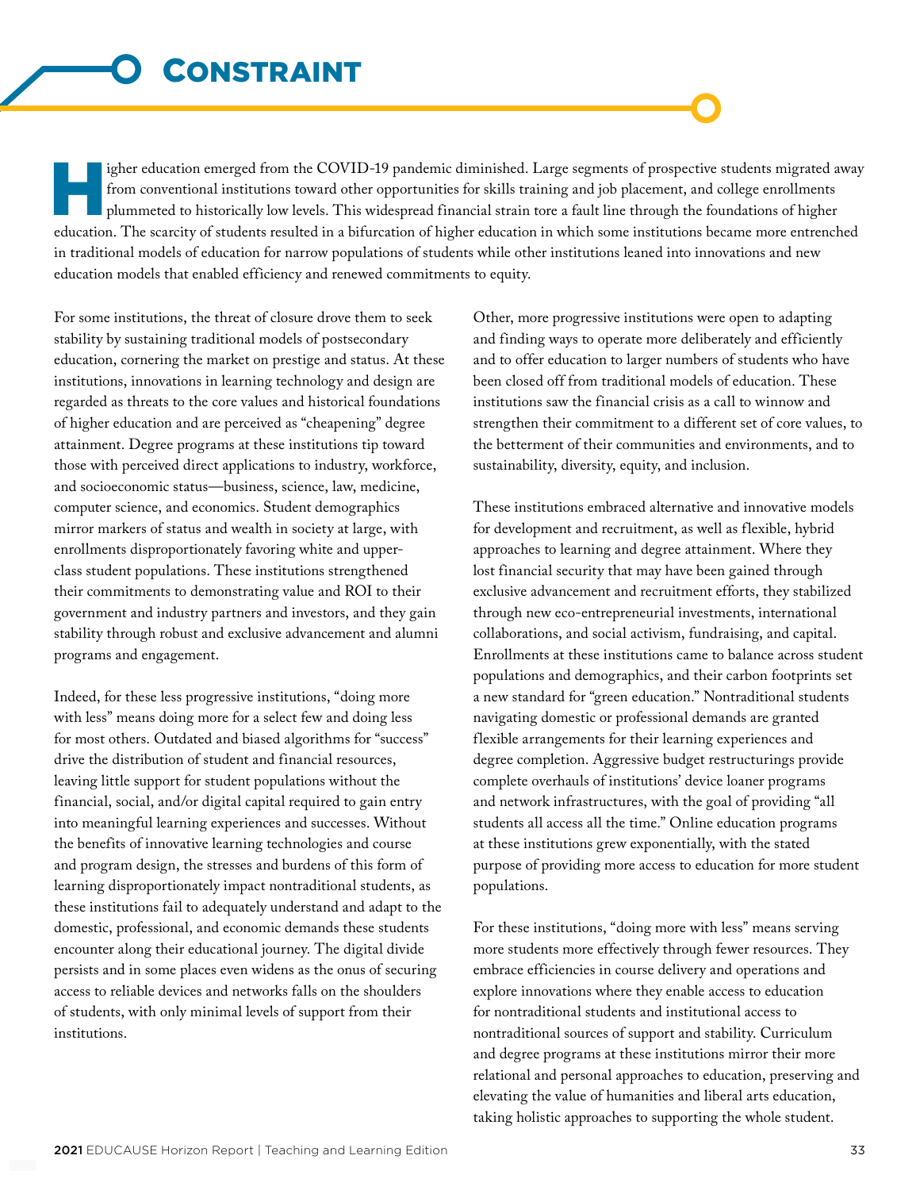# Constraint

Higher education emerged from the COVID-19 pandemic diminished. Large segments of prospective students migrated away from conventional institutions toward other opportunities for skills training and job placement, and college enrollments plummeted to historically low levels. This widespread financial strain tore a fault line through the foundations of higher education. The scarcity of students resulted in a bifurcation of higher education in which some institutions became more entrenched in traditional models of education for narrow populations of students while other institutions leaned into innovations and new education models that enabled efficiency and renewed commitments to equity.

For some institutions, the threat of closure drove them to seek stability by sustaining traditional models of postsecondary education, cornering the market on prestige and status. At these institutions, innovations in learning technology and design are regarded as threats to the core values and historical foundations of higher education and are perceived as "cheapening" degree attainment. Degree programs at these institutions tip toward those with perceived direct applications to industry, workforce, and socioeconomic status—business, science, law, medicine, computer science, and economics. Student demographics mirror markers of status and wealth in society at large, with enrollments disproportionately favoring white and upper-class student populations. These institutions strengthened their commitments to demonstrating value and ROI to their government and industry partners and investors, and they gain stability through robust and exclusive advancement and alumni programs and engagement.

Indeed, for these less progressive institutions, "doing more with less" means doing more for a select few and doing less for most others. Outdated and biased algorithms for "success" drive the distribution of student and financial resources, leaving little support for student populations without the financial, social, and/or digital capital required to gain entry into meaningful learning experiences and successes. Without the benefits of innovative learning technologies and course and program design, the stresses and burdens of this form of learning disproportionately impact nontraditional students, as these institutions fail to adequately understand and adapt to the domestic, professional, and economic demands these students encounter along their educational journey. The digital divide persists and in some places even widens as the onus of securing access to reliable devices and networks falls on the shoulders of students, with only minimal levels of support from their institutions.

Other, more progressive institutions were open to adapting and finding ways to operate more deliberately and efficiently and to offer education to larger numbers of students who have been closed off from traditional models of education. These institutions saw the financial crisis as a call to winnow and strengthen their commitment to a different set of core values, to the betterment of their communities and environments, and to sustainability, diversity, equity, and inclusion.

These institutions embraced alternative and innovative models for development and recruitment, as well as flexible, hybrid approaches to learning and degree attainment. Where they lost financial security that may have been gained through exclusive advancement and recruitment efforts, they stabilized through new eco-entrepreneurial investments, international collaborations, and social activism, fundraising, and capital. Enrollments at these institutions came to balance across student populations and demographics, and their carbon footprints set a new standard for "green education." Nontraditional students navigating domestic or professional demands are granted flexible arrangements for their learning experiences and degree completion. Aggressive budget restructurings provide complete overhauls of institutions' device loaner programs and network infrastructures, with the goal of providing "all students all access all the time." Online education programs at these institutions grew exponentially, with the stated purpose of providing more access to education for more student populations.

For these institutions, "doing more with less" means serving more students more effectively through fewer resources. They embrace efficiencies in course delivery and operations and explore innovations where they enable access to education for nontraditional students and institutional access to nontraditional sources of support and stability. Curriculum and degree programs at these institutions mirror their more relational and personal approaches to education, preserving and elevating the value of humanities and liberal arts education, taking holistic approaches to supporting the whole student.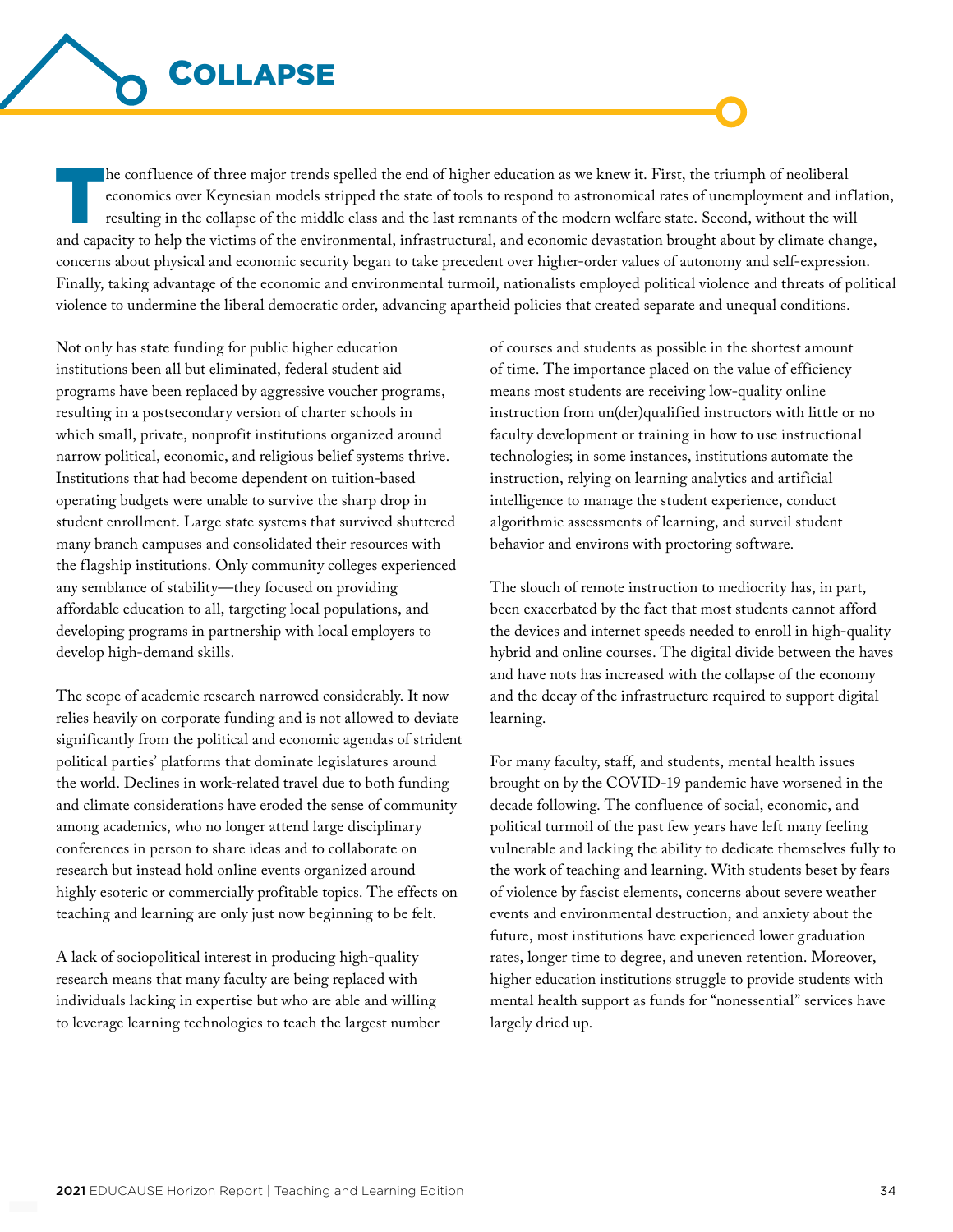# Collapse

The confluence of three major trends spelled the end of higher education as we knew it. First, the triumph of neoliberal economics over Keynesian models stripped the state of tools to respond to astronomical rates of unemployment and inflation, resulting in the collapse of the middle class and the last remnants of the modern welfare state. Second, without the will and capacity to help the victims of the environmental, infrastructural, and economic devastation brought about by climate change, concerns about physical and economic security began to take precedent over higher-order values of autonomy and self-expression. Finally, taking advantage of the economic and environmental turmoil, nationalists employed political violence and threats of political violence to undermine the liberal democratic order, advancing apartheid policies that created separate and unequal conditions.

Not only has state funding for public higher education institutions been all but eliminated, federal student aid programs have been replaced by aggressive voucher programs, resulting in a postsecondary version of charter schools in which small, private, nonprofit institutions organized around narrow political, economic, and religious belief systems thrive. Institutions that had become dependent on tuition-based operating budgets were unable to survive the sharp drop in student enrollment. Large state systems that survived shuttered many branch campuses and consolidated their resources with the flagship institutions. Only community colleges experienced any semblance of stability—they focused on providing affordable education to all, targeting local populations, and developing programs in partnership with local employers to develop high-demand skills.

The scope of academic research narrowed considerably. It now relies heavily on corporate funding and is not allowed to deviate significantly from the political and economic agendas of strident political parties' platforms that dominate legislatures around the world. Declines in work-related travel due to both funding and climate considerations have eroded the sense of community among academics, who no longer attend large disciplinary conferences in person to share ideas and to collaborate on research but instead hold online events organized around highly esoteric or commercially profitable topics. The effects on teaching and learning are only just now beginning to be felt.

A lack of sociopolitical interest in producing high-quality research means that many faculty are being replaced with individuals lacking in expertise but who are able and willing to leverage learning technologies to teach the largest number of courses and students as possible in the shortest amount of time. The importance placed on the value of efficiency means most students are receiving low-quality online instruction from un(der)qualified instructors with little or no faculty development or training in how to use instructional technologies; in some instances, institutions automate the instruction, relying on learning analytics and artificial intelligence to manage the student experience, conduct algorithmic assessments of learning, and surveil student behavior and environs with proctoring software.

The slouch of remote instruction to mediocrity has, in part, been exacerbated by the fact that most students cannot afford the devices and internet speeds needed to enroll in high-quality hybrid and online courses. The digital divide between the haves and have nots has increased with the collapse of the economy and the decay of the infrastructure required to support digital learning.

For many faculty, staff, and students, mental health issues brought on by the COVID-19 pandemic have worsened in the decade following. The confluence of social, economic, and political turmoil of the past few years have left many feeling vulnerable and lacking the ability to dedicate themselves fully to the work of teaching and learning. With students beset by fears of violence by fascist elements, concerns about severe weather events and environmental destruction, and anxiety about the future, most institutions have experienced lower graduation rates, longer time to degree, and uneven retention. Moreover, higher education institutions struggle to provide students with mental health support as funds for "nonessential" services have largely dried up.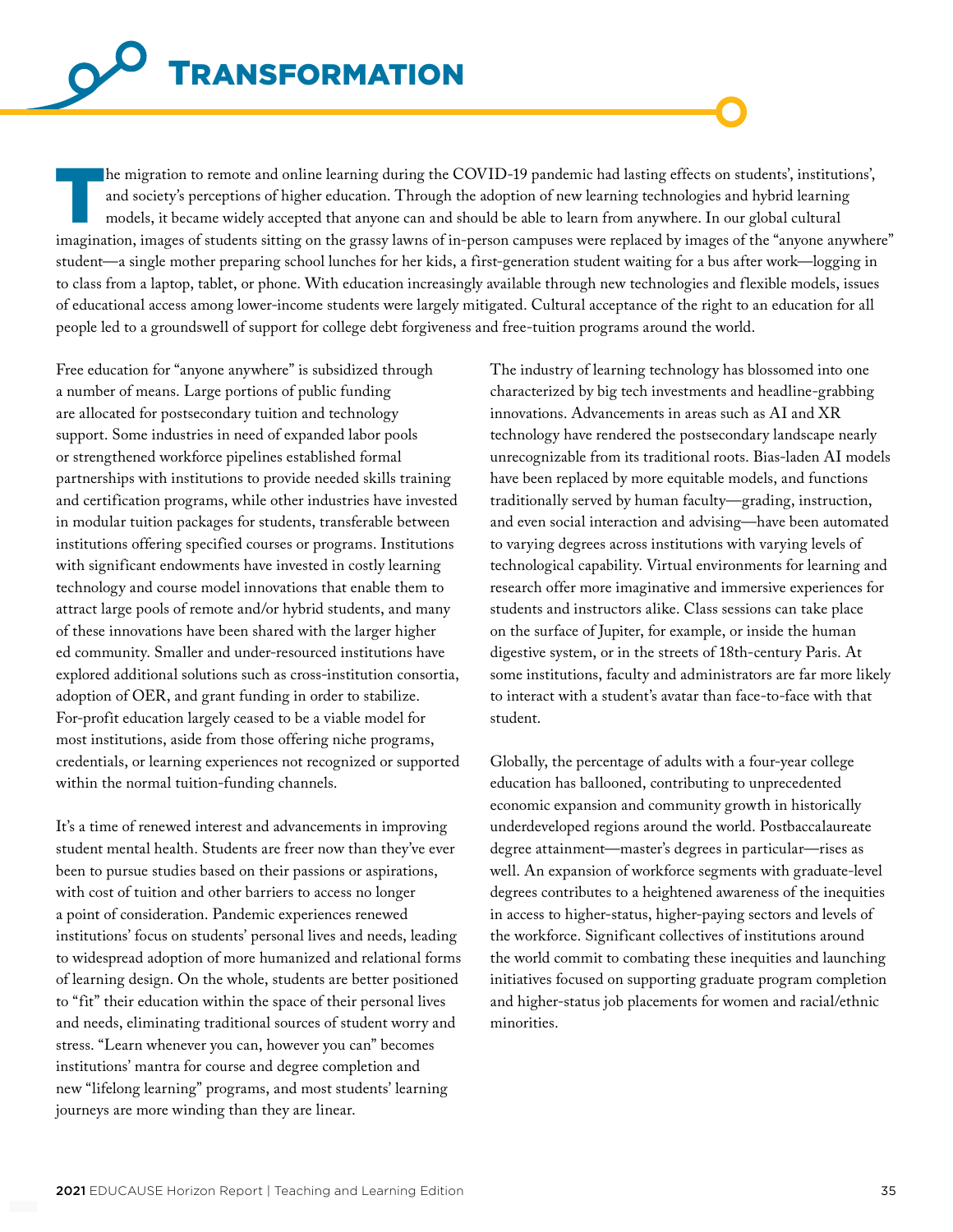# Transformation

The migration to remote and online learning during the COVID-19 pandemic had lasting effects on students', institutions', and society's perceptions of higher education. Through the adoption of new learning technologies and hybrid learning models, it became widely accepted that anyone can and should be able to learn from anywhere. In our global cultural imagination, images of students sitting on the grassy lawns of in-person campuses were replaced by images of the "anyone anywhere" student—a single mother preparing school lunches for her kids, a first-generation student waiting for a bus after work—logging in to class from a laptop, tablet, or phone. With education increasingly available through new technologies and flexible models, issues of educational access among lower-income students were largely mitigated. Cultural acceptance of the right to an education for all people led to a groundswell of support for college debt forgiveness and free-tuition programs around the world.

Free education for "anyone anywhere" is subsidized through a number of means. Large portions of public funding are allocated for postsecondary tuition and technology support. Some industries in need of expanded labor pools or strengthened workforce pipelines established formal partnerships with institutions to provide needed skills training and certification programs, while other industries have invested in modular tuition packages for students, transferable between institutions offering specified courses or programs. Institutions with significant endowments have invested in costly learning technology and course model innovations that enable them to attract large pools of remote and/or hybrid students, and many of these innovations have been shared with the larger higher ed community. Smaller and under-resourced institutions have explored additional solutions such as cross-institution consortia, adoption of OER, and grant funding in order to stabilize. For-profit education largely ceased to be a viable model for most institutions, aside from those offering niche programs, credentials, or learning experiences not recognized or supported within the normal tuition-funding channels.

It's a time of renewed interest and advancements in improving student mental health. Students are freer now than they've ever been to pursue studies based on their passions or aspirations, with cost of tuition and other barriers to access no longer a point of consideration. Pandemic experiences renewed institutions' focus on students' personal lives and needs, leading to widespread adoption of more humanized and relational forms of learning design. On the whole, students are better positioned to "fit" their education within the space of their personal lives and needs, eliminating traditional sources of student worry and stress. "Learn whenever you can, however you can" becomes institutions' mantra for course and degree completion and new "lifelong learning" programs, and most students' learning journeys are more winding than they are linear.

The industry of learning technology has blossomed into one characterized by big tech investments and headline-grabbing innovations. Advancements in areas such as AI and XR technology have rendered the postsecondary landscape nearly unrecognizable from its traditional roots. Bias-laden AI models have been replaced by more equitable models, and functions traditionally served by human faculty—grading, instruction, and even social interaction and advising—have been automated to varying degrees across institutions with varying levels of technological capability. Virtual environments for learning and research offer more imaginative and immersive experiences for students and instructors alike. Class sessions can take place on the surface of Jupiter, for example, or inside the human digestive system, or in the streets of 18th-century Paris. At some institutions, faculty and administrators are far more likely to interact with a student's avatar than face-to-face with that student.

Globally, the percentage of adults with a four-year college education has ballooned, contributing to unprecedented economic expansion and community growth in historically underdeveloped regions around the world. Postbaccalaureate degree attainment—master's degrees in particular—rises as well. An expansion of workforce segments with graduate-level degrees contributes to a heightened awareness of the inequities in access to higher-status, higher-paying sectors and levels of the workforce. Significant collectives of institutions around the world commit to combating these inequities and launching initiatives focused on supporting graduate program completion and higher-status job placements for women and racial/ethnic minorities.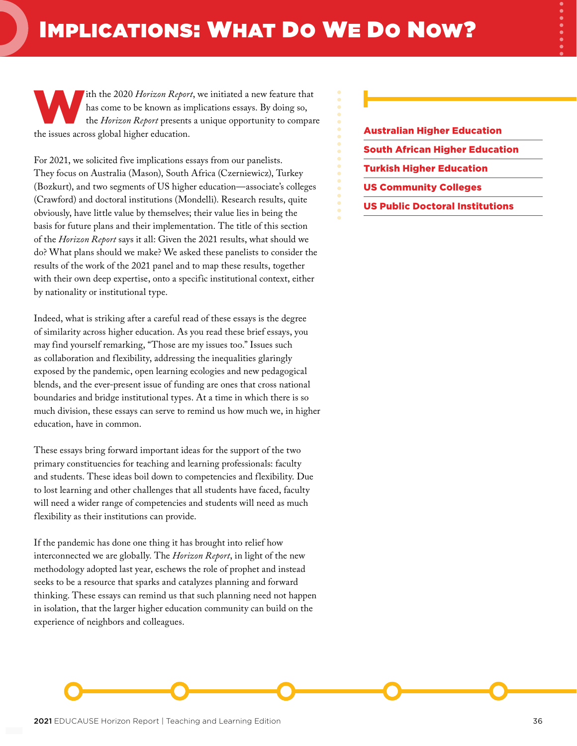# Implications: What Do We Do Now?

With the 2020 *Horizon Report*, we initiated a new feature that has come to be known as implications essays. By doing so, the *Horizon Report* presents a unique opportunity to compare the issues across global higher education.

For 2021, we solicited five implications essays from our panelists. They focus on Australia (Mason), South Africa (Czerniewicz), Turkey (Bozkurt), and two segments of US higher education—associate's colleges (Crawford) and doctoral institutions (Mondelli). Research results, quite obviously, have little value by themselves; their value lies in being the basis for future plans and their implementation. The title of this section of the *Horizon Report* says it all: Given the 2021 results, what should we do? What plans should we make? We asked these panelists to consider the results of the work of the 2021 panel and to map these results, together with their own deep expertise, onto a specific institutional context, either by nationality or institutional type.

Indeed, what is striking after a careful read of these essays is the degree of similarity across higher education. As you read these brief essays, you may find yourself remarking, "Those are my issues too." Issues such as collaboration and flexibility, addressing the inequalities glaringly exposed by the pandemic, open learning ecologies and new pedagogical blends, and the ever-present issue of funding are ones that cross national boundaries and bridge institutional types. At a time in which there is so much division, these essays can serve to remind us how much we, in higher education, have in common.

These essays bring forward important ideas for the support of the two primary constituencies for teaching and learning professionals: faculty and students. These ideas boil down to competencies and flexibility. Due to lost learning and other challenges that all students have faced, faculty will need a wider range of competencies and students will need as much flexibility as their institutions can provide.

If the pandemic has done one thing it has brought into relief how interconnected we are globally. The *Horizon Report*, in light of the new methodology adopted last year, eschews the role of prophet and instead seeks to be a resource that sparks and catalyzes planning and forward thinking. These essays can remind us that such planning need not happen in isolation, that the larger higher education community can build on the experience of neighbors and colleagues.

**Australian Higher Education**

**South African Higher Education**

**Turkish Higher Education**

**US Community Colleges**

**US Public Doctoral Institutions**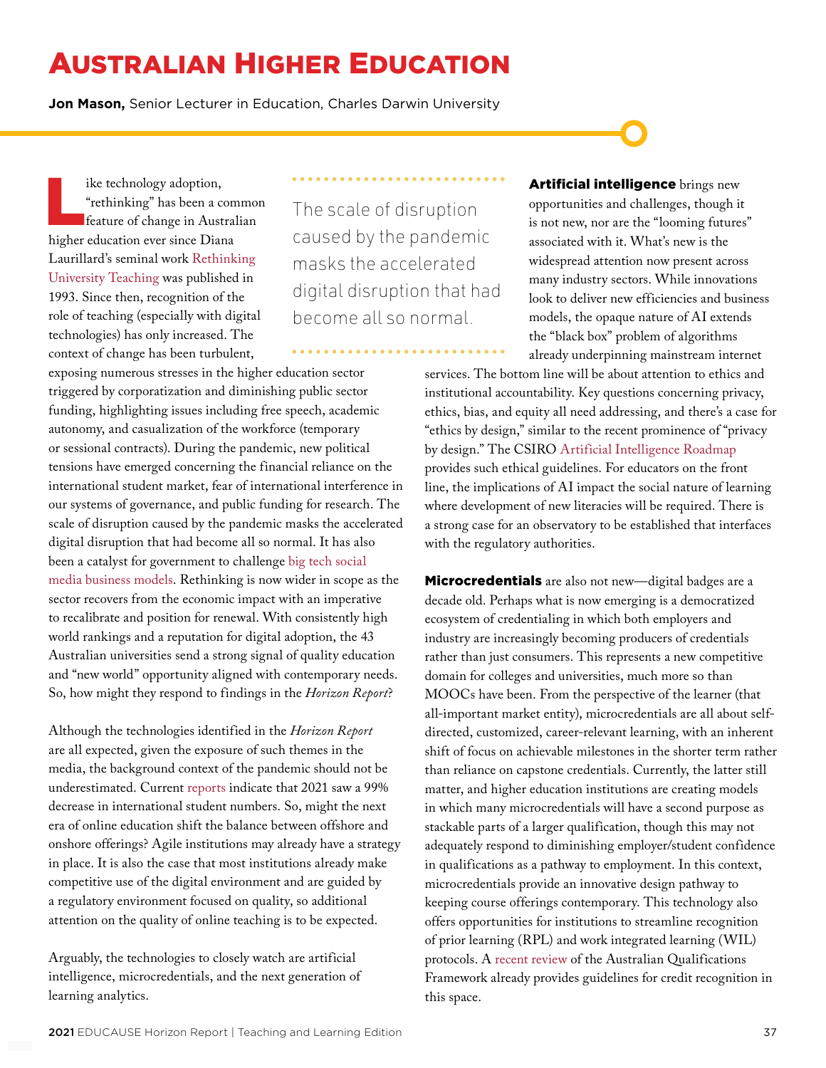# Australian Higher Education

**Jon Mason,** Senior Lecturer in Education, Charles Darwin University

Like technology adoption, "rethinking" has been a common feature of change in Australian higher education ever since Diana Laurillard's seminal work Rethinking University Teaching was published in 1993. Since then, recognition of the role of teaching (especially with digital technologies) has only increased. The context of change has been turbulent, exposing numerous stresses in the higher education sector triggered by corporatization and diminishing public sector funding, highlighting issues including free speech, academic autonomy, and casualization of the workforce (temporary or sessional contracts). During the pandemic, new political tensions have emerged concerning the financial reliance on the international student market, fear of international interference in our systems of governance, and public funding for research. The scale of disruption caused by the pandemic masks the accelerated digital disruption that had become all so normal. It has also been a catalyst for government to challenge big tech social media business models. Rethinking is now wider in scope as the sector recovers from the economic impact with an imperative to recalibrate and position for renewal. With consistently high world rankings and a reputation for digital adoption, the 43 Australian universities send a strong signal of quality education and "new world" opportunity aligned with contemporary needs. So, how might they respond to findings in the *Horizon Report*?

> The scale of disruption caused by the pandemic masks the accelerated digital disruption that had become all so normal.

Although the technologies identified in the *Horizon Report* are all expected, given the exposure of such themes in the media, the background context of the pandemic should not be underestimated. Current reports indicate that 2021 saw a 99% decrease in international student numbers. So, might the next era of online education shift the balance between offshore and onshore offerings? Agile institutions may already have a strategy in place. It is also the case that most institutions already make competitive use of the digital environment and are guided by a regulatory environment focused on quality, so additional attention on the quality of online teaching is to be expected.

Arguably, the technologies to closely watch are artificial intelligence, microcredentials, and the next generation of learning analytics.

**Artificial intelligence** brings new opportunities and challenges, though it is not new, nor are the "looming futures" associated with it. What's new is the widespread attention now present across many industry sectors. While innovations look to deliver new efficiencies and business models, the opaque nature of AI extends the "black box" problem of algorithms already underpinning mainstream internet services. The bottom line will be about attention to ethics and institutional accountability. Key questions concerning privacy, ethics, bias, and equity all need addressing, and there's a case for "ethics by design," similar to the recent prominence of "privacy by design." The CSIRO Artificial Intelligence Roadmap provides such ethical guidelines. For educators on the front line, the implications of AI impact the social nature of learning where development of new literacies will be required. There is a strong case for an observatory to be established that interfaces with the regulatory authorities.

**Microcredentials** are also not new—digital badges are a decade old. Perhaps what is now emerging is a democratized ecosystem of credentialing in which both employers and industry are increasingly becoming producers of credentials rather than just consumers. This represents a new competitive domain for colleges and universities, much more so than MOOCs have been. From the perspective of the learner (that all-important market entity), microcredentials are all about self-directed, customized, career-relevant learning, with an inherent shift of focus on achievable milestones in the shorter term rather than reliance on capstone credentials. Currently, the latter still matter, and higher education institutions are creating models in which many microcredentials will have a second purpose as stackable parts of a larger qualification, though this may not adequately respond to diminishing employer/student confidence in qualifications as a pathway to employment. In this context, microcredentials provide an innovative design pathway to keeping course offerings contemporary. This technology also offers opportunities for institutions to streamline recognition of prior learning (RPL) and work integrated learning (WIL) protocols. A recent review of the Australian Qualifications Framework already provides guidelines for credit recognition in this space.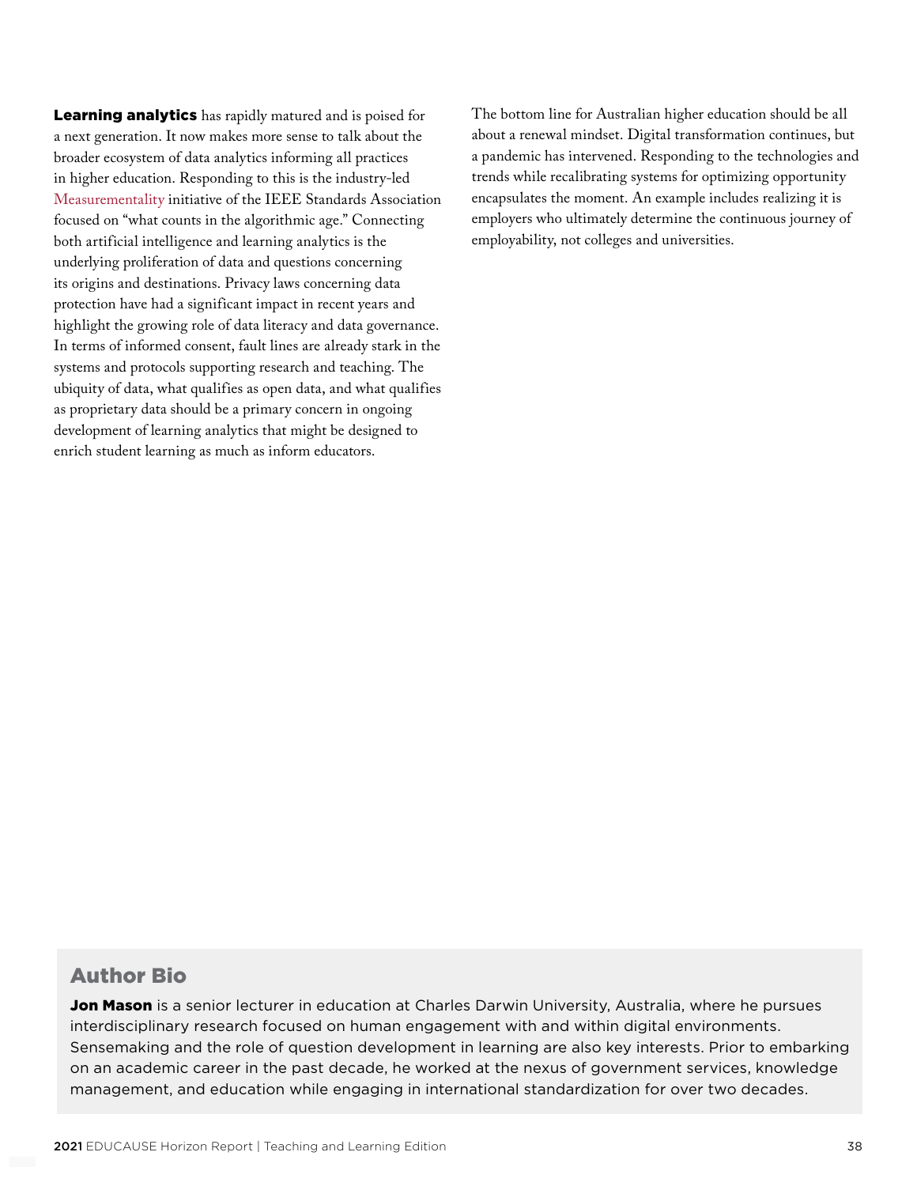**Learning analytics** has rapidly matured and is poised for a next generation. It now makes more sense to talk about the broader ecosystem of data analytics informing all practices in higher education. Responding to this is the industry-led Measurementality initiative of the IEEE Standards Association focused on "what counts in the algorithmic age." Connecting both artificial intelligence and learning analytics is the underlying proliferation of data and questions concerning its origins and destinations. Privacy laws concerning data protection have had a significant impact in recent years and highlight the growing role of data literacy and data governance. In terms of informed consent, fault lines are already stark in the systems and protocols supporting research and teaching. The ubiquity of data, what qualifies as open data, and what qualifies as proprietary data should be a primary concern in ongoing development of learning analytics that might be designed to enrich student learning as much as inform educators.

The bottom line for Australian higher education should be all about a renewal mindset. Digital transformation continues, but a pandemic has intervened. Responding to the technologies and trends while recalibrating systems for optimizing opportunity encapsulates the moment. An example includes realizing it is employers who ultimately determine the continuous journey of employability, not colleges and universities.

## Author Bio

**Jon Mason** is a senior lecturer in education at Charles Darwin University, Australia, where he pursues interdisciplinary research focused on human engagement with and within digital environments. Sensemaking and the role of question development in learning are also key interests. Prior to embarking on an academic career in the past decade, he worked at the nexus of government services, knowledge management, and education while engaging in international standardization for over two decades.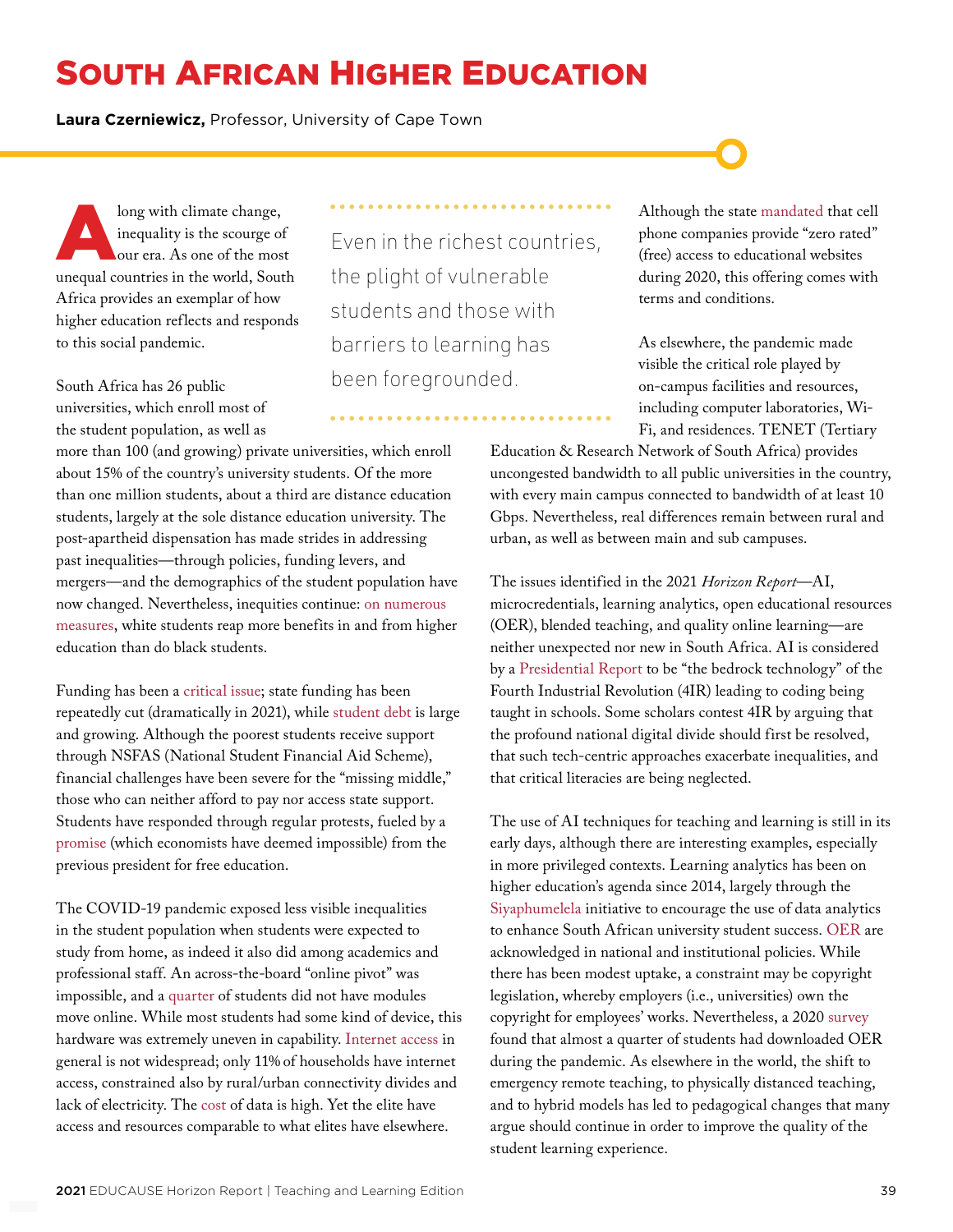# South African Higher Education

**Laura Czerniewicz,** Professor, University of Cape Town

Along with climate change, inequality is the scourge of our era. As one of the most unequal countries in the world, South Africa provides an exemplar of how higher education reflects and responds to this social pandemic.

> Even in the richest countries, the plight of vulnerable students and those with barriers to learning has been foregrounded.

South Africa has 26 public universities, which enroll most of the student population, as well as more than 100 (and growing) private universities, which enroll about 15% of the country's university students. Of the more than one million students, about a third are distance education students, largely at the sole distance education university. The post-apartheid dispensation has made strides in addressing past inequalities—through policies, funding levers, and mergers—and the demographics of the student population have now changed. Nevertheless, inequities continue: on numerous measures, white students reap more benefits in and from higher education than do black students.

Funding has been a critical issue; state funding has been repeatedly cut (dramatically in 2021), while student debt is large and growing. Although the poorest students receive support through NSFAS (National Student Financial Aid Scheme), financial challenges have been severe for the "missing middle," those who can neither afford to pay nor access state support. Students have responded through regular protests, fueled by a promise (which economists have deemed impossible) from the previous president for free education.

The COVID-19 pandemic exposed less visible inequalities in the student population when students were expected to study from home, as indeed it also did among academics and professional staff. An across-the-board "online pivot" was impossible, and a quarter of students did not have modules move online. While most students had some kind of device, this hardware was extremely uneven in capability. Internet access in general is not widespread; only 11% of households have internet access, constrained also by rural/urban connectivity divides and lack of electricity. The cost of data is high. Yet the elite have access and resources comparable to what elites have elsewhere.

Although the state mandated that cell phone companies provide "zero rated" (free) access to educational websites during 2020, this offering comes with terms and conditions.

As elsewhere, the pandemic made visible the critical role played by on-campus facilities and resources, including computer laboratories, Wi-Fi, and residences. TENET (Tertiary Education & Research Network of South Africa) provides uncongested bandwidth to all public universities in the country, with every main campus connected to bandwidth of at least 10 Gbps. Nevertheless, real differences remain between rural and urban, as well as between main and sub campuses.

The issues identified in the 2021 *Horizon Report*—AI, microcredentials, learning analytics, open educational resources (OER), blended teaching, and quality online learning—are neither unexpected nor new in South Africa. AI is considered by a Presidential Report to be "the bedrock technology" of the Fourth Industrial Revolution (4IR) leading to coding being taught in schools. Some scholars contest 4IR by arguing that the profound national digital divide should first be resolved, that such tech-centric approaches exacerbate inequalities, and that critical literacies are being neglected.

The use of AI techniques for teaching and learning is still in its early days, although there are interesting examples, especially in more privileged contexts. Learning analytics has been on higher education's agenda since 2014, largely through the Siyaphumelela initiative to encourage the use of data analytics to enhance South African university student success. OER are acknowledged in national and institutional policies. While there has been modest uptake, a constraint may be copyright legislation, whereby employers (i.e., universities) own the copyright for employees' works. Nevertheless, a 2020 survey found that almost a quarter of students had downloaded OER during the pandemic. As elsewhere in the world, the shift to emergency remote teaching, to physically distanced teaching, and to hybrid models has led to pedagogical changes that many argue should continue in order to improve the quality of the student learning experience.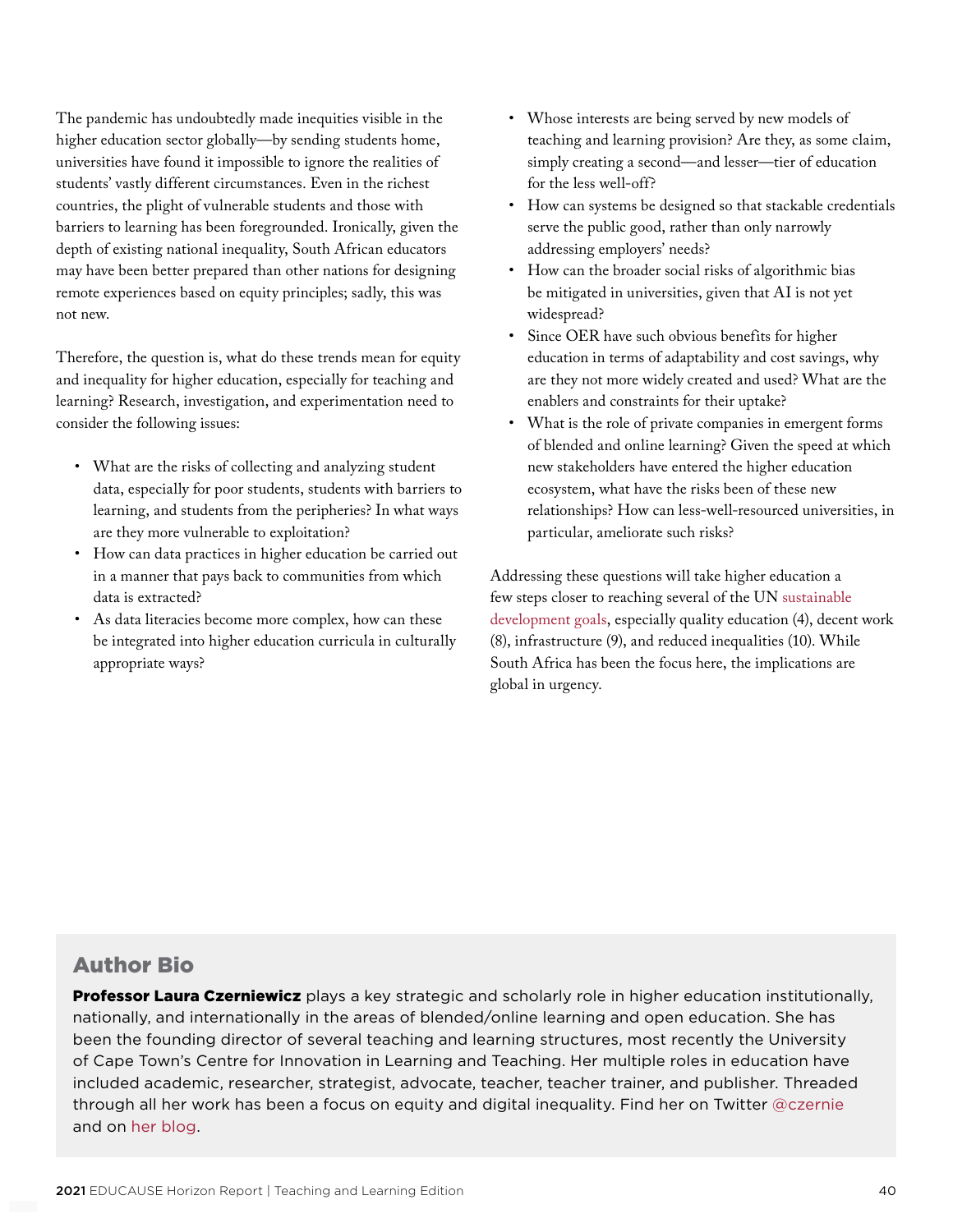The pandemic has undoubtedly made inequities visible in the higher education sector globally—by sending students home, universities have found it impossible to ignore the realities of students' vastly different circumstances. Even in the richest countries, the plight of vulnerable students and those with barriers to learning has been foregrounded. Ironically, given the depth of existing national inequality, South African educators may have been better prepared than other nations for designing remote experiences based on equity principles; sadly, this was not new.

Therefore, the question is, what do these trends mean for equity and inequality for higher education, especially for teaching and learning? Research, investigation, and experimentation need to consider the following issues:

- What are the risks of collecting and analyzing student data, especially for poor students, students with barriers to learning, and students from the peripheries? In what ways are they more vulnerable to exploitation?
- How can data practices in higher education be carried out in a manner that pays back to communities from which data is extracted?
- As data literacies become more complex, how can these be integrated into higher education curricula in culturally appropriate ways?
- Whose interests are being served by new models of teaching and learning provision? Are they, as some claim, simply creating a second—and lesser—tier of education for the less well-off?
- How can systems be designed so that stackable credentials serve the public good, rather than only narrowly addressing employers' needs?
- How can the broader social risks of algorithmic bias be mitigated in universities, given that AI is not yet widespread?
- Since OER have such obvious benefits for higher education in terms of adaptability and cost savings, why are they not more widely created and used? What are the enablers and constraints for their uptake?
- What is the role of private companies in emergent forms of blended and online learning? Given the speed at which new stakeholders have entered the higher education ecosystem, what have the risks been of these new relationships? How can less-well-resourced universities, in particular, ameliorate such risks?

Addressing these questions will take higher education a few steps closer to reaching several of the UN sustainable development goals, especially quality education (4), decent work (8), infrastructure (9), and reduced inequalities (10). While South Africa has been the focus here, the implications are global in urgency.

## Author Bio

**Professor Laura Czerniewicz** plays a key strategic and scholarly role in higher education institutionally, nationally, and internationally in the areas of blended/online learning and open education. She has been the founding director of several teaching and learning structures, most recently the University of Cape Town's Centre for Innovation in Learning and Teaching. Her multiple roles in education have included academic, researcher, strategist, advocate, teacher, teacher trainer, and publisher. Threaded through all her work has been a focus on equity and digital inequality. Find her on Twitter @czernie and on her blog.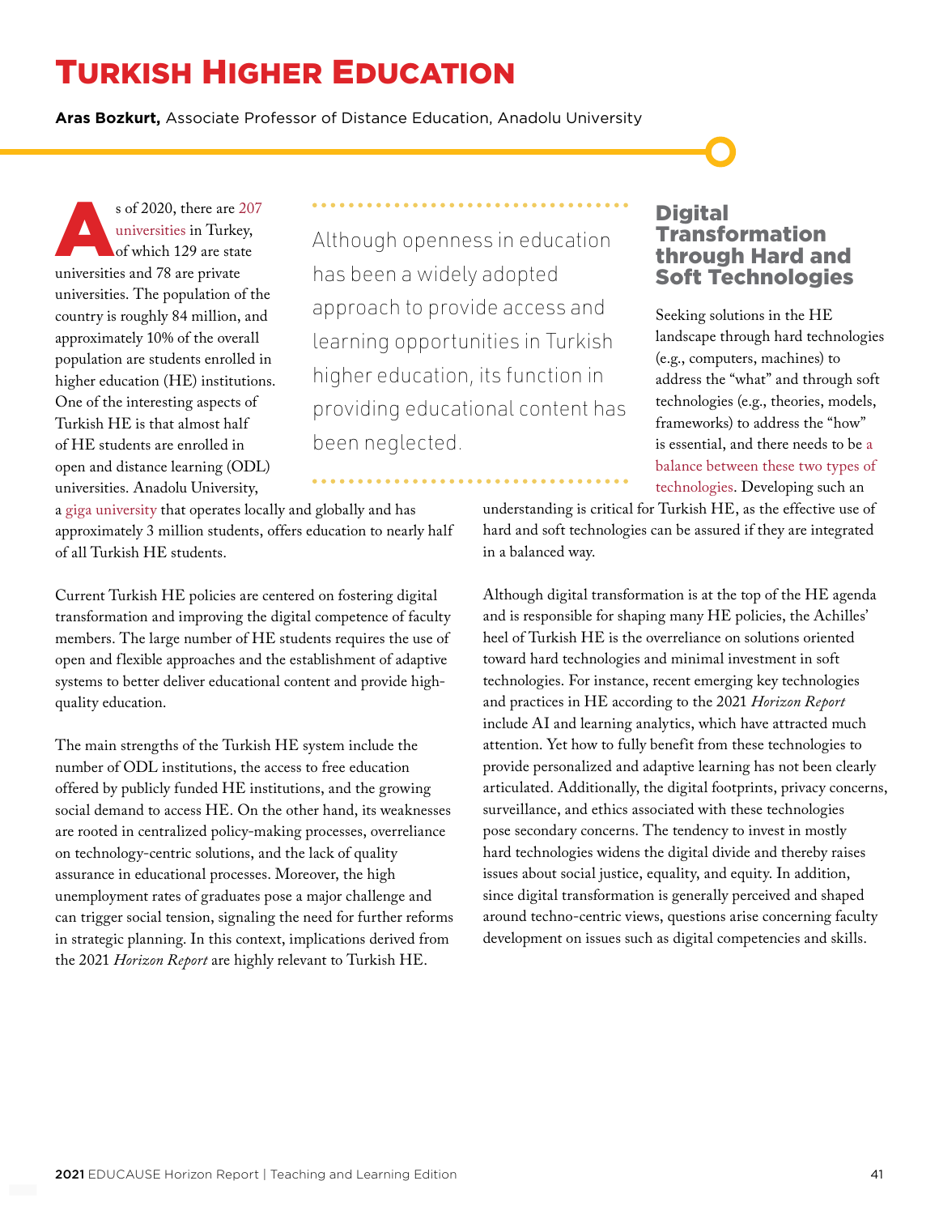# Turkish Higher Education

**Aras Bozkurt,** Associate Professor of Distance Education, Anadolu University

As of 2020, there are 207 universities in Turkey, of which 129 are state universities and 78 are private universities. The population of the country is roughly 84 million, and approximately 10% of the overall population are students enrolled in higher education (HE) institutions. One of the interesting aspects of Turkish HE is that almost half of HE students are enrolled in open and distance learning (ODL) universities. Anadolu University, a giga university that operates locally and globally and has approximately 3 million students, offers education to nearly half of all Turkish HE students.

> Although openness in education has been a widely adopted approach to provide access and learning opportunities in Turkish higher education, its function in providing educational content has been neglected.

Current Turkish HE policies are centered on fostering digital transformation and improving the digital competence of faculty members. The large number of HE students requires the use of open and flexible approaches and the establishment of adaptive systems to better deliver educational content and provide high-quality education.

The main strengths of the Turkish HE system include the number of ODL institutions, the access to free education offered by publicly funded HE institutions, and the growing social demand to access HE. On the other hand, its weaknesses are rooted in centralized policy-making processes, overreliance on technology-centric solutions, and the lack of quality assurance in educational processes. Moreover, the high unemployment rates of graduates pose a major challenge and can trigger social tension, signaling the need for further reforms in strategic planning. In this context, implications derived from the 2021 *Horizon Report* are highly relevant to Turkish HE.

## Digital Transformation through Hard and Soft Technologies

Seeking solutions in the HE landscape through hard technologies (e.g., computers, machines) to address the "what" and through soft technologies (e.g., theories, models, frameworks) to address the "how" is essential, and there needs to be a balance between these two types of technologies. Developing such an understanding is critical for Turkish HE, as the effective use of hard and soft technologies can be assured if they are integrated in a balanced way.

Although digital transformation is at the top of the HE agenda and is responsible for shaping many HE policies, the Achilles' heel of Turkish HE is the overreliance on solutions oriented toward hard technologies and minimal investment in soft technologies. For instance, recent emerging key technologies and practices in HE according to the 2021 *Horizon Report* include AI and learning analytics, which have attracted much attention. Yet how to fully benefit from these technologies to provide personalized and adaptive learning has not been clearly articulated. Additionally, the digital footprints, privacy concerns, surveillance, and ethics associated with these technologies pose secondary concerns. The tendency to invest in mostly hard technologies widens the digital divide and thereby raises issues about social justice, equality, and equity. In addition, since digital transformation is generally perceived and shaped around techno-centric views, questions arise concerning faculty development on issues such as digital competencies and skills.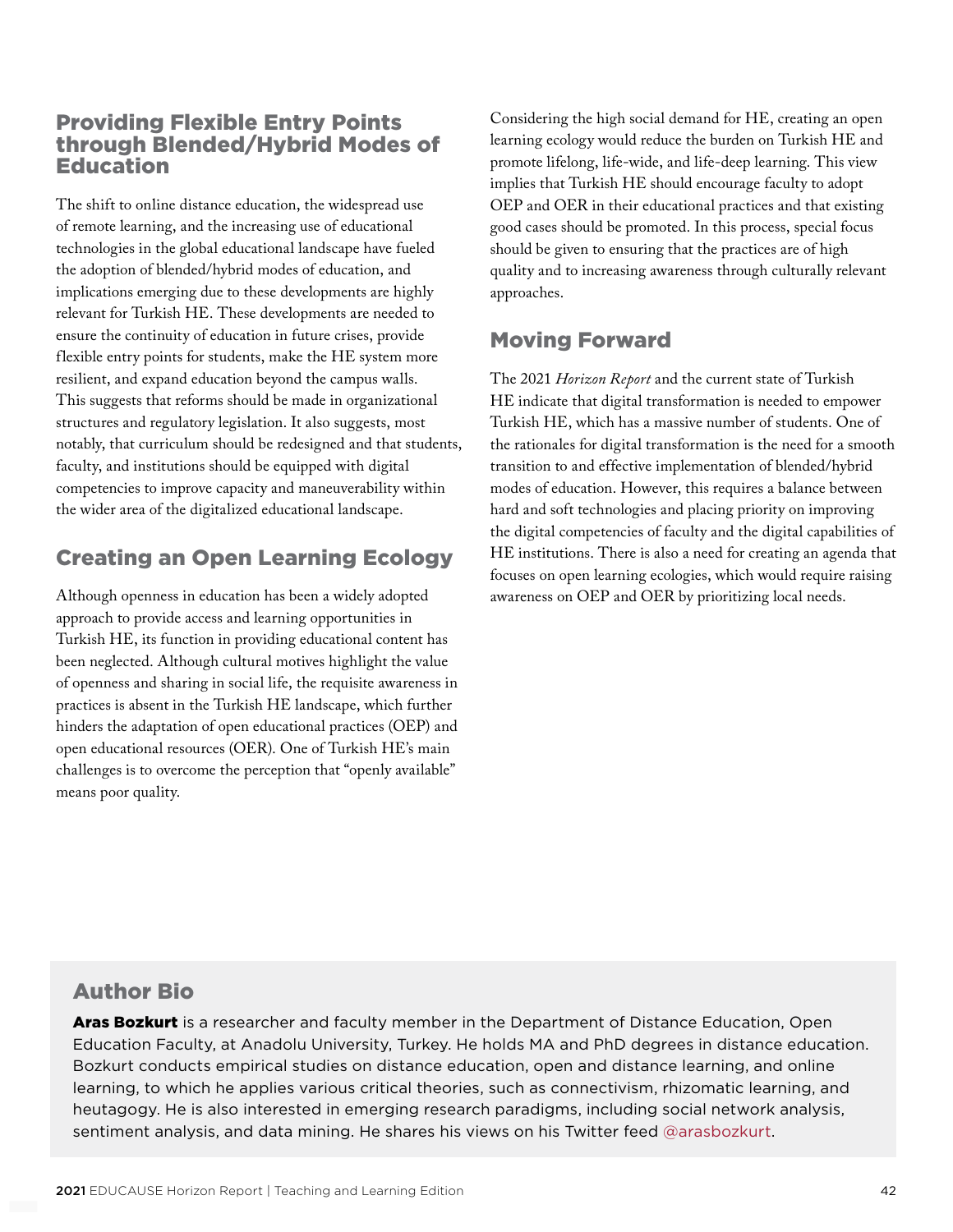## Providing Flexible Entry Points through Blended/Hybrid Modes of Education

The shift to online distance education, the widespread use of remote learning, and the increasing use of educational technologies in the global educational landscape have fueled the adoption of blended/hybrid modes of education, and implications emerging due to these developments are highly relevant for Turkish HE. These developments are needed to ensure the continuity of education in future crises, provide flexible entry points for students, make the HE system more resilient, and expand education beyond the campus walls. This suggests that reforms should be made in organizational structures and regulatory legislation. It also suggests, most notably, that curriculum should be redesigned and that students, faculty, and institutions should be equipped with digital competencies to improve capacity and maneuverability within the wider area of the digitalized educational landscape.

## Creating an Open Learning Ecology

Although openness in education has been a widely adopted approach to provide access and learning opportunities in Turkish HE, its function in providing educational content has been neglected. Although cultural motives highlight the value of openness and sharing in social life, the requisite awareness in practices is absent in the Turkish HE landscape, which further hinders the adaptation of open educational practices (OEP) and open educational resources (OER). One of Turkish HE's main challenges is to overcome the perception that "openly available" means poor quality.

Considering the high social demand for HE, creating an open learning ecology would reduce the burden on Turkish HE and promote lifelong, life-wide, and life-deep learning. This view implies that Turkish HE should encourage faculty to adopt OEP and OER in their educational practices and that existing good cases should be promoted. In this process, special focus should be given to ensuring that the practices are of high quality and to increasing awareness through culturally relevant approaches.

## Moving Forward

The 2021 *Horizon Report* and the current state of Turkish HE indicate that digital transformation is needed to empower Turkish HE, which has a massive number of students. One of the rationales for digital transformation is the need for a smooth transition to and effective implementation of blended/hybrid modes of education. However, this requires a balance between hard and soft technologies and placing priority on improving the digital competencies of faculty and the digital capabilities of HE institutions. There is also a need for creating an agenda that focuses on open learning ecologies, which would require raising awareness on OEP and OER by prioritizing local needs.

## Author Bio

**Aras Bozkurt** is a researcher and faculty member in the Department of Distance Education, Open Education Faculty, at Anadolu University, Turkey. He holds MA and PhD degrees in distance education. Bozkurt conducts empirical studies on distance education, open and distance learning, and online learning, to which he applies various critical theories, such as connectivism, rhizomatic learning, and heutagogy. He is also interested in emerging research paradigms, including social network analysis, sentiment analysis, and data mining. He shares his views on his Twitter feed @arasbozkurt.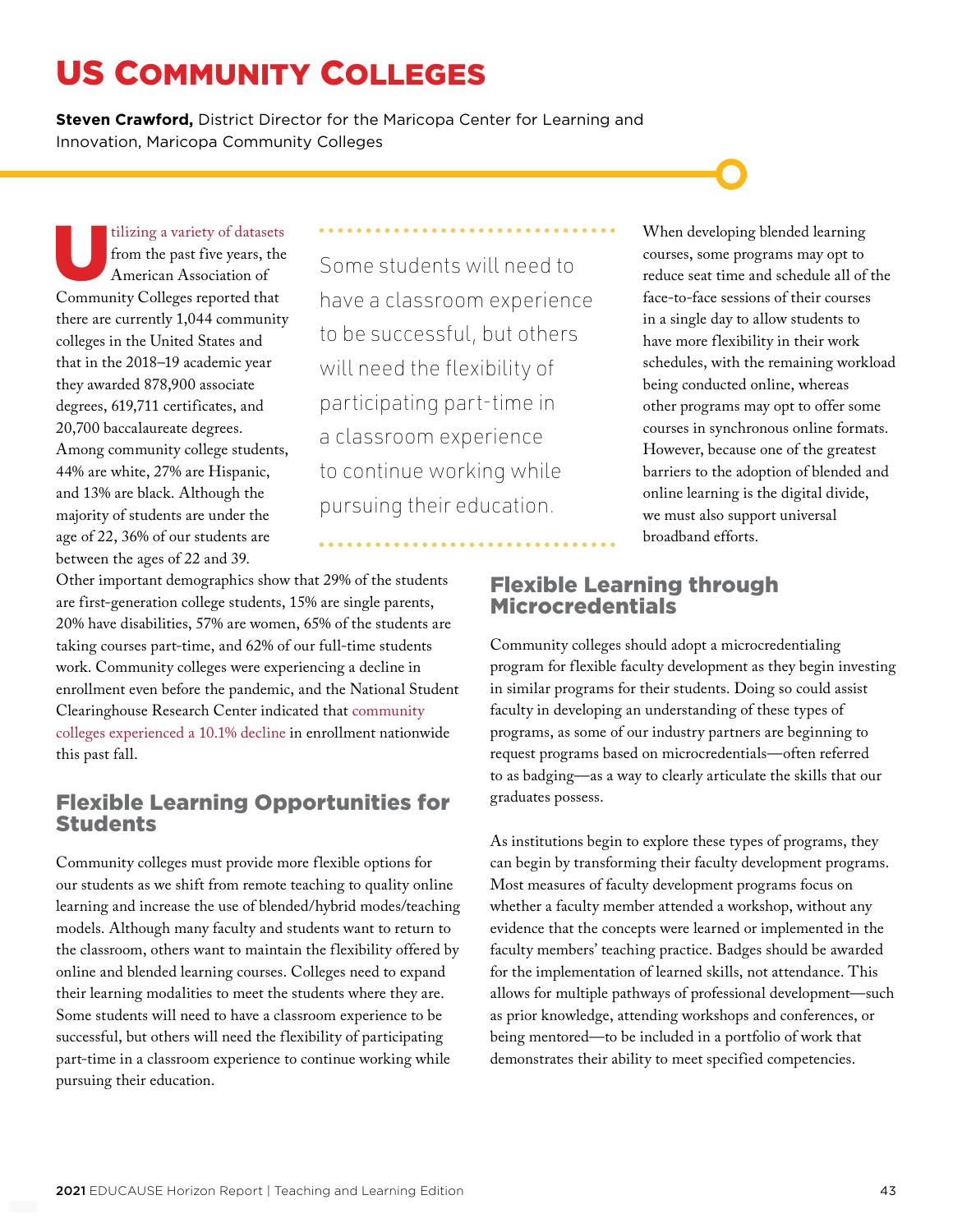# US Community Colleges

**Steven Crawford,** District Director for the Maricopa Center for Learning and Innovation, Maricopa Community Colleges

Utilizing a variety of datasets from the past five years, the American Association of Community Colleges reported that there are currently 1,044 community colleges in the United States and that in the 2018–19 academic year they awarded 878,900 associate degrees, 619,711 certificates, and 20,700 baccalaureate degrees. Among community college students, 44% are white, 27% are Hispanic, and 13% are black. Although the majority of students are under the age of 22, 36% of our students are between the ages of 22 and 39. Other important demographics show that 29% of the students are first-generation college students, 15% are single parents, 20% have disabilities, 57% are women, 65% of the students are taking courses part-time, and 62% of our full-time students work. Community colleges were experiencing a decline in enrollment even before the pandemic, and the National Student Clearinghouse Research Center indicated that community colleges experienced a 10.1% decline in enrollment nationwide this past fall.

## Flexible Learning Opportunities for Students

Community colleges must provide more flexible options for our students as we shift from remote teaching to quality online learning and increase the use of blended/hybrid modes/teaching models. Although many faculty and students want to return to the classroom, others want to maintain the flexibility offered by online and blended learning courses. Colleges need to expand their learning modalities to meet the students where they are. Some students will need to have a classroom experience to be successful, but others will need the flexibility of participating part-time in a classroom experience to continue working while pursuing their education.

> Some students will need to have a classroom experience to be successful, but others will need the flexibility of participating part-time in a classroom experience to continue working while pursuing their education.

When developing blended learning courses, some programs may opt to reduce seat time and schedule all of the face-to-face sessions of their courses in a single day to allow students to have more flexibility in their work schedules, with the remaining workload being conducted online, whereas other programs may opt to offer some courses in synchronous online formats. However, because one of the greatest barriers to the adoption of blended and online learning is the digital divide, we must also support universal broadband efforts.

## Flexible Learning through Microcredentials

Community colleges should adopt a microcredentialing program for flexible faculty development as they begin investing in similar programs for their students. Doing so could assist faculty in developing an understanding of these types of programs, as some of our industry partners are beginning to request programs based on microcredentials—often referred to as badging—as a way to clearly articulate the skills that our graduates possess.

As institutions begin to explore these types of programs, they can begin by transforming their faculty development programs. Most measures of faculty development programs focus on whether a faculty member attended a workshop, without any evidence that the concepts were learned or implemented in the faculty members' teaching practice. Badges should be awarded for the implementation of learned skills, not attendance. This allows for multiple pathways of professional development—such as prior knowledge, attending workshops and conferences, or being mentored—to be included in a portfolio of work that demonstrates their ability to meet specified competencies.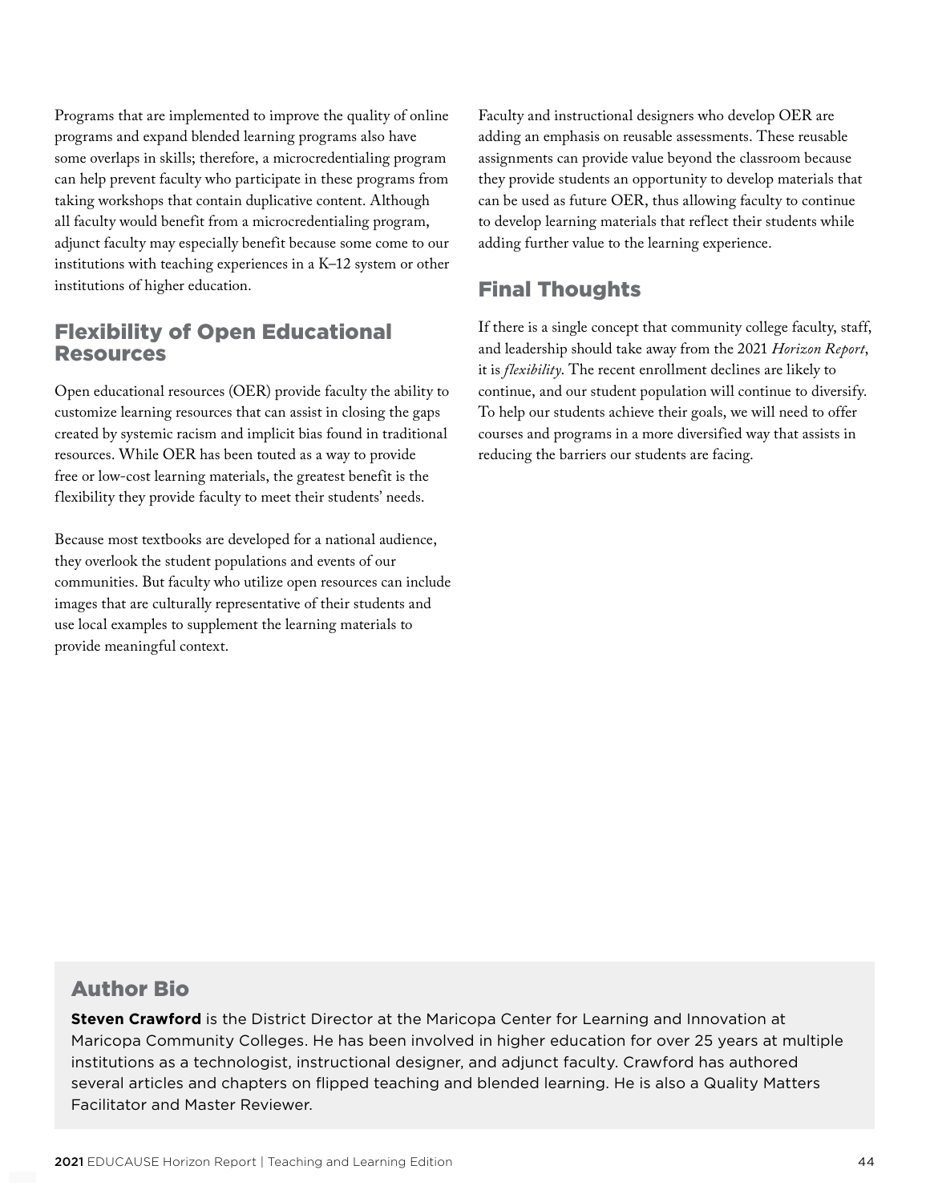Programs that are implemented to improve the quality of online programs and expand blended learning programs also have some overlaps in skills; therefore, a microcredentialing program can help prevent faculty who participate in these programs from taking workshops that contain duplicative content. Although all faculty would benefit from a microcredentialing program, adjunct faculty may especially benefit because some come to our institutions with teaching experiences in a K–12 system or other institutions of higher education.

## Flexibility of Open Educational Resources

Open educational resources (OER) provide faculty the ability to customize learning resources that can assist in closing the gaps created by systemic racism and implicit bias found in traditional resources. While OER has been touted as a way to provide free or low-cost learning materials, the greatest benefit is the flexibility they provide faculty to meet their students' needs.

Because most textbooks are developed for a national audience, they overlook the student populations and events of our communities. But faculty who utilize open resources can include images that are culturally representative of their students and use local examples to supplement the learning materials to provide meaningful context.

Faculty and instructional designers who develop OER are adding an emphasis on reusable assessments. These reusable assignments can provide value beyond the classroom because they provide students an opportunity to develop materials that can be used as future OER, thus allowing faculty to continue to develop learning materials that reflect their students while adding further value to the learning experience.

## Final Thoughts

If there is a single concept that community college faculty, staff, and leadership should take away from the 2021 *Horizon Report*, it is *flexibility*. The recent enrollment declines are likely to continue, and our student population will continue to diversify. To help our students achieve their goals, we will need to offer courses and programs in a more diversified way that assists in reducing the barriers our students are facing.

## Author Bio

**Steven Crawford** is the District Director at the Maricopa Center for Learning and Innovation at Maricopa Community Colleges. He has been involved in higher education for over 25 years at multiple institutions as a technologist, instructional designer, and adjunct faculty. Crawford has authored several articles and chapters on flipped teaching and blended learning. He is also a Quality Matters Facilitator and Master Reviewer.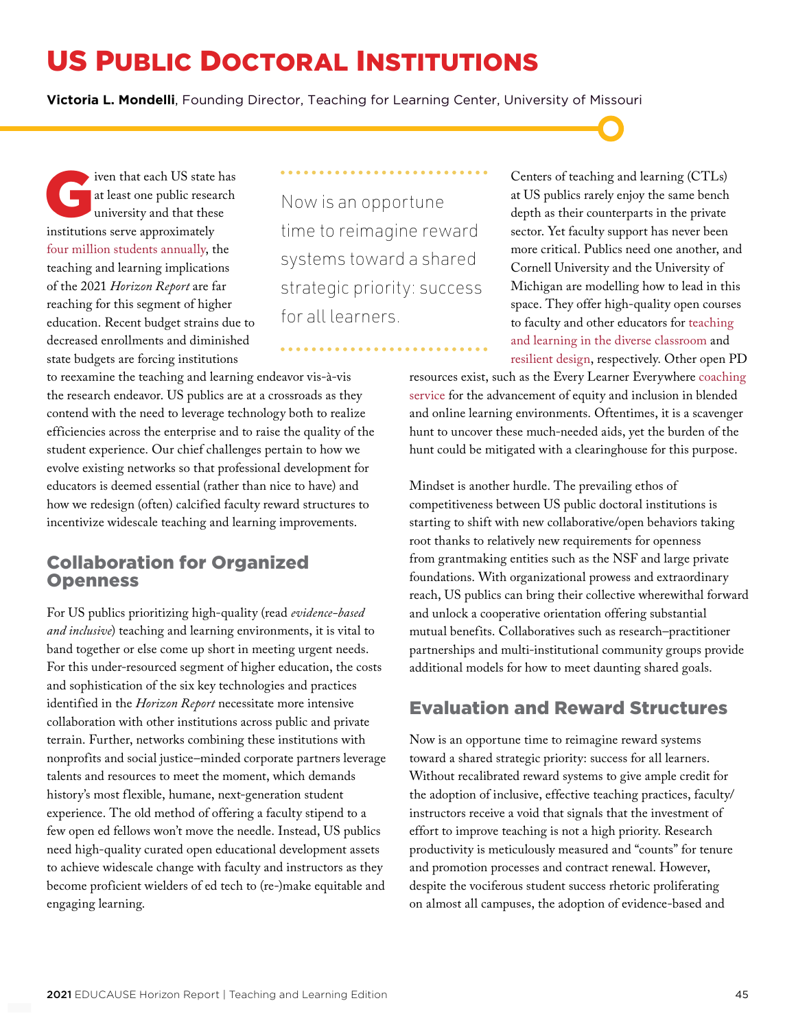# US Public Doctoral Institutions

**Victoria L. Mondelli**, Founding Director, Teaching for Learning Center, University of Missouri

Given that each US state has at least one public research university and that these institutions serve approximately four million students annually, the teaching and learning implications of the 2021 *Horizon Report* are far reaching for this segment of higher education. Recent budget strains due to decreased enrollments and diminished state budgets are forcing institutions to reexamine the teaching and learning endeavor vis-à-vis the research endeavor. US publics are at a crossroads as they contend with the need to leverage technology both to realize efficiencies across the enterprise and to raise the quality of the student experience. Our chief challenges pertain to how we evolve existing networks so that professional development for educators is deemed essential (rather than nice to have) and how we redesign (often) calcified faculty reward structures to incentivize widescale teaching and learning improvements.

> Now is an opportune time to reimagine reward systems toward a shared strategic priority: success for all learners.

## Collaboration for Organized Openness

For US publics prioritizing high-quality (read *evidence-based and inclusive*) teaching and learning environments, it is vital to band together or else come up short in meeting urgent needs. For this under-resourced segment of higher education, the costs and sophistication of the six key technologies and practices identified in the *Horizon Report* necessitate more intensive collaboration with other institutions across public and private terrain. Further, networks combining these institutions with nonprofits and social justice–minded corporate partners leverage talents and resources to meet the moment, which demands history's most flexible, humane, next-generation student experience. The old method of offering a faculty stipend to a few open ed fellows won't move the needle. Instead, US publics need high-quality curated open educational development assets to achieve widescale change with faculty and instructors as they become proficient wielders of ed tech to (re-)make equitable and engaging learning.

Centers of teaching and learning (CTLs) at US publics rarely enjoy the same bench depth as their counterparts in the private sector. Yet faculty support has never been more critical. Publics need one another, and Cornell University and the University of Michigan are modelling how to lead in this space. They offer high-quality open courses to faculty and other educators for teaching and learning in the diverse classroom and resilient design, respectively. Other open PD resources exist, such as the Every Learner Everywhere coaching service for the advancement of equity and inclusion in blended and online learning environments. Oftentimes, it is a scavenger hunt to uncover these much-needed aids, yet the burden of the hunt could be mitigated with a clearinghouse for this purpose.

Mindset is another hurdle. The prevailing ethos of competitiveness between US public doctoral institutions is starting to shift with new collaborative/open behaviors taking root thanks to relatively new requirements for openness from grantmaking entities such as the NSF and large private foundations. With organizational prowess and extraordinary reach, US publics can bring their collective wherewithal forward and unlock a cooperative orientation offering substantial mutual benefits. Collaboratives such as research–practitioner partnerships and multi-institutional community groups provide additional models for how to meet daunting shared goals.

## Evaluation and Reward Structures

Now is an opportune time to reimagine reward systems toward a shared strategic priority: success for all learners. Without recalibrated reward systems to give ample credit for the adoption of inclusive, effective teaching practices, faculty/instructors receive a void that signals that the investment of effort to improve teaching is not a high priority. Research productivity is meticulously measured and "counts" for tenure and promotion processes and contract renewal. However, despite the vociferous student success rhetoric proliferating on almost all campuses, the adoption of evidence-based and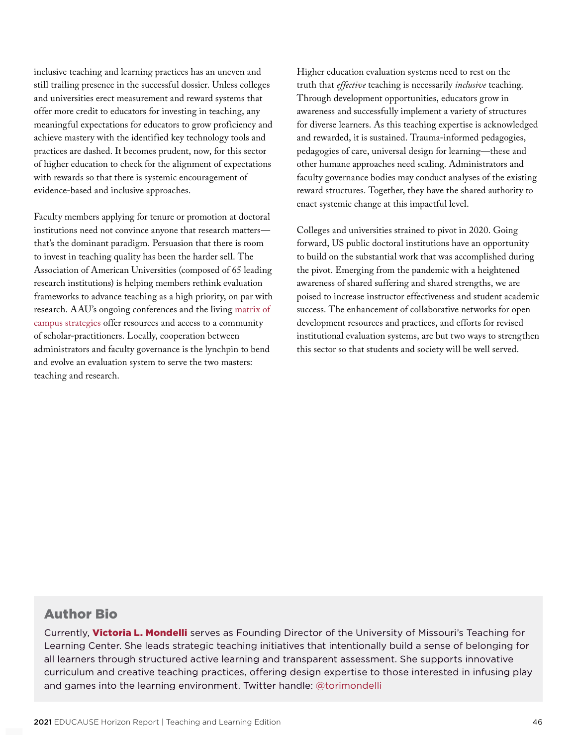inclusive teaching and learning practices has an uneven and still trailing presence in the successful dossier. Unless colleges and universities erect measurement and reward systems that offer more credit to educators for investing in teaching, any meaningful expectations for educators to grow proficiency and achieve mastery with the identified key technology tools and practices are dashed. It becomes prudent, now, for this sector of higher education to check for the alignment of expectations with rewards so that there is systemic encouragement of evidence-based and inclusive approaches.

Faculty members applying for tenure or promotion at doctoral institutions need not convince anyone that research matters—that's the dominant paradigm. Persuasion that there is room to invest in teaching quality has been the harder sell. The Association of American Universities (composed of 65 leading research institutions) is helping members rethink evaluation frameworks to advance teaching as a high priority, on par with research. AAU's ongoing conferences and the living matrix of campus strategies offer resources and access to a community of scholar-practitioners. Locally, cooperation between administrators and faculty governance is the lynchpin to bend and evolve an evaluation system to serve the two masters: teaching and research.

Higher education evaluation systems need to rest on the truth that *effective* teaching is necessarily *inclusive* teaching. Through development opportunities, educators grow in awareness and successfully implement a variety of structures for diverse learners. As this teaching expertise is acknowledged and rewarded, it is sustained. Trauma-informed pedagogies, pedagogies of care, universal design for learning—these and other humane approaches need scaling. Administrators and faculty governance bodies may conduct analyses of the existing reward structures. Together, they have the shared authority to enact systemic change at this impactful level.

Colleges and universities strained to pivot in 2020. Going forward, US public doctoral institutions have an opportunity to build on the substantial work that was accomplished during the pivot. Emerging from the pandemic with a heightened awareness of shared suffering and shared strengths, we are poised to increase instructor effectiveness and student academic success. The enhancement of collaborative networks for open development resources and practices, and efforts for revised institutional evaluation systems, are but two ways to strengthen this sector so that students and society will be well served.

## Author Bio

Currently, **Victoria L. Mondelli** serves as Founding Director of the University of Missouri's Teaching for Learning Center. She leads strategic teaching initiatives that intentionally build a sense of belonging for all learners through structured active learning and transparent assessment. She supports innovative curriculum and creative teaching practices, offering design expertise to those interested in infusing play and games into the learning environment. Twitter handle: @torimondelli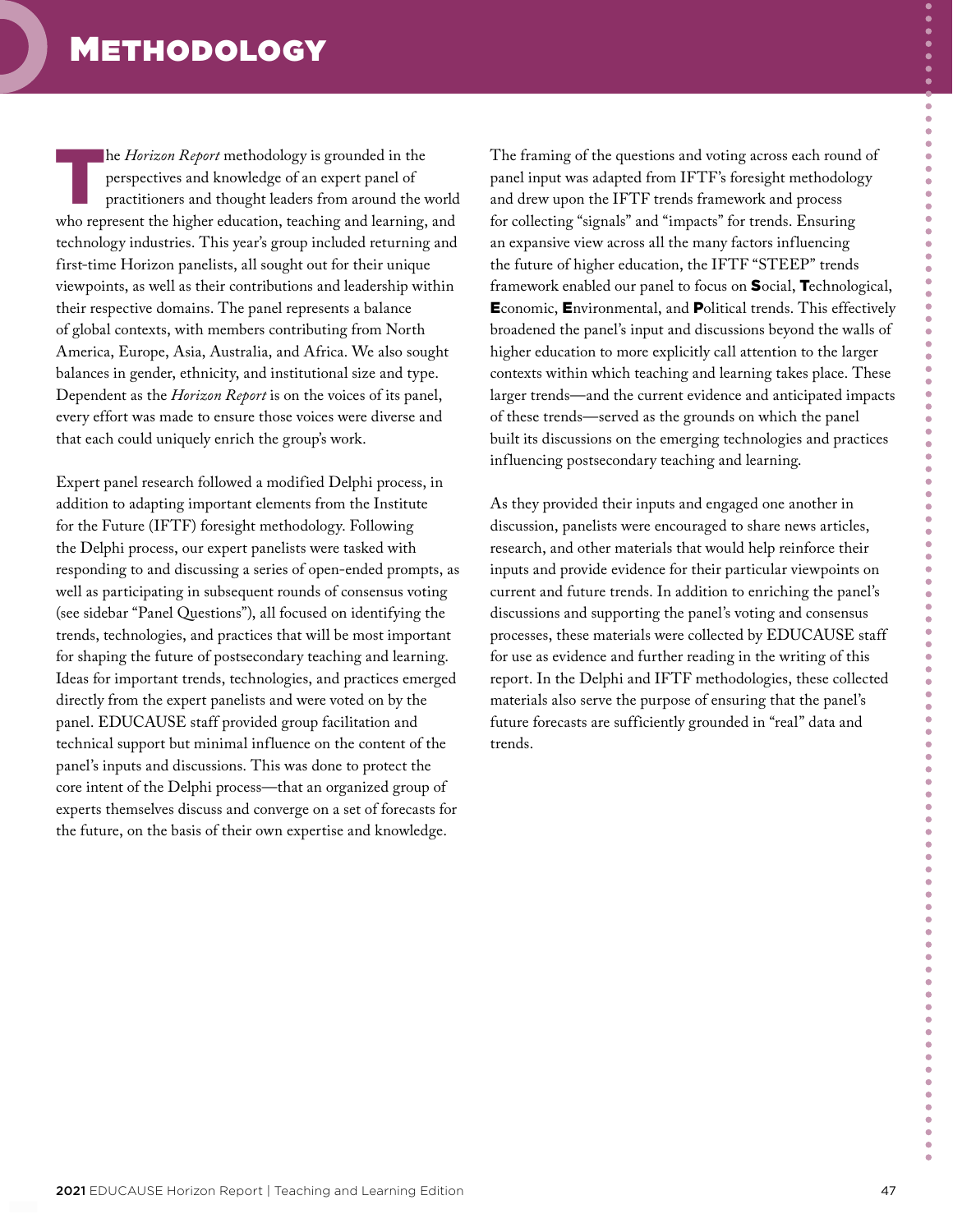# Methodology

The *Horizon Report* methodology is grounded in the perspectives and knowledge of an expert panel of practitioners and thought leaders from around the world who represent the higher education, teaching and learning, and technology industries. This year's group included returning and first-time Horizon panelists, all sought out for their unique viewpoints, as well as their contributions and leadership within their respective domains. The panel represents a balance of global contexts, with members contributing from North America, Europe, Asia, Australia, and Africa. We also sought balances in gender, ethnicity, and institutional size and type. Dependent as the *Horizon Report* is on the voices of its panel, every effort was made to ensure those voices were diverse and that each could uniquely enrich the group's work.

Expert panel research followed a modified Delphi process, in addition to adapting important elements from the Institute for the Future (IFTF) foresight methodology. Following the Delphi process, our expert panelists were tasked with responding to and discussing a series of open-ended prompts, as well as participating in subsequent rounds of consensus voting (see sidebar "Panel Questions"), all focused on identifying the trends, technologies, and practices that will be most important for shaping the future of postsecondary teaching and learning. Ideas for important trends, technologies, and practices emerged directly from the expert panelists and were voted on by the panel. EDUCAUSE staff provided group facilitation and technical support but minimal influence on the content of the panel's inputs and discussions. This was done to protect the core intent of the Delphi process—that an organized group of experts themselves discuss and converge on a set of forecasts for the future, on the basis of their own expertise and knowledge.

The framing of the questions and voting across each round of panel input was adapted from IFTF's foresight methodology and drew upon the IFTF trends framework and process for collecting "signals" and "impacts" for trends. Ensuring an expansive view across all the many factors influencing the future of higher education, the IFTF "STEEP" trends framework enabled our panel to focus on **S**ocial, **T**echnological, **E**conomic, **E**nvironmental, and **P**olitical trends. This effectively broadened the panel's input and discussions beyond the walls of higher education to more explicitly call attention to the larger contexts within which teaching and learning takes place. These larger trends—and the current evidence and anticipated impacts of these trends—served as the grounds on which the panel built its discussions on the emerging technologies and practices influencing postsecondary teaching and learning.

As they provided their inputs and engaged one another in discussion, panelists were encouraged to share news articles, research, and other materials that would help reinforce their inputs and provide evidence for their particular viewpoints on current and future trends. In addition to enriching the panel's discussions and supporting the panel's voting and consensus processes, these materials were collected by EDUCAUSE staff for use as evidence and further reading in the writing of this report. In the Delphi and IFTF methodologies, these collected materials also serve the purpose of ensuring that the panel's future forecasts are sufficiently grounded in "real" data and trends.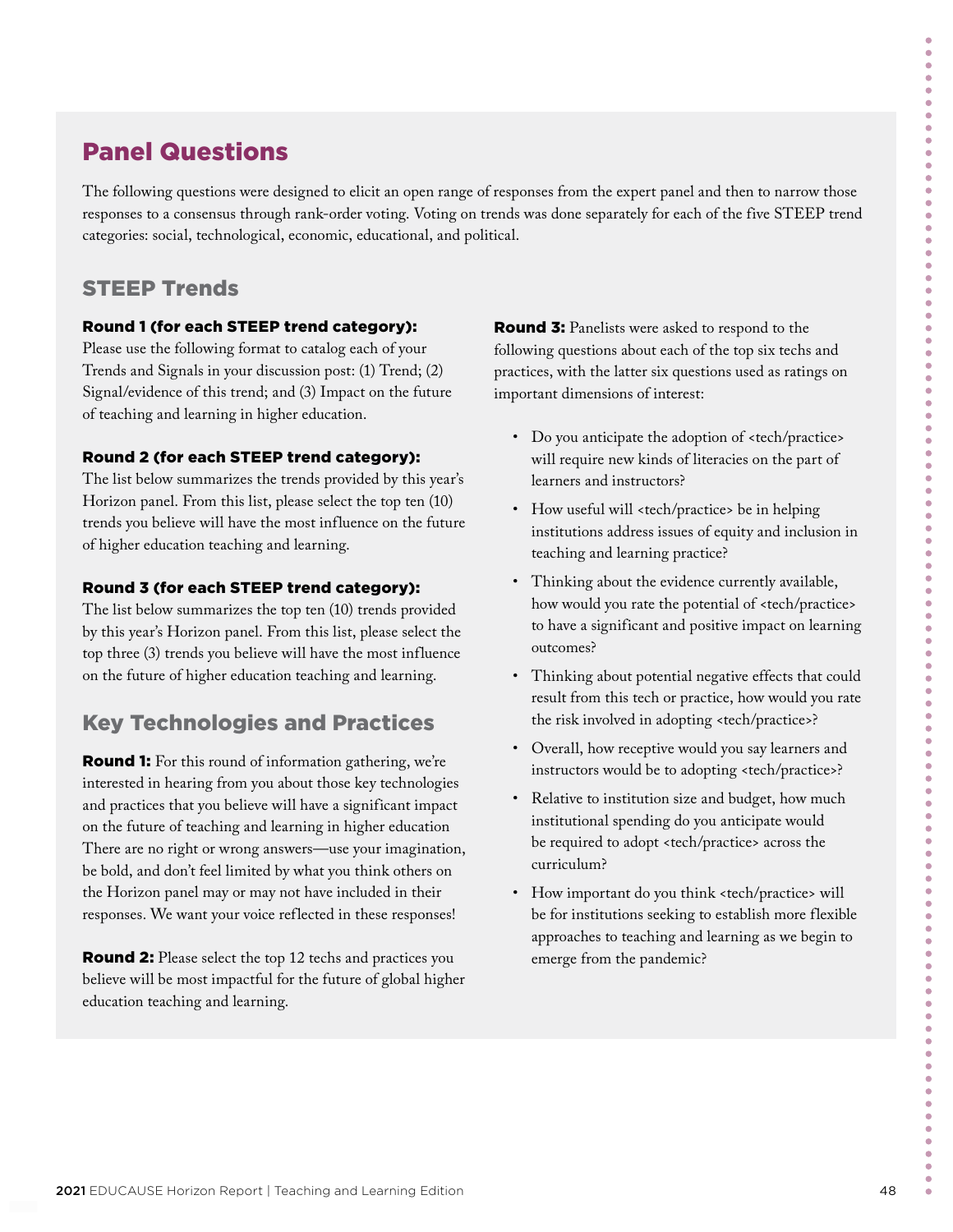## Panel Questions

The following questions were designed to elicit an open range of responses from the expert panel and then to narrow those responses to a consensus through rank-order voting. Voting on trends was done separately for each of the five STEEP trend categories: social, technological, economic, educational, and political.

### STEEP Trends

**Round 1 (for each STEEP trend category):**
Please use the following format to catalog each of your Trends and Signals in your discussion post: (1) Trend; (2) Signal/evidence of this trend; and (3) Impact on the future of teaching and learning in higher education.

**Round 2 (for each STEEP trend category):**
The list below summarizes the trends provided by this year's Horizon panel. From this list, please select the top ten (10) trends you believe will have the most influence on the future of higher education teaching and learning.

**Round 3 (for each STEEP trend category):**
The list below summarizes the top ten (10) trends provided by this year's Horizon panel. From this list, please select the top three (3) trends you believe will have the most influence on the future of higher education teaching and learning.

### Key Technologies and Practices

**Round 1:** For this round of information gathering, we're interested in hearing from you about those key technologies and practices that you believe will have a significant impact on the future of teaching and learning in higher education There are no right or wrong answers—use your imagination, be bold, and don't feel limited by what you think others on the Horizon panel may or may not have included in their responses. We want your voice reflected in these responses!

**Round 2:** Please select the top 12 techs and practices you believe will be most impactful for the future of global higher education teaching and learning.

**Round 3:** Panelists were asked to respond to the following questions about each of the top six techs and practices, with the latter six questions used as ratings on important dimensions of interest:

- Do you anticipate the adoption of <tech/practice> will require new kinds of literacies on the part of learners and instructors?
- How useful will <tech/practice> be in helping institutions address issues of equity and inclusion in teaching and learning practice?
- Thinking about the evidence currently available, how would you rate the potential of <tech/practice> to have a significant and positive impact on learning outcomes?
- Thinking about potential negative effects that could result from this tech or practice, how would you rate the risk involved in adopting <tech/practice>?
- Overall, how receptive would you say learners and instructors would be to adopting <tech/practice>?
- Relative to institution size and budget, how much institutional spending do you anticipate would be required to adopt <tech/practice> across the curriculum?
- How important do you think <tech/practice> will be for institutions seeking to establish more flexible approaches to teaching and learning as we begin to emerge from the pandemic?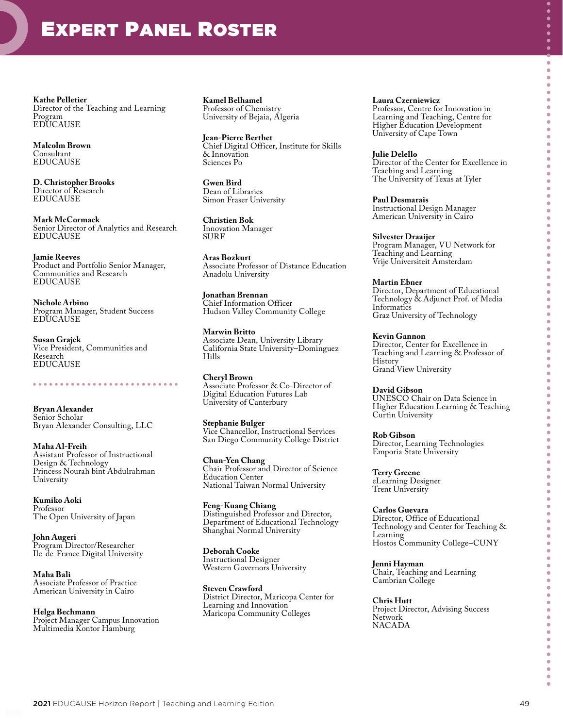# Expert Panel Roster

**Kathe Pelletier**
Director of the Teaching and Learning Program
EDUCAUSE

**Malcolm Brown**
Consultant
EDUCAUSE

**D. Christopher Brooks**
Director of Research
EDUCAUSE

**Mark McCormack**
Senior Director of Analytics and Research
EDUCAUSE

**Jamie Reeves**
Product and Portfolio Senior Manager, Communities and Research
EDUCAUSE

**Nichole Arbino**
Program Manager, Student Success
EDUCAUSE

**Susan Grajek**
Vice President, Communities and Research
EDUCAUSE

---

**Bryan Alexander**
Senior Scholar
Bryan Alexander Consulting, LLC

**Maha Al-Freih**
Assistant Professor of Instructional Design & Technology
Princess Nourah bint Abdulrahman University

**Kumiko Aoki**
Professor
The Open University of Japan

**John Augeri**
Program Director/Researcher
Ile-de-France Digital University

**Maha Bali**
Associate Professor of Practice
American University in Cairo

**Helga Bechmann**
Project Manager Campus Innovation
Multimedia Kontor Hamburg

**Kamel Belhamel**
Professor of Chemistry
University of Bejaia, Algeria

**Jean-Pierre Berthet**
Chief Digital Officer, Institute for Skills & Innovation
Sciences Po

**Gwen Bird**
Dean of Libraries
Simon Fraser University

**Christien Bok**
Innovation Manager
SURF

**Aras Bozkurt**
Associate Professor of Distance Education
Anadolu University

**Jonathan Brennan**
Chief Information Officer
Hudson Valley Community College

**Marwin Britto**
Associate Dean, University Library
California State University–Dominguez Hills

**Cheryl Brown**
Associate Professor & Co-Director of Digital Education Futures Lab
University of Canterbury

**Stephanie Bulger**
Vice Chancellor, Instructional Services
San Diego Community College District

**Chun-Yen Chang**
Chair Professor and Director of Science Education Center
National Taiwan Normal University

**Feng-Kuang Chiang**
Distinguished Professor and Director, Department of Educational Technology
Shanghai Normal University

**Deborah Cooke**
Instructional Designer
Western Governors University

**Steven Crawford**
District Director, Maricopa Center for Learning and Innovation
Maricopa Community Colleges

**Laura Czerniewicz**
Professor, Centre for Innovation in Learning and Teaching, Centre for Higher Education Development
University of Cape Town

**Julie Delello**
Director of the Center for Excellence in Teaching and Learning
The University of Texas at Tyler

**Paul Desmarais**
Instructional Design Manager
American University in Cairo

**Silvester Draaijer**
Program Manager, VU Network for Teaching and Learning
Vrije Universiteit Amsterdam

**Martin Ebner**
Director, Department of Educational Technology & Adjunct Prof. of Media Informatics
Graz University of Technology

**Kevin Gannon**
Director, Center for Excellence in Teaching and Learning & Professor of History
Grand View University

**David Gibson**
UNESCO Chair on Data Science in Higher Education Learning & Teaching
Curtin University

**Rob Gibson**
Director, Learning Technologies
Emporia State University

**Terry Greene**
eLearning Designer
Trent University

**Carlos Guevara**
Director, Office of Educational Technology and Center for Teaching & Learning
Hostos Community College–CUNY

**Jenni Hayman**
Chair, Teaching and Learning
Cambrian College

**Chris Hutt**
Project Director, Advising Success Network
NACADA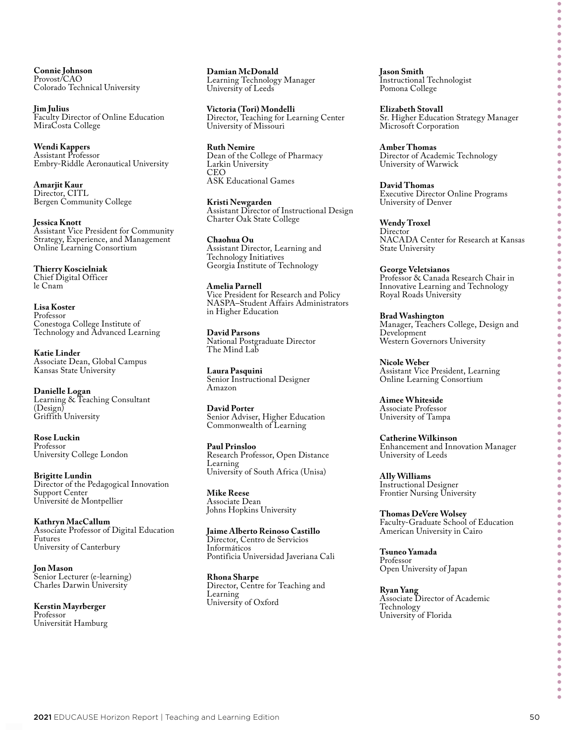**Connie Johnson**
Provost/CAO
Colorado Technical University

**Jim Julius**
Faculty Director of Online Education
MiraCosta College

**Wendi Kappers**
Assistant Professor
Embry-Riddle Aeronautical University

**Amarjit Kaur**
Director, CITL
Bergen Community College

**Jessica Knott**
Assistant Vice President for Community Strategy, Experience, and Management
Online Learning Consortium

**Thierry Koscielniak**
Chief Digital Officer
le Cnam

**Lisa Koster**
Professor
Conestoga College Institute of Technology and Advanced Learning

**Katie Linder**
Associate Dean, Global Campus
Kansas State University

**Danielle Logan**
Learning & Teaching Consultant (Design)
Griffith University

**Rose Luckin**
Professor
University College London

**Brigitte Lundin**
Director of the Pedagogical Innovation Support Center
Université de Montpellier

**Kathryn MacCallum**
Associate Professor of Digital Education Futures
University of Canterbury

**Jon Mason**
Senior Lecturer (e-learning)
Charles Darwin University

**Kerstin Mayrberger**
Professor
Universität Hamburg

**Damian McDonald**
Learning Technology Manager
University of Leeds

**Victoria (Tori) Mondelli**
Director, Teaching for Learning Center
University of Missouri

**Ruth Nemire**
Dean of the College of Pharmacy
Larkin University
CEO
ASK Educational Games

**Kristi Newgarden**
Assistant Director of Instructional Design
Charter Oak State College

**Chaohua Ou**
Assistant Director, Learning and Technology Initiatives
Georgia Institute of Technology

**Amelia Parnell**
Vice President for Research and Policy
NASPA–Student Affairs Administrators in Higher Education

**David Parsons**
National Postgraduate Director
The Mind Lab

**Laura Pasquini**
Senior Instructional Designer
Amazon

**David Porter**
Senior Adviser, Higher Education
Commonwealth of Learning

**Paul Prinsloo**
Research Professor, Open Distance Learning
University of South Africa (Unisa)

**Mike Reese**
Associate Dean
Johns Hopkins University

**Jaime Alberto Reinoso Castillo**
Director, Centro de Servicios Informáticos
Pontificia Universidad Javeriana Cali

**Rhona Sharpe**
Director, Centre for Teaching and Learning
University of Oxford

**Jason Smith**
Instructional Technologist
Pomona College

**Elizabeth Stovall**
Sr. Higher Education Strategy Manager
Microsoft Corporation

**Amber Thomas**
Director of Academic Technology
University of Warwick

**David Thomas**
Executive Director Online Programs
University of Denver

**Wendy Troxel**
Director
NACADA Center for Research at Kansas State University

**George Veletsianos**
Professor & Canada Research Chair in Innovative Learning and Technology
Royal Roads University

**Brad Washington**
Manager, Teachers College, Design and Development
Western Governors University

**Nicole Weber**
Assistant Vice President, Learning
Online Learning Consortium

**Aimee Whiteside**
Associate Professor
University of Tampa

**Catherine Wilkinson**
Enhancement and Innovation Manager
University of Leeds

**Ally Williams**
Instructional Designer
Frontier Nursing University

**Thomas DeVere Wolsey**
Faculty-Graduate School of Education
American University in Cairo

**Tsuneo Yamada**
Professor
Open University of Japan

**Ryan Yang**
Associate Director of Academic Technology
University of Florida